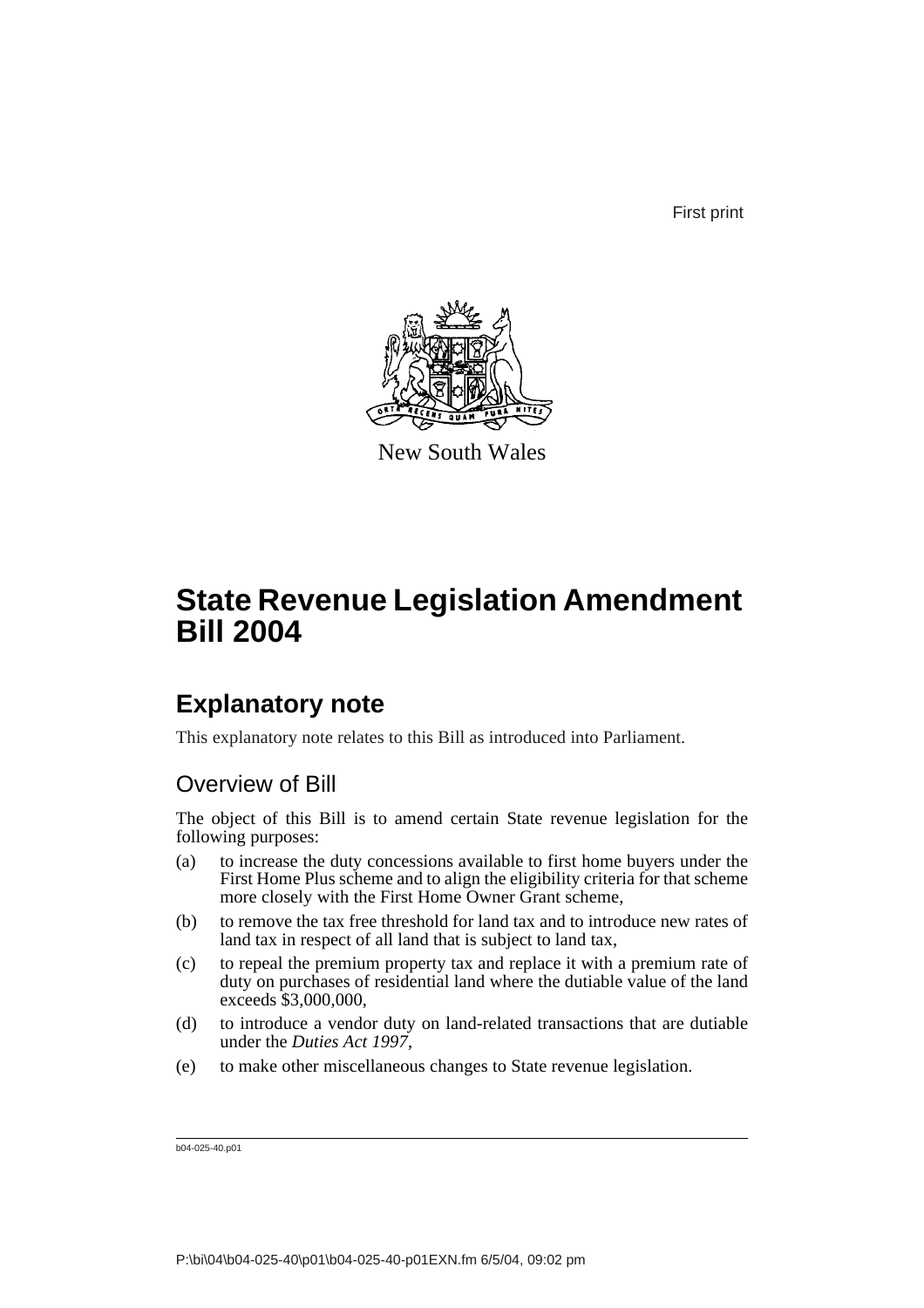First print

New South Wales

# State Revenue Legislation Amendment Bill 2004

## Explanatory note

This explanatory note relates to this Bill as introduced into Parliament.

### Overview of Bill

The object of this Bill is to amend certain State revenue legislation for the following purposes:

(a) to increase the duty concessions available to first home buyers under the First Home Plus scheme and to align the eligibility criteria for that scheme more closely with the First Home Owner Grant scheme,

(b) to remove the tax free threshold for land tax and to introduce new rates of land tax in respect of all land that is subject to land tax,

(c) to repeal the premium property tax and replace it with a premium rate of duty on purchases of residential land where the dutiable value of the land exceeds $3,000,000,

(d) to introduce a vendor duty on land-related transactions that are dutiable under the *Duties Act 1997*,

(e) to make other miscellaneous changes to State revenue legislation.

b04-025-40.p01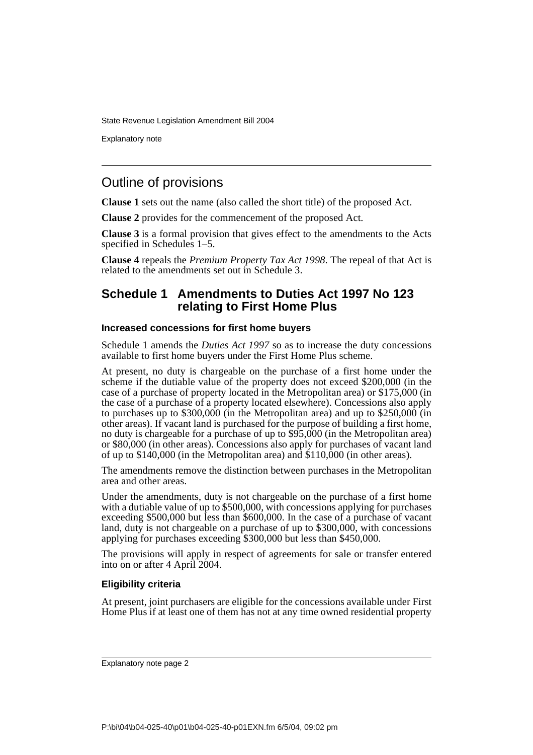## Outline of provisions

**Clause 1** sets out the name (also called the short title) of the proposed Act.

**Clause 2** provides for the commencement of the proposed Act.

**Clause 3** is a formal provision that gives effect to the amendments to the Acts specified in Schedules 1–5.

**Clause 4** repeals the *Premium Property Tax Act 1998*. The repeal of that Act is related to the amendments set out in Schedule 3.

## Schedule 1 Amendments to Duties Act 1997 No 123 relating to First Home Plus

### Increased concessions for first home buyers

Schedule 1 amends the *Duties Act 1997* so as to increase the duty concessions available to first home buyers under the First Home Plus scheme.

At present, no duty is chargeable on the purchase of a first home under the scheme if the dutiable value of the property does not exceed $200,000 (in the case of a purchase of property located in the Metropolitan area) or $175,000 (in the case of a purchase of a property located elsewhere). Concessions also apply to purchases up to $300,000 (in the Metropolitan area) and up to $250,000 (in other areas). If vacant land is purchased for the purpose of building a first home, no duty is chargeable for a purchase of up to $95,000 (in the Metropolitan area) or $80,000 (in other areas). Concessions also apply for purchases of vacant land of up to $140,000 (in the Metropolitan area) and $110,000 (in other areas).

The amendments remove the distinction between purchases in the Metropolitan area and other areas.

Under the amendments, duty is not chargeable on the purchase of a first home with a dutiable value of up to $500,000, with concessions applying for purchases exceeding $500,000 but less than $600,000. In the case of a purchase of vacant land, duty is not chargeable on a purchase of up to $300,000, with concessions applying for purchases exceeding $300,000 but less than $450,000.

The provisions will apply in respect of agreements for sale or transfer entered into on or after 4 April 2004.

### Eligibility criteria

At present, joint purchasers are eligible for the concessions available under First Home Plus if at least one of them has not at any time owned residential property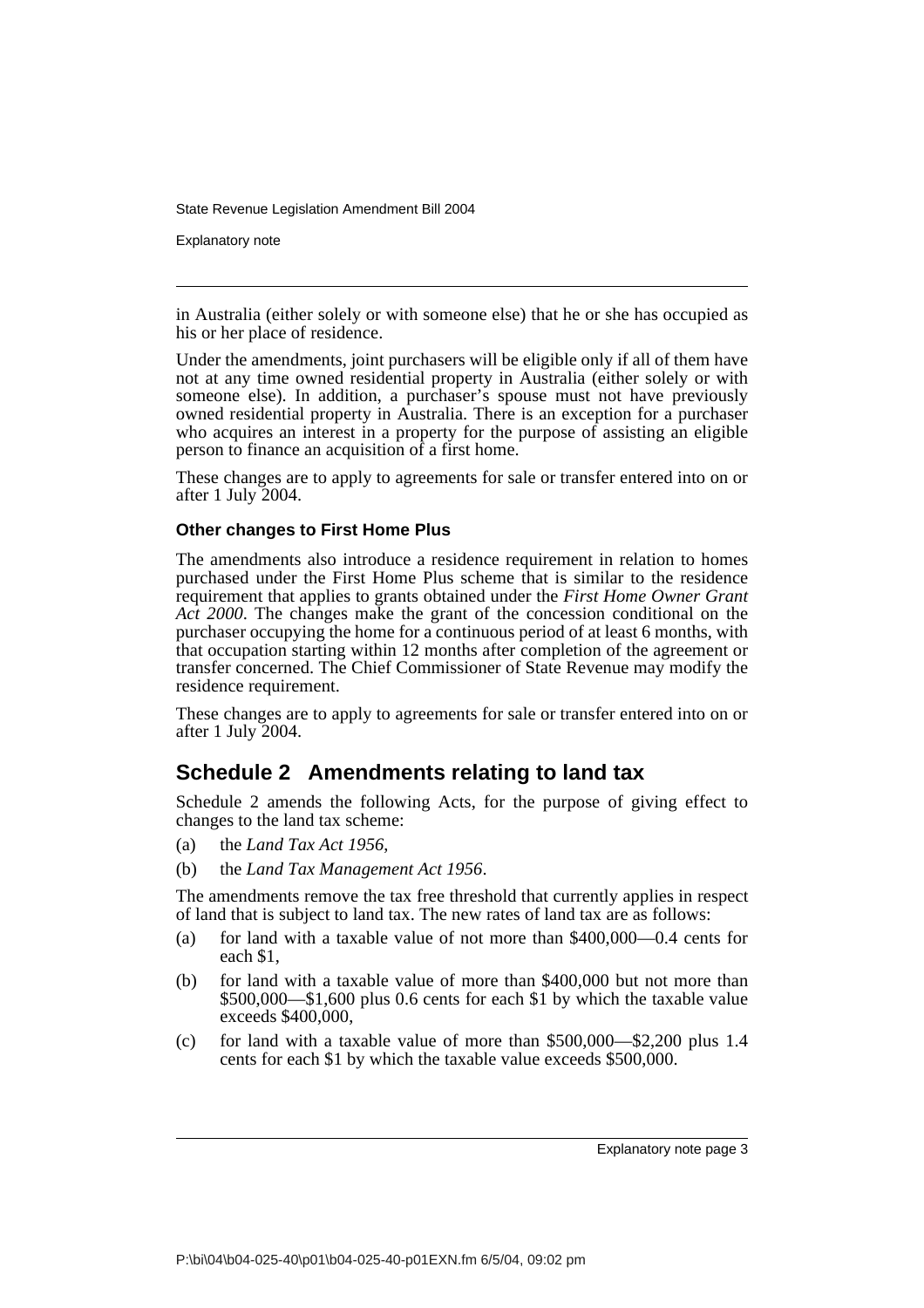in Australia (either solely or with someone else) that he or she has occupied as his or her place of residence.

Under the amendments, joint purchasers will be eligible only if all of them have not at any time owned residential property in Australia (either solely or with someone else). In addition, a purchaser's spouse must not have previously owned residential property in Australia. There is an exception for a purchaser who acquires an interest in a property for the purpose of assisting an eligible person to finance an acquisition of a first home.

These changes are to apply to agreements for sale or transfer entered into on or after 1 July 2004.

### Other changes to First Home Plus

The amendments also introduce a residence requirement in relation to homes purchased under the First Home Plus scheme that is similar to the residence requirement that applies to grants obtained under the *First Home Owner Grant Act 2000*. The changes make the grant of the concession conditional on the purchaser occupying the home for a continuous period of at least 6 months, with that occupation starting within 12 months after completion of the agreement or transfer concerned. The Chief Commissioner of State Revenue may modify the residence requirement.

These changes are to apply to agreements for sale or transfer entered into on or after 1 July 2004.

## Schedule 2 Amendments relating to land tax

Schedule 2 amends the following Acts, for the purpose of giving effect to changes to the land tax scheme:

(a) the *Land Tax Act 1956*,

(b) the *Land Tax Management Act 1956*.

The amendments remove the tax free threshold that currently applies in respect of land that is subject to land tax. The new rates of land tax are as follows:

(a) for land with a taxable value of not more than $400,000—0.4 cents for each $1,

(b) for land with a taxable value of more than $400,000 but not more than $500,000—$1,600 plus 0.6 cents for each $1 by which the taxable value exceeds $400,000,

(c) for land with a taxable value of more than $500,000—$2,200 plus 1.4 cents for each $1 by which the taxable value exceeds $500,000.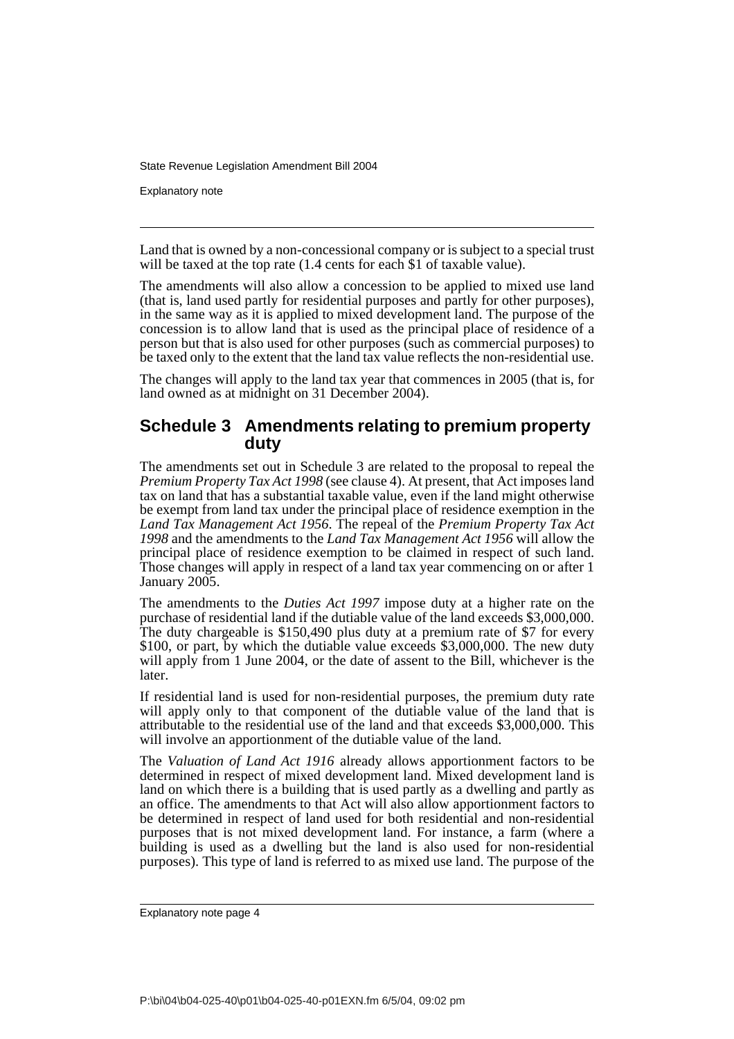Land that is owned by a non-concessional company or is subject to a special trust will be taxed at the top rate (1.4 cents for each $1 of taxable value).

The amendments will also allow a concession to be applied to mixed use land (that is, land used partly for residential purposes and partly for other purposes), in the same way as it is applied to mixed development land. The purpose of the concession is to allow land that is used as the principal place of residence of a person but that is also used for other purposes (such as commercial purposes) to be taxed only to the extent that the land tax value reflects the non-residential use.

The changes will apply to the land tax year that commences in 2005 (that is, for land owned as at midnight on 31 December 2004).

## Schedule 3 Amendments relating to premium property duty

The amendments set out in Schedule 3 are related to the proposal to repeal the *Premium Property Tax Act 1998* (see clause 4). At present, that Act imposes land tax on land that has a substantial taxable value, even if the land might otherwise be exempt from land tax under the principal place of residence exemption in the *Land Tax Management Act 1956*. The repeal of the *Premium Property Tax Act 1998* and the amendments to the *Land Tax Management Act 1956* will allow the principal place of residence exemption to be claimed in respect of such land. Those changes will apply in respect of a land tax year commencing on or after 1 January 2005.

The amendments to the *Duties Act 1997* impose duty at a higher rate on the purchase of residential land if the dutiable value of the land exceeds $3,000,000. The duty chargeable is $150,490 plus duty at a premium rate of $7 for every $100, or part, by which the dutiable value exceeds $3,000,000. The new duty will apply from 1 June 2004, or the date of assent to the Bill, whichever is the later.

If residential land is used for non-residential purposes, the premium duty rate will apply only to that component of the dutiable value of the land that is attributable to the residential use of the land and that exceeds $3,000,000. This will involve an apportionment of the dutiable value of the land.

The *Valuation of Land Act 1916* already allows apportionment factors to be determined in respect of mixed development land. Mixed development land is land on which there is a building that is used partly as a dwelling and partly as an office. The amendments to that Act will also allow apportionment factors to be determined in respect of land used for both residential and non-residential purposes that is not mixed development land. For instance, a farm (where a building is used as a dwelling but the land is also used for non-residential purposes). This type of land is referred to as mixed use land. The purpose of the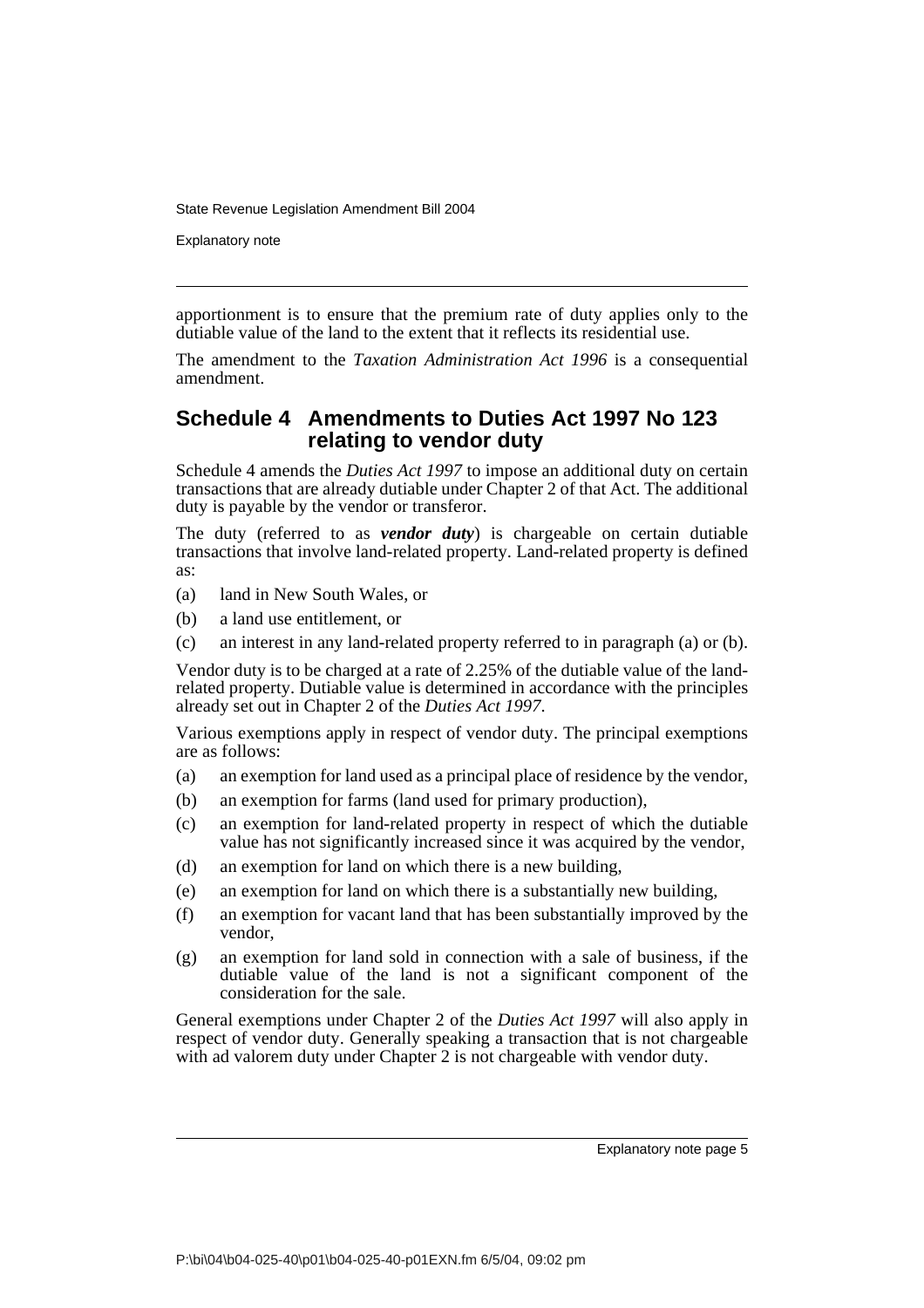apportionment is to ensure that the premium rate of duty applies only to the dutiable value of the land to the extent that it reflects its residential use.

The amendment to the *Taxation Administration Act 1996* is a consequential amendment.

## Schedule 4 Amendments to Duties Act 1997 No 123 relating to vendor duty

Schedule 4 amends the *Duties Act 1997* to impose an additional duty on certain transactions that are already dutiable under Chapter 2 of that Act. The additional duty is payable by the vendor or transferor.

The duty (referred to as ***vendor duty***) is chargeable on certain dutiable transactions that involve land-related property. Land-related property is defined as:

(a) land in New South Wales, or

(b) a land use entitlement, or

(c) an interest in any land-related property referred to in paragraph (a) or (b).

Vendor duty is to be charged at a rate of 2.25% of the dutiable value of the land-related property. Dutiable value is determined in accordance with the principles already set out in Chapter 2 of the *Duties Act 1997*.

Various exemptions apply in respect of vendor duty. The principal exemptions are as follows:

(a) an exemption for land used as a principal place of residence by the vendor,

(b) an exemption for farms (land used for primary production),

(c) an exemption for land-related property in respect of which the dutiable value has not significantly increased since it was acquired by the vendor,

(d) an exemption for land on which there is a new building,

(e) an exemption for land on which there is a substantially new building,

(f) an exemption for vacant land that has been substantially improved by the vendor,

(g) an exemption for land sold in connection with a sale of business, if the dutiable value of the land is not a significant component of the consideration for the sale.

General exemptions under Chapter 2 of the *Duties Act 1997* will also apply in respect of vendor duty. Generally speaking a transaction that is not chargeable with ad valorem duty under Chapter 2 is not chargeable with vendor duty.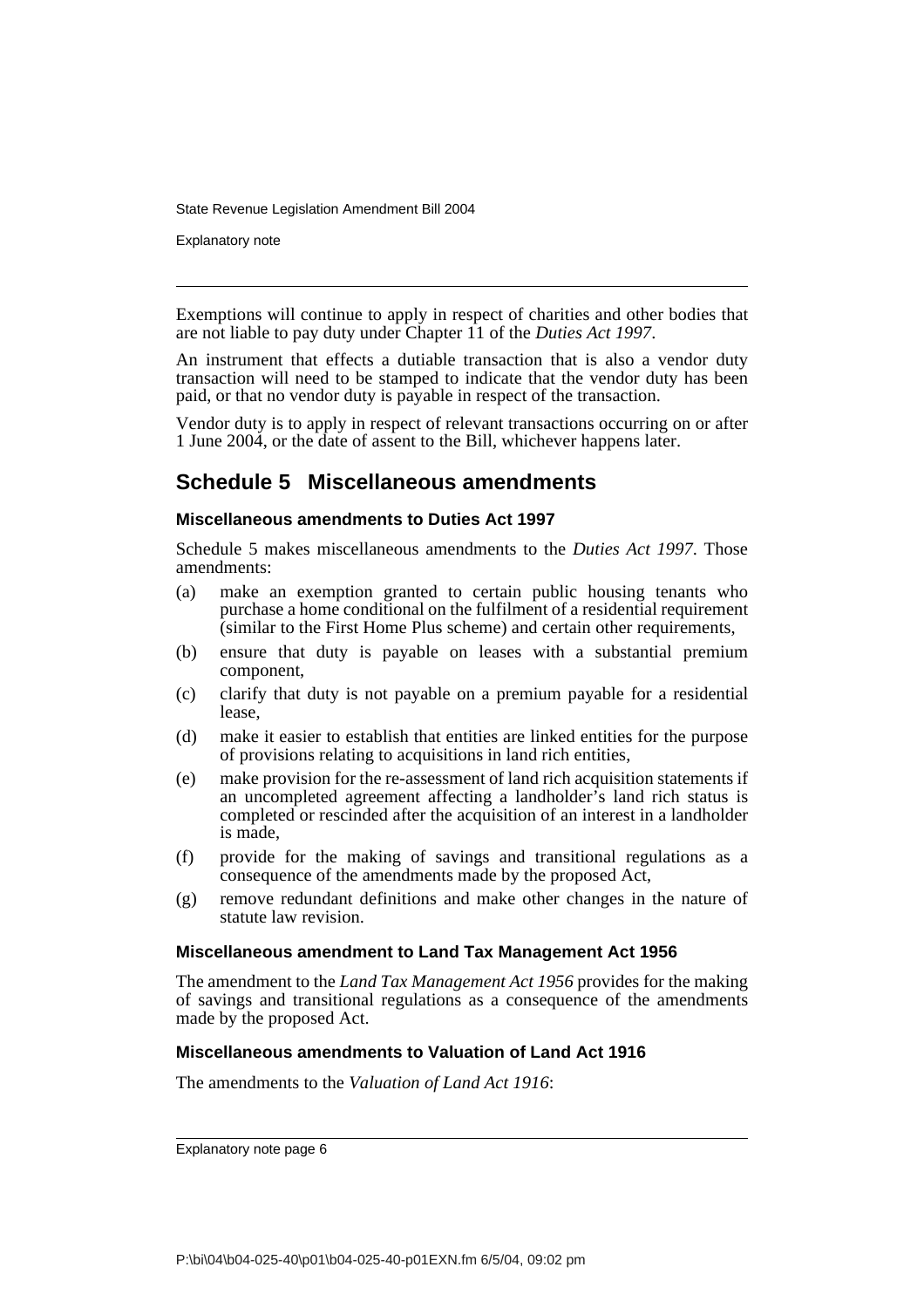Exemptions will continue to apply in respect of charities and other bodies that are not liable to pay duty under Chapter 11 of the *Duties Act 1997*.

An instrument that effects a dutiable transaction that is also a vendor duty transaction will need to be stamped to indicate that the vendor duty has been paid, or that no vendor duty is payable in respect of the transaction.

Vendor duty is to apply in respect of relevant transactions occurring on or after 1 June 2004, or the date of assent to the Bill, whichever happens later.

## Schedule 5 Miscellaneous amendments

### Miscellaneous amendments to Duties Act 1997

Schedule 5 makes miscellaneous amendments to the *Duties Act 1997*. Those amendments:

(a) make an exemption granted to certain public housing tenants who purchase a home conditional on the fulfilment of a residential requirement (similar to the First Home Plus scheme) and certain other requirements,

(b) ensure that duty is payable on leases with a substantial premium component,

(c) clarify that duty is not payable on a premium payable for a residential lease,

(d) make it easier to establish that entities are linked entities for the purpose of provisions relating to acquisitions in land rich entities,

(e) make provision for the re-assessment of land rich acquisition statements if an uncompleted agreement affecting a landholder's land rich status is completed or rescinded after the acquisition of an interest in a landholder is made,

(f) provide for the making of savings and transitional regulations as a consequence of the amendments made by the proposed Act,

(g) remove redundant definitions and make other changes in the nature of statute law revision.

### Miscellaneous amendment to Land Tax Management Act 1956

The amendment to the *Land Tax Management Act 1956* provides for the making of savings and transitional regulations as a consequence of the amendments made by the proposed Act.

### Miscellaneous amendments to Valuation of Land Act 1916

The amendments to the *Valuation of Land Act 1916*: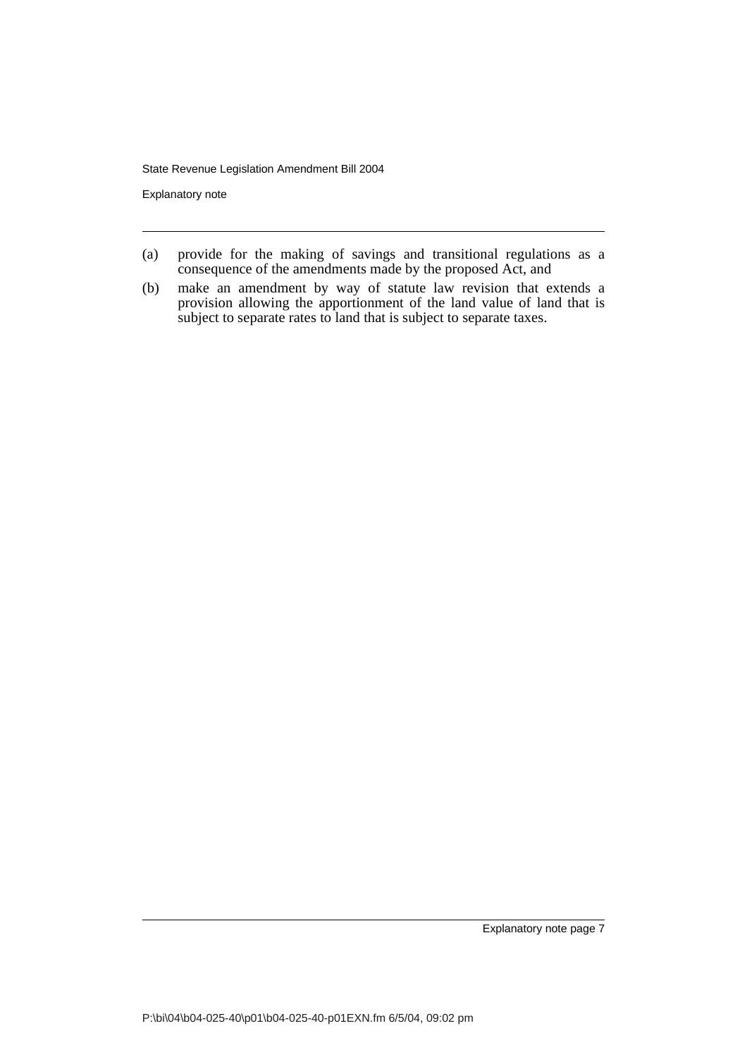(a) provide for the making of savings and transitional regulations as a consequence of the amendments made by the proposed Act, and

(b) make an amendment by way of statute law revision that extends a provision allowing the apportionment of the land value of land that is subject to separate rates to land that is subject to separate taxes.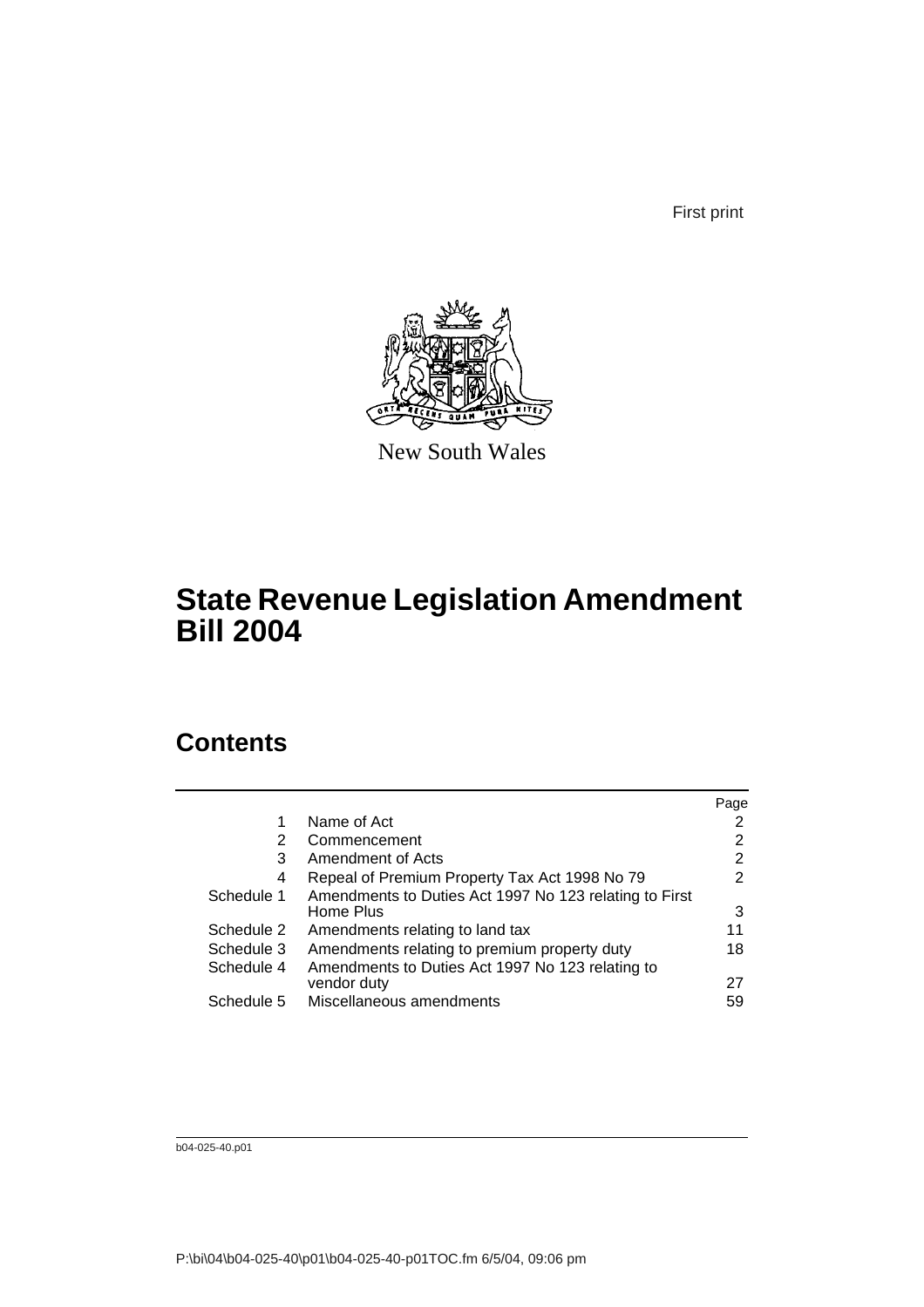First print

New South Wales

# State Revenue Legislation Amendment Bill 2004

## Contents

| | | Page |
|---|---|---|
| 1 | Name of Act | 2 |
| 2 | Commencement | 2 |
| 3 | Amendment of Acts | 2 |
| 4 | Repeal of Premium Property Tax Act 1998 No 79 | 2 |
| Schedule 1 | Amendments to Duties Act 1997 No 123 relating to First Home Plus | 3 |
| Schedule 2 | Amendments relating to land tax | 11 |
| Schedule 3 | Amendments relating to premium property duty | 18 |
| Schedule 4 | Amendments to Duties Act 1997 No 123 relating to vendor duty | 27 |
| Schedule 5 | Miscellaneous amendments | 59 |

b04-025-40.p01

P:\bi\04\b04-025-40\p01\b04-025-40-p01TOC.fm 6/5/04, 09:06 pm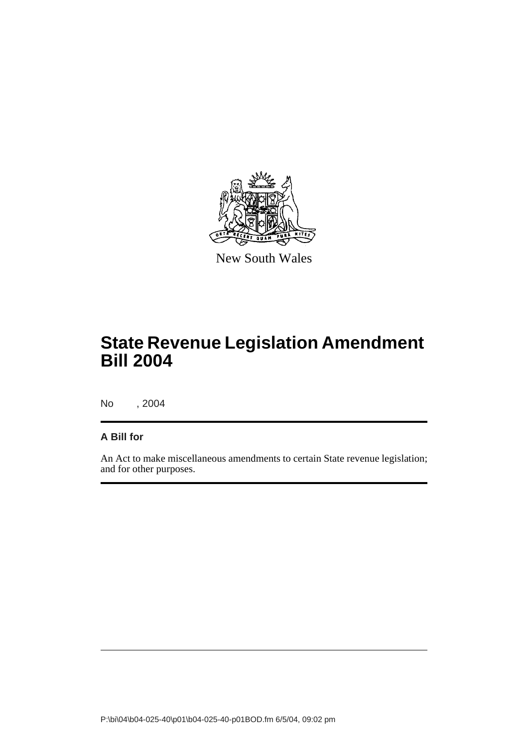New South Wales

# State Revenue Legislation Amendment Bill 2004

No , 2004

**A Bill for**

An Act to make miscellaneous amendments to certain State revenue legislation; and for other purposes.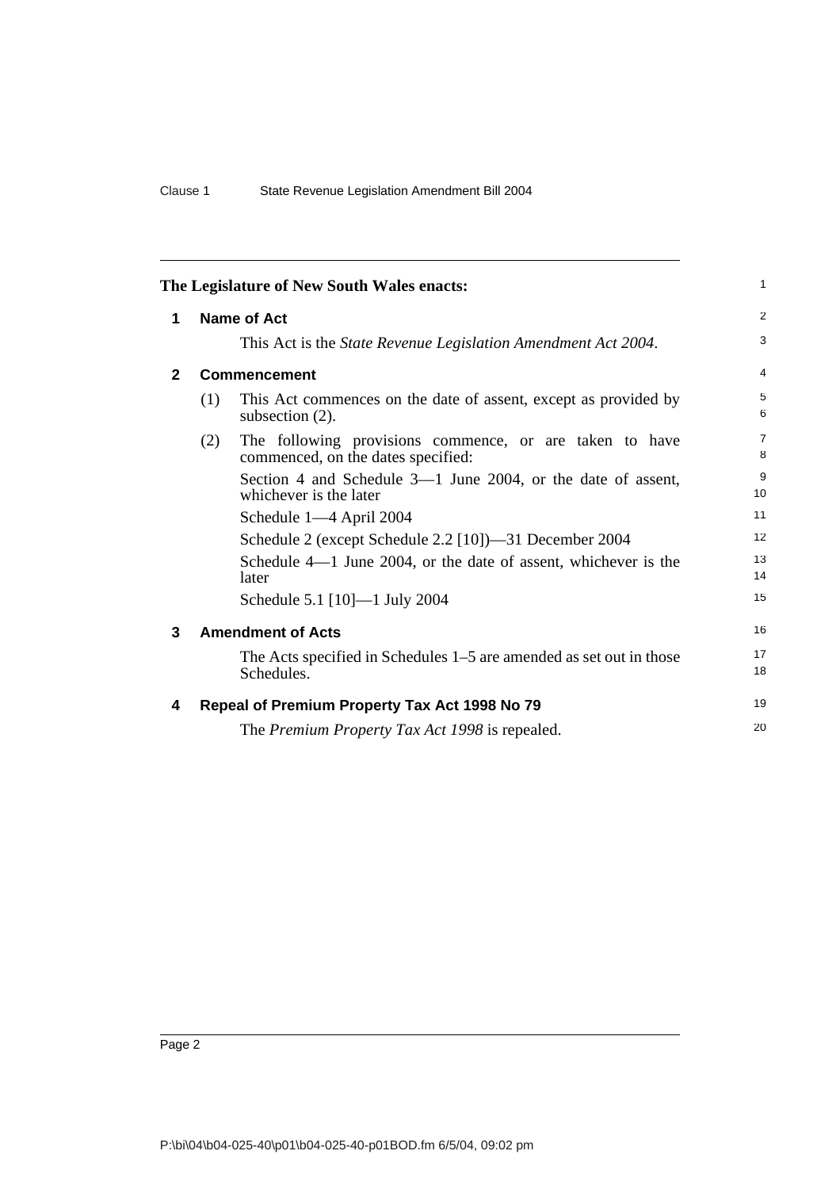The Legislature of New South Wales enacts:

## 1 Name of Act

This Act is the *State Revenue Legislation Amendment Act 2004*.

## 2 Commencement

(1) This Act commences on the date of assent, except as provided by subsection (2).

(2) The following provisions commence, or are taken to have commenced, on the dates specified:

Section 4 and Schedule 3—1 June 2004, or the date of assent, whichever is the later

Schedule 1—4 April 2004

Schedule 2 (except Schedule 2.2 [10])—31 December 2004

Schedule 4—1 June 2004, or the date of assent, whichever is the later

Schedule 5.1 [10]—1 July 2004

## 3 Amendment of Acts

The Acts specified in Schedules 1–5 are amended as set out in those Schedules.

## 4 Repeal of Premium Property Tax Act 1998 No 79

The *Premium Property Tax Act 1998* is repealed.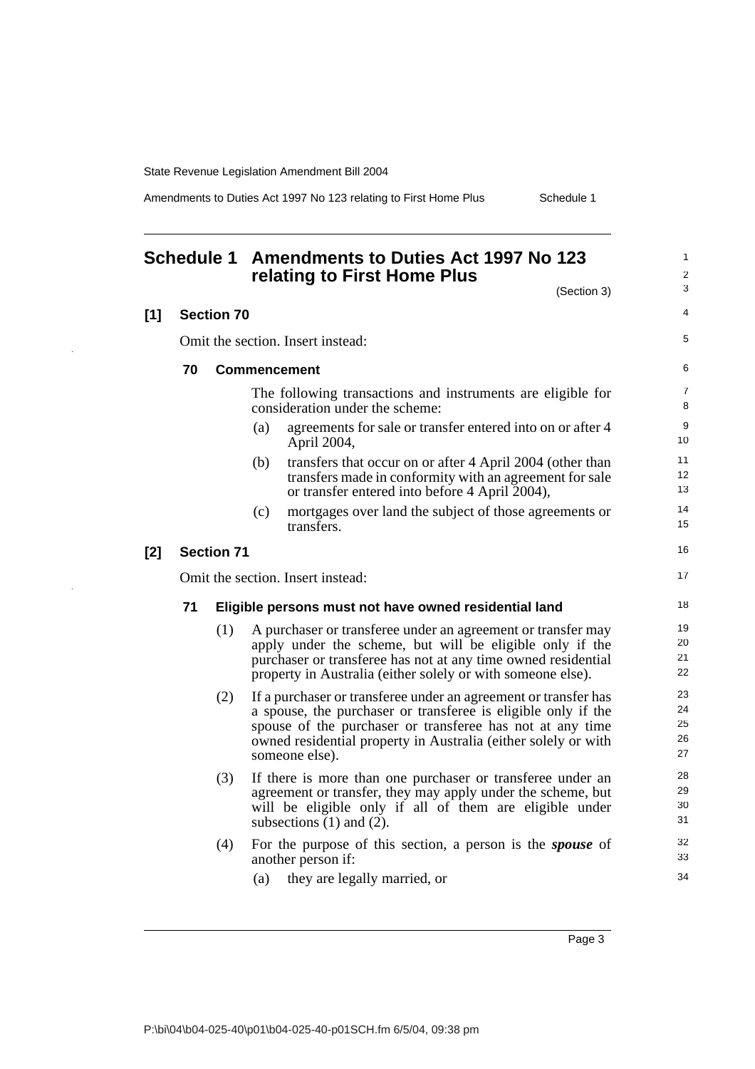# Schedule 1 Amendments to Duties Act 1997 No 123 relating to First Home Plus

(Section 3)

**[1] Section 70**

Omit the section. Insert instead:

**70 Commencement**

The following transactions and instruments are eligible for consideration under the scheme:

(a) agreements for sale or transfer entered into on or after 4 April 2004,

(b) transfers that occur on or after 4 April 2004 (other than transfers made in conformity with an agreement for sale or transfer entered into before 4 April 2004),

(c) mortgages over land the subject of those agreements or transfers.

**[2] Section 71**

Omit the section. Insert instead:

**71 Eligible persons must not have owned residential land**

(1) A purchaser or transferee under an agreement or transfer may apply under the scheme, but will be eligible only if the purchaser or transferee has not at any time owned residential property in Australia (either solely or with someone else).

(2) If a purchaser or transferee under an agreement or transfer has a spouse, the purchaser or transferee is eligible only if the spouse of the purchaser or transferee has not at any time owned residential property in Australia (either solely or with someone else).

(3) If there is more than one purchaser or transferee under an agreement or transfer, they may apply under the scheme, but will be eligible only if all of them are eligible under subsections (1) and (2).

(4) For the purpose of this section, a person is the ***spouse*** of another person if:

(a) they are legally married, or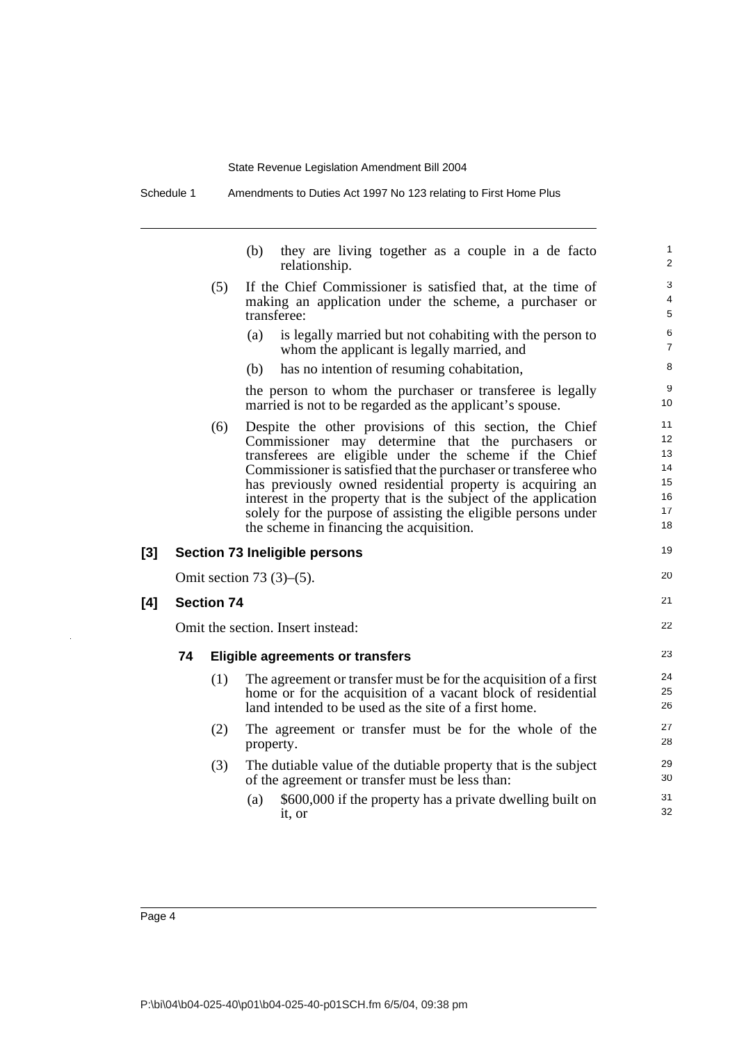(b) they are living together as a couple in a de facto relationship.

(5) If the Chief Commissioner is satisfied that, at the time of making an application under the scheme, a purchaser or transferee:

(a) is legally married but not cohabiting with the person to whom the applicant is legally married, and

(b) has no intention of resuming cohabitation,

the person to whom the purchaser or transferee is legally married is not to be regarded as the applicant's spouse.

(6) Despite the other provisions of this section, the Chief Commissioner may determine that the purchasers or transferees are eligible under the scheme if the Chief Commissioner is satisfied that the purchaser or transferee who has previously owned residential property is acquiring an interest in the property that is the subject of the application solely for the purpose of assisting the eligible persons under the scheme in financing the acquisition.

**[3] Section 73 Ineligible persons**

Omit section 73 (3)–(5).

**[4] Section 74**

Omit the section. Insert instead:

**74 Eligible agreements or transfers**

(1) The agreement or transfer must be for the acquisition of a first home or for the acquisition of a vacant block of residential land intended to be used as the site of a first home.

(2) The agreement or transfer must be for the whole of the property.

(3) The dutiable value of the dutiable property that is the subject of the agreement or transfer must be less than:

(a) $600,000 if the property has a private dwelling built on it, or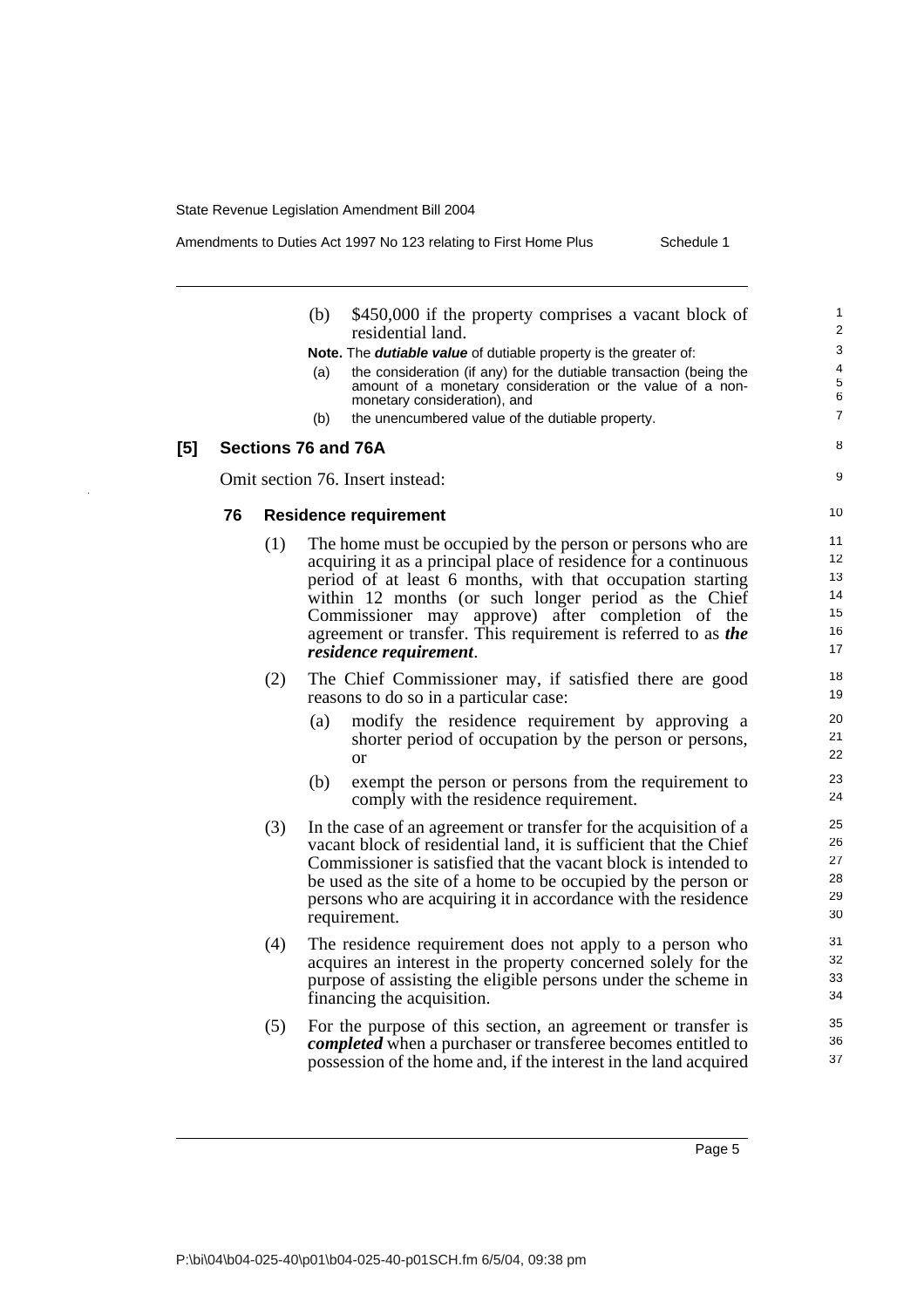(b) $450,000 if the property comprises a vacant block of residential land.

**Note.** The ***dutiable value*** of dutiable property is the greater of:

(a) the consideration (if any) for the dutiable transaction (being the amount of a monetary consideration or the value of a non-monetary consideration), and

(b) the unencumbered value of the dutiable property.

## [5] Sections 76 and 76A

Omit section 76. Insert instead:

### 76 Residence requirement

(1) The home must be occupied by the person or persons who are acquiring it as a principal place of residence for a continuous period of at least 6 months, with that occupation starting within 12 months (or such longer period as the Chief Commissioner may approve) after completion of the agreement or transfer. This requirement is referred to as ***the residence requirement***.

(2) The Chief Commissioner may, if satisfied there are good reasons to do so in a particular case:

(a) modify the residence requirement by approving a shorter period of occupation by the person or persons, or

(b) exempt the person or persons from the requirement to comply with the residence requirement.

(3) In the case of an agreement or transfer for the acquisition of a vacant block of residential land, it is sufficient that the Chief Commissioner is satisfied that the vacant block is intended to be used as the site of a home to be occupied by the person or persons who are acquiring it in accordance with the residence requirement.

(4) The residence requirement does not apply to a person who acquires an interest in the property concerned solely for the purpose of assisting the eligible persons under the scheme in financing the acquisition.

(5) For the purpose of this section, an agreement or transfer is ***completed*** when a purchaser or transferee becomes entitled to possession of the home and, if the interest in the land acquired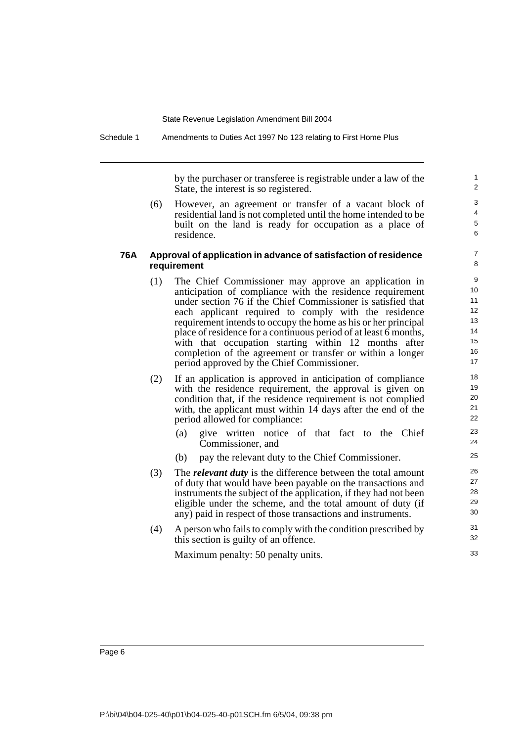by the purchaser or transferee is registrable under a law of the State, the interest is so registered.

(6) However, an agreement or transfer of a vacant block of residential land is not completed until the home intended to be built on the land is ready for occupation as a place of residence.

### 76A Approval of application in advance of satisfaction of residence requirement

(1) The Chief Commissioner may approve an application in anticipation of compliance with the residence requirement under section 76 if the Chief Commissioner is satisfied that each applicant required to comply with the residence requirement intends to occupy the home as his or her principal place of residence for a continuous period of at least 6 months, with that occupation starting within 12 months after completion of the agreement or transfer or within a longer period approved by the Chief Commissioner.

(2) If an application is approved in anticipation of compliance with the residence requirement, the approval is given on condition that, if the residence requirement is not complied with, the applicant must within 14 days after the end of the period allowed for compliance:

   (a) give written notice of that fact to the Chief Commissioner, and

   (b) pay the relevant duty to the Chief Commissioner.

(3) The ***relevant duty*** is the difference between the total amount of duty that would have been payable on the transactions and instruments the subject of the application, if they had not been eligible under the scheme, and the total amount of duty (if any) paid in respect of those transactions and instruments.

(4) A person who fails to comply with the condition prescribed by this section is guilty of an offence.

Maximum penalty: 50 penalty units.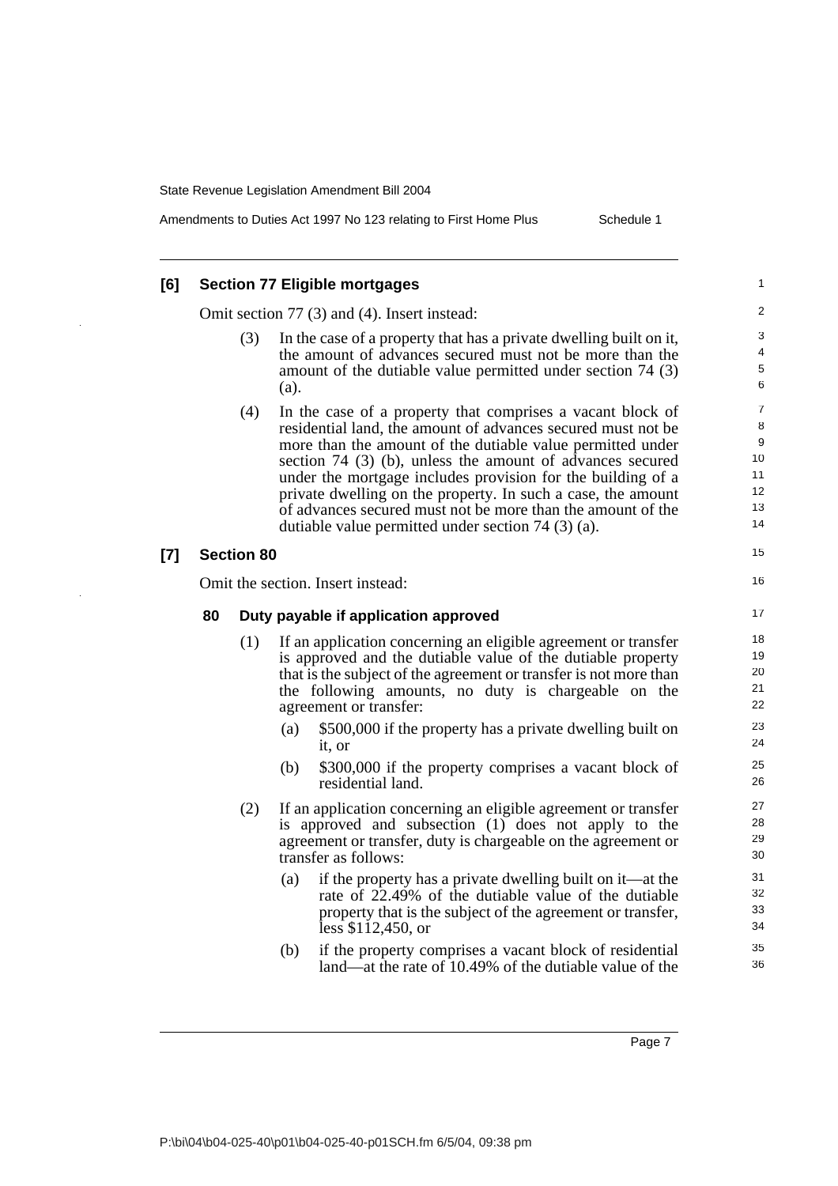**[6] Section 77 Eligible mortgages**

Omit section 77 (3) and (4). Insert instead:

(3) In the case of a property that has a private dwelling built on it, the amount of advances secured must not be more than the amount of the dutiable value permitted under section 74 (3) (a).

(4) In the case of a property that comprises a vacant block of residential land, the amount of advances secured must not be more than the amount of the dutiable value permitted under section 74 (3) (b), unless the amount of advances secured under the mortgage includes provision for the building of a private dwelling on the property. In such a case, the amount of advances secured must not be more than the amount of the dutiable value permitted under section 74 (3) (a).

**[7] Section 80**

Omit the section. Insert instead:

**80 Duty payable if application approved**

(1) If an application concerning an eligible agreement or transfer is approved and the dutiable value of the dutiable property that is the subject of the agreement or transfer is not more than the following amounts, no duty is chargeable on the agreement or transfer:

(a) $500,000 if the property has a private dwelling built on it, or

(b) $300,000 if the property comprises a vacant block of residential land.

(2) If an application concerning an eligible agreement or transfer is approved and subsection (1) does not apply to the agreement or transfer, duty is chargeable on the agreement or transfer as follows:

(a) if the property has a private dwelling built on it—at the rate of 22.49% of the dutiable value of the dutiable property that is the subject of the agreement or transfer, less $112,450, or

(b) if the property comprises a vacant block of residential land—at the rate of 10.49% of the dutiable value of the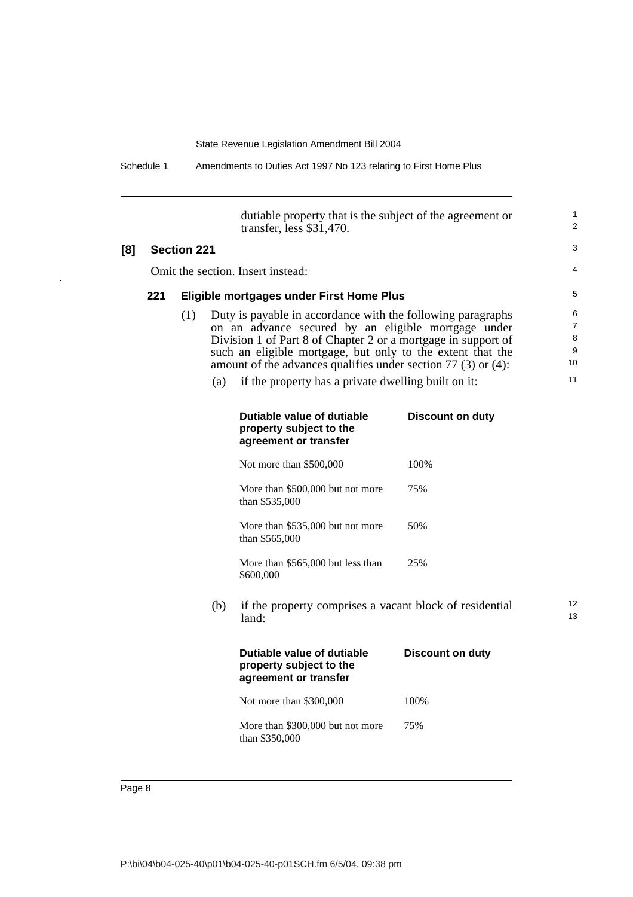dutiable property that is the subject of the agreement or transfer, less $31,470.

**[8] Section 221**

Omit the section. Insert instead:

**221 Eligible mortgages under First Home Plus**

(1) Duty is payable in accordance with the following paragraphs on an advance secured by an eligible mortgage under Division 1 of Part 8 of Chapter 2 or a mortgage in support of such an eligible mortgage, but only to the extent that the amount of the advances qualifies under section 77 (3) or (4):

(a) if the property has a private dwelling built on it:

| Dutiable value of dutiable property subject to the agreement or transfer | Discount on duty |
|---|---|
| Not more than $500,000 | 100% |
| More than $500,000 but not more than $535,000 | 75% |
| More than $535,000 but not more than $565,000 | 50% |
| More than $565,000 but less than $600,000 | 25% |

(b) if the property comprises a vacant block of residential land:

| Dutiable value of dutiable property subject to the agreement or transfer | Discount on duty |
|---|---|
| Not more than $300,000 | 100% |
| More than $300,000 but not more than $350,000 | 75% |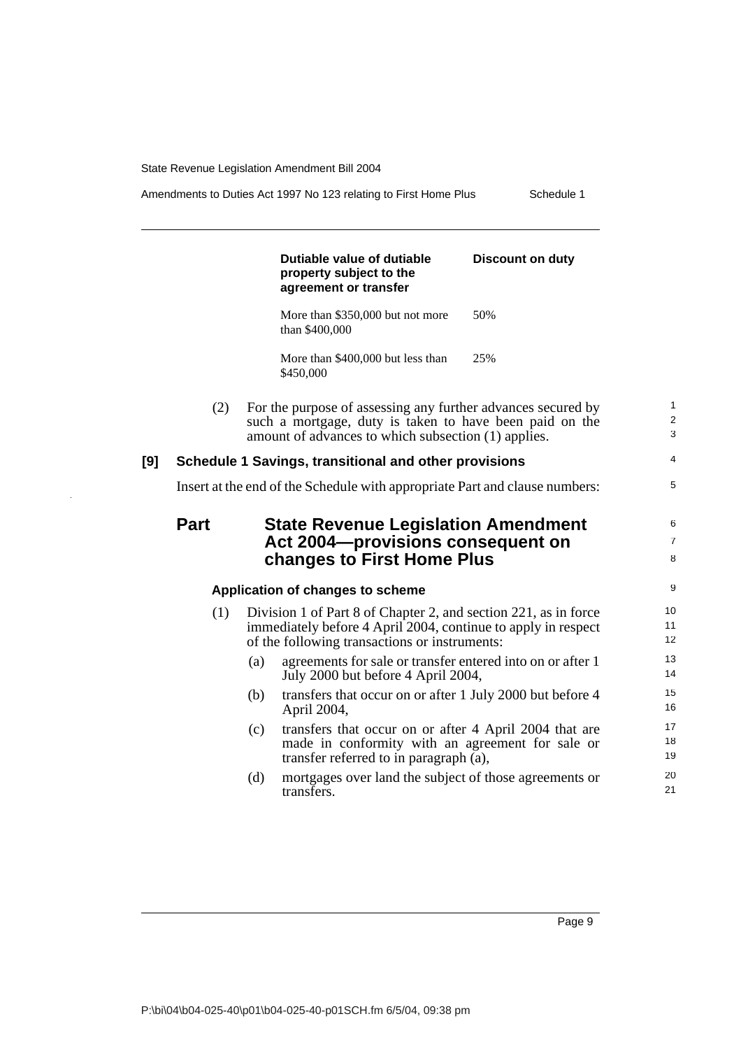| Dutiable value of dutiable property subject to the agreement or transfer | Discount on duty |
|---|---|
| More than $350,000 but not more than $400,000 | 50% |
| More than $400,000 but less than $450,000 | 25% |

(2) For the purpose of assessing any further advances secured by such a mortgage, duty is taken to have been paid on the amount of advances to which subsection (1) applies.

**[9] Schedule 1 Savings, transitional and other provisions**

Insert at the end of the Schedule with appropriate Part and clause numbers:

## Part State Revenue Legislation Amendment Act 2004—provisions consequent on changes to First Home Plus

### Application of changes to scheme

(1) Division 1 of Part 8 of Chapter 2, and section 221, as in force immediately before 4 April 2004, continue to apply in respect of the following transactions or instruments:

(a) agreements for sale or transfer entered into on or after 1 July 2000 but before 4 April 2004,

(b) transfers that occur on or after 1 July 2000 but before 4 April 2004,

(c) transfers that occur on or after 4 April 2004 that are made in conformity with an agreement for sale or transfer referred to in paragraph (a),

(d) mortgages over land the subject of those agreements or transfers.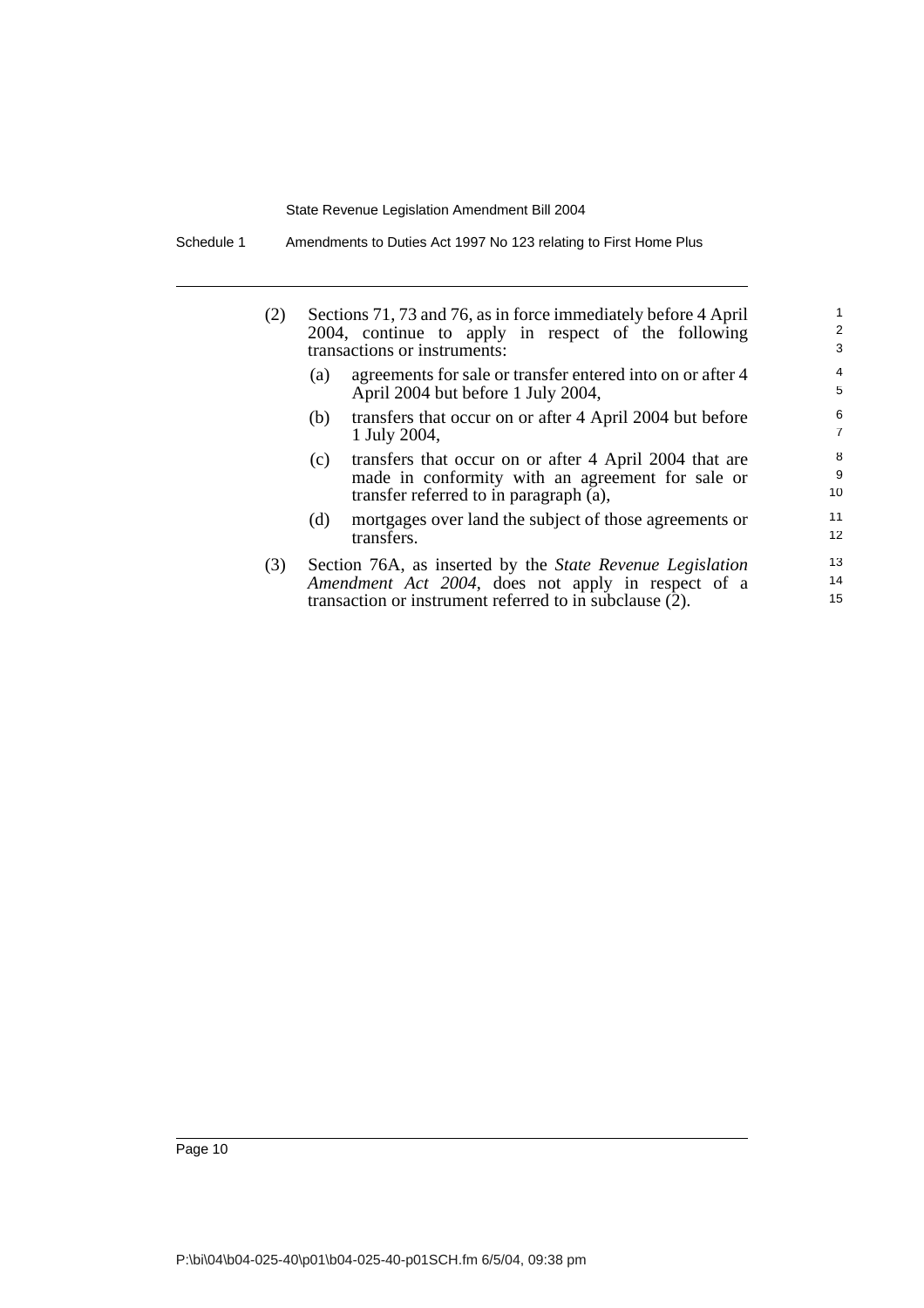(2) Sections 71, 73 and 76, as in force immediately before 4 April 2004, continue to apply in respect of the following transactions or instruments:

(a) agreements for sale or transfer entered into on or after 4 April 2004 but before 1 July 2004,

(b) transfers that occur on or after 4 April 2004 but before 1 July 2004,

(c) transfers that occur on or after 4 April 2004 that are made in conformity with an agreement for sale or transfer referred to in paragraph (a),

(d) mortgages over land the subject of those agreements or transfers.

(3) Section 76A, as inserted by the *State Revenue Legislation Amendment Act 2004*, does not apply in respect of a transaction or instrument referred to in subclause (2).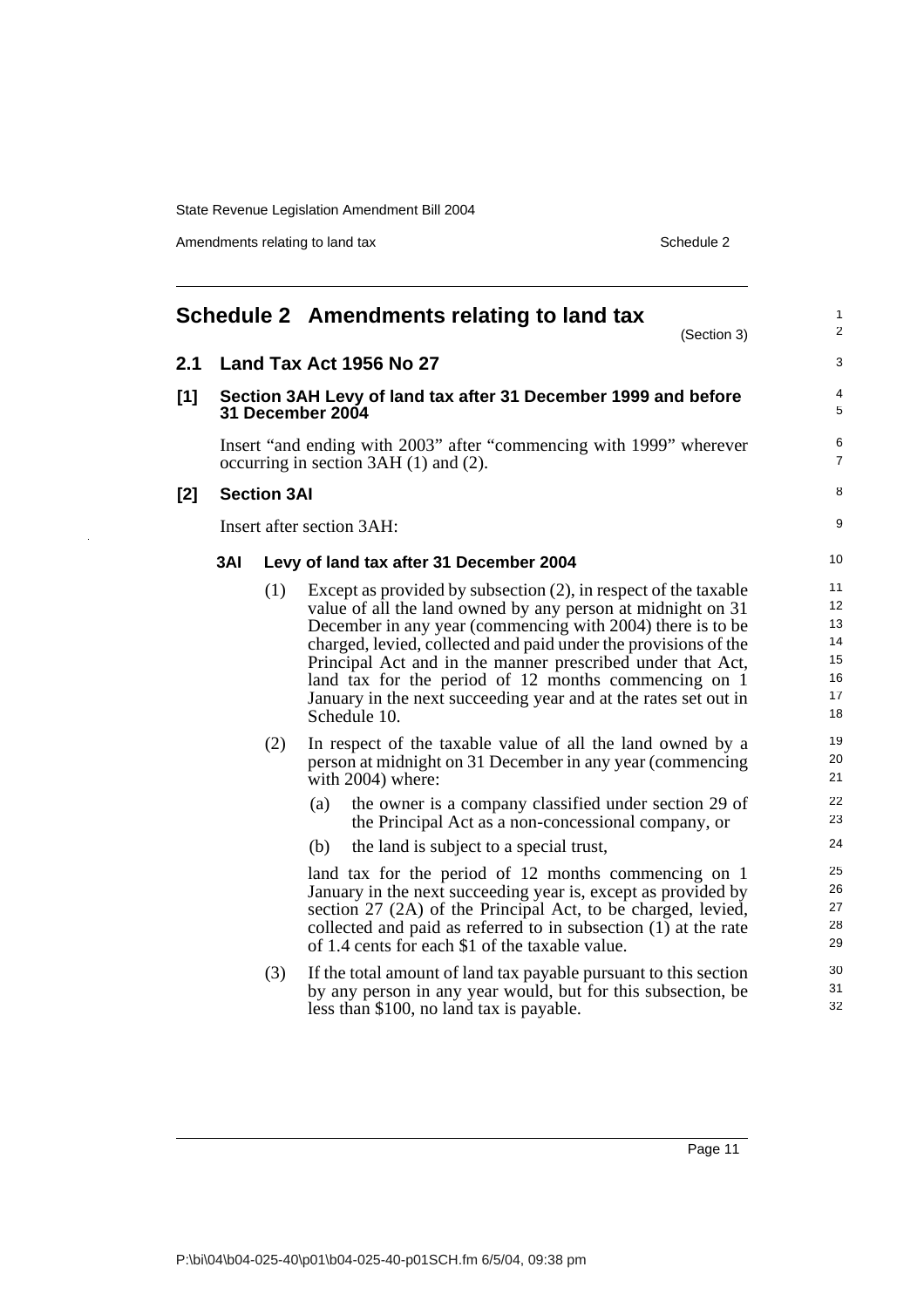# Schedule 2 Amendments relating to land tax

(Section 3)

## 2.1 Land Tax Act 1956 No 27

### [1] Section 3AH Levy of land tax after 31 December 1999 and before 31 December 2004

Insert "and ending with 2003" after "commencing with 1999" wherever occurring in section 3AH (1) and (2).

### [2] Section 3AI

Insert after section 3AH:

#### 3AI Levy of land tax after 31 December 2004

(1) Except as provided by subsection (2), in respect of the taxable value of all the land owned by any person at midnight on 31 December in any year (commencing with 2004) there is to be charged, levied, collected and paid under the provisions of the Principal Act and in the manner prescribed under that Act, land tax for the period of 12 months commencing on 1 January in the next succeeding year and at the rates set out in Schedule 10.

(2) In respect of the taxable value of all the land owned by a person at midnight on 31 December in any year (commencing with 2004) where:

(a) the owner is a company classified under section 29 of the Principal Act as a non-concessional company, or

(b) the land is subject to a special trust,

land tax for the period of 12 months commencing on 1 January in the next succeeding year is, except as provided by section 27 (2A) of the Principal Act, to be charged, levied, collected and paid as referred to in subsection (1) at the rate of 1.4 cents for each $1 of the taxable value.

(3) If the total amount of land tax payable pursuant to this section by any person in any year would, but for this subsection, be less than $100, no land tax is payable.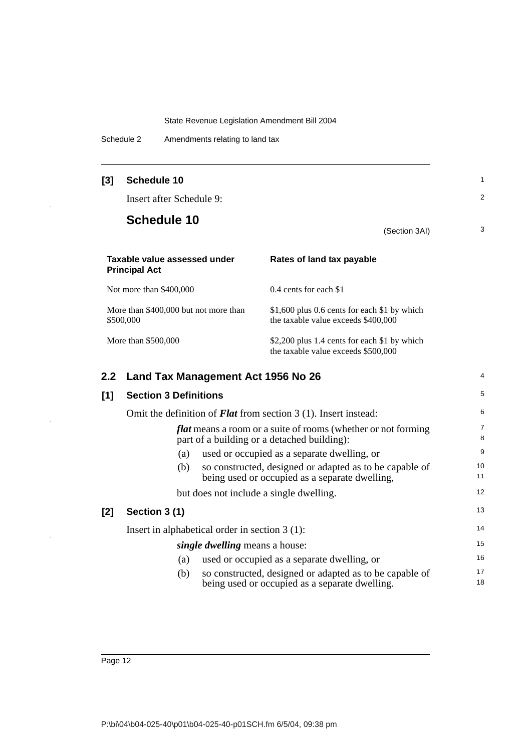**[3] Schedule 10**

Insert after Schedule 9:

## Schedule 10

(Section 3AI)

| Taxable value assessed under Principal Act | Rates of land tax payable |
|---|---|
| Not more than $400,000 | 0.4 cents for each $1 |
| More than $400,000 but not more than $500,000 | $1,600 plus 0.6 cents for each $1 by which the taxable value exceeds $400,000 |
| More than $500,000 | $2,200 plus 1.4 cents for each $1 by which the taxable value exceeds $500,000 |

## 2.2 Land Tax Management Act 1956 No 26

**[1] Section 3 Definitions**

Omit the definition of ***Flat*** from section 3 (1). Insert instead:

> ***flat*** means a room or a suite of rooms (whether or not forming part of a building or a detached building):
>
> (a) used or occupied as a separate dwelling, or
>
> (b) so constructed, designed or adapted as to be capable of being used or occupied as a separate dwelling,
>
> but does not include a single dwelling.

**[2] Section 3 (1)**

Insert in alphabetical order in section 3 (1):

> ***single dwelling*** means a house:
>
> (a) used or occupied as a separate dwelling, or
>
> (b) so constructed, designed or adapted as to be capable of being used or occupied as a separate dwelling.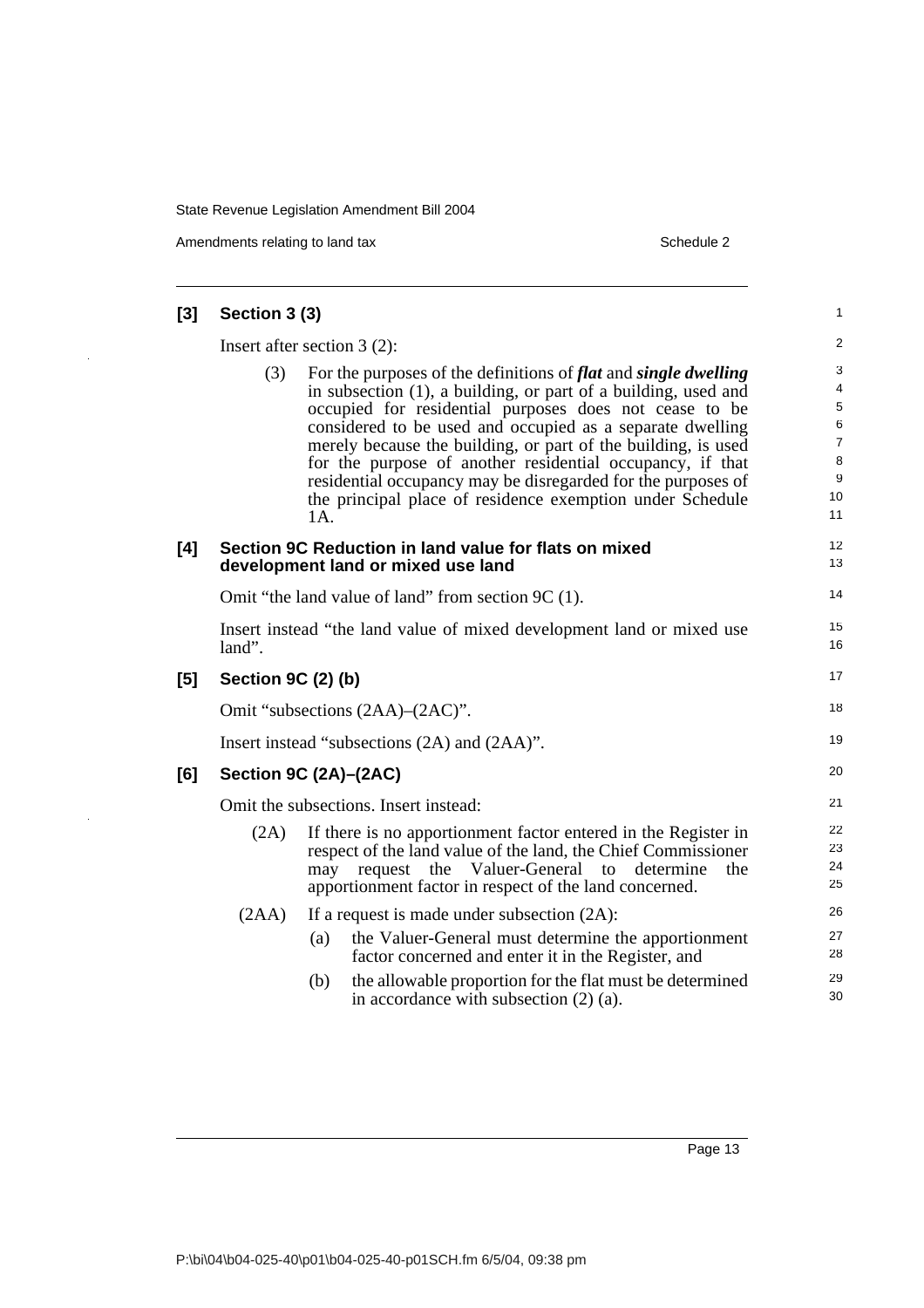## [3] Section 3 (3)

Insert after section 3 (2):

(3) For the purposes of the definitions of ***flat*** and ***single dwelling*** in subsection (1), a building, or part of a building, used and occupied for residential purposes does not cease to be considered to be used and occupied as a separate dwelling merely because the building, or part of the building, is used for the purpose of another residential occupancy, if that residential occupancy may be disregarded for the purposes of the principal place of residence exemption under Schedule 1A.

## [4] Section 9C Reduction in land value for flats on mixed development land or mixed use land

Omit "the land value of land" from section 9C (1).

Insert instead "the land value of mixed development land or mixed use land".

## [5] Section 9C (2) (b)

Omit "subsections (2AA)–(2AC)".

Insert instead "subsections (2A) and (2AA)".

## [6] Section 9C (2A)–(2AC)

Omit the subsections. Insert instead:

(2A) If there is no apportionment factor entered in the Register in respect of the land value of the land, the Chief Commissioner may request the Valuer-General to determine the apportionment factor in respect of the land concerned.

(2AA) If a request is made under subsection (2A):

- (a) the Valuer-General must determine the apportionment factor concerned and enter it in the Register, and
- (b) the allowable proportion for the flat must be determined in accordance with subsection (2) (a).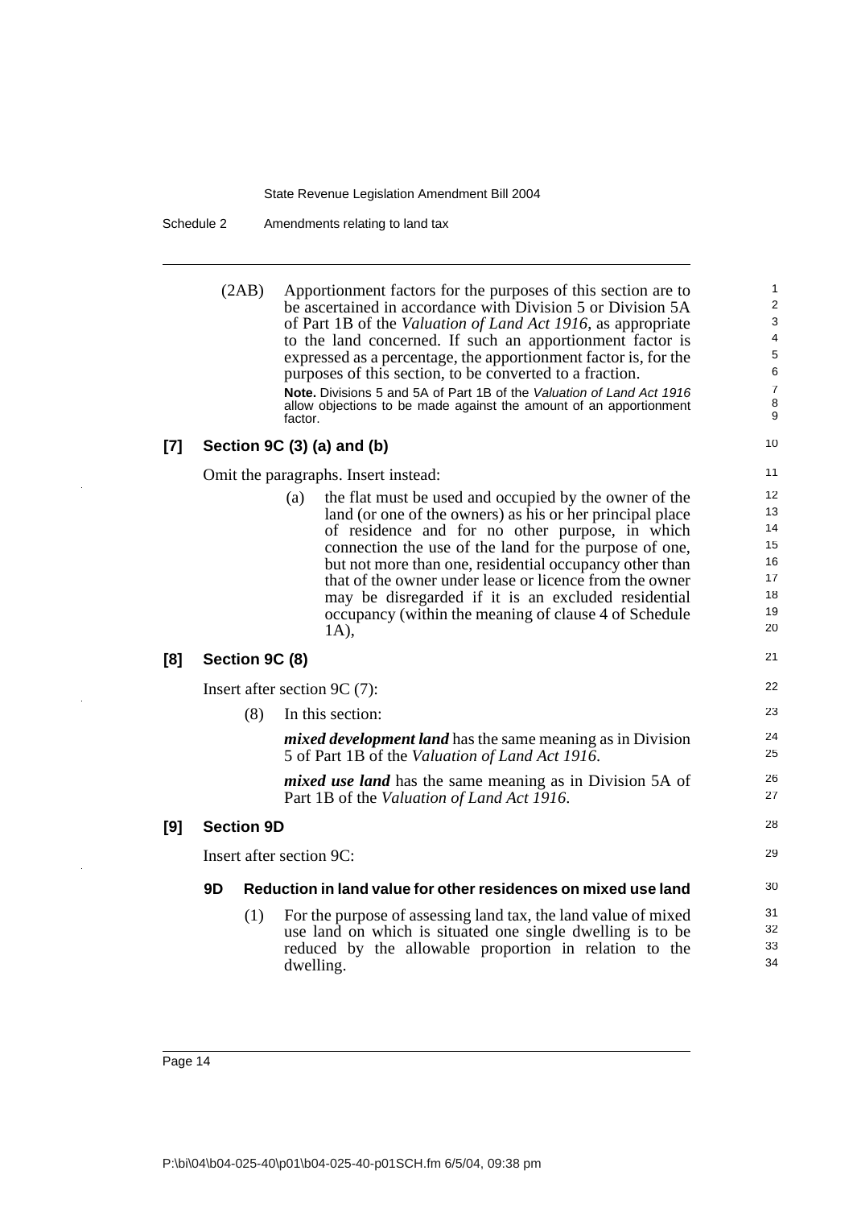(2AB) Apportionment factors for the purposes of this section are to be ascertained in accordance with Division 5 or Division 5A of Part 1B of the *Valuation of Land Act 1916*, as appropriate to the land concerned. If such an apportionment factor is expressed as a percentage, the apportionment factor is, for the purposes of this section, to be converted to a fraction.

**Note.** Divisions 5 and 5A of Part 1B of the *Valuation of Land Act 1916* allow objections to be made against the amount of an apportionment factor.

### [7] Section 9C (3) (a) and (b)

Omit the paragraphs. Insert instead:

(a) the flat must be used and occupied by the owner of the land (or one of the owners) as his or her principal place of residence and for no other purpose, in which connection the use of the land for the purpose of one, but not more than one, residential occupancy other than that of the owner under lease or licence from the owner may be disregarded if it is an excluded residential occupancy (within the meaning of clause 4 of Schedule 1A),

### [8] Section 9C (8)

Insert after section 9C (7):

(8) In this section:

***mixed development land*** has the same meaning as in Division 5 of Part 1B of the *Valuation of Land Act 1916*.

***mixed use land*** has the same meaning as in Division 5A of Part 1B of the *Valuation of Land Act 1916*.

### [9] Section 9D

Insert after section 9C:

#### 9D Reduction in land value for other residences on mixed use land

(1) For the purpose of assessing land tax, the land value of mixed use land on which is situated one single dwelling is to be reduced by the allowable proportion in relation to the dwelling.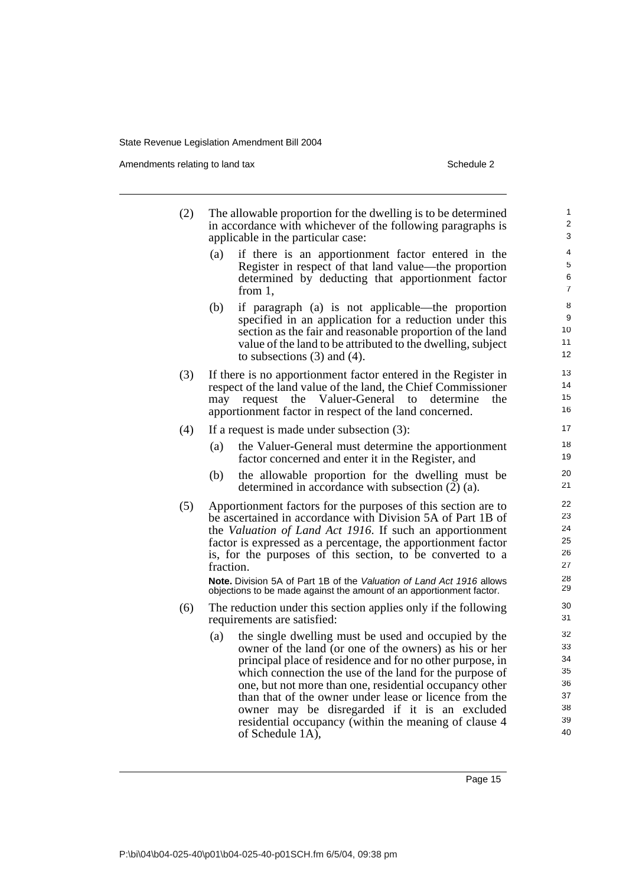(2) The allowable proportion for the dwelling is to be determined in accordance with whichever of the following paragraphs is applicable in the particular case:

(a) if there is an apportionment factor entered in the Register in respect of that land value—the proportion determined by deducting that apportionment factor from 1,

(b) if paragraph (a) is not applicable—the proportion specified in an application for a reduction under this section as the fair and reasonable proportion of the land value of the land to be attributed to the dwelling, subject to subsections (3) and (4).

(3) If there is no apportionment factor entered in the Register in respect of the land value of the land, the Chief Commissioner may request the Valuer-General to determine the apportionment factor in respect of the land concerned.

(4) If a request is made under subsection (3):

(a) the Valuer-General must determine the apportionment factor concerned and enter it in the Register, and

(b) the allowable proportion for the dwelling must be determined in accordance with subsection (2) (a).

(5) Apportionment factors for the purposes of this section are to be ascertained in accordance with Division 5A of Part 1B of the *Valuation of Land Act 1916*. If such an apportionment factor is expressed as a percentage, the apportionment factor is, for the purposes of this section, to be converted to a fraction.

**Note.** Division 5A of Part 1B of the *Valuation of Land Act 1916* allows objections to be made against the amount of an apportionment factor.

(6) The reduction under this section applies only if the following requirements are satisfied:

(a) the single dwelling must be used and occupied by the owner of the land (or one of the owners) as his or her principal place of residence and for no other purpose, in which connection the use of the land for the purpose of one, but not more than one, residential occupancy other than that of the owner under lease or licence from the owner may be disregarded if it is an excluded residential occupancy (within the meaning of clause 4 of Schedule 1A),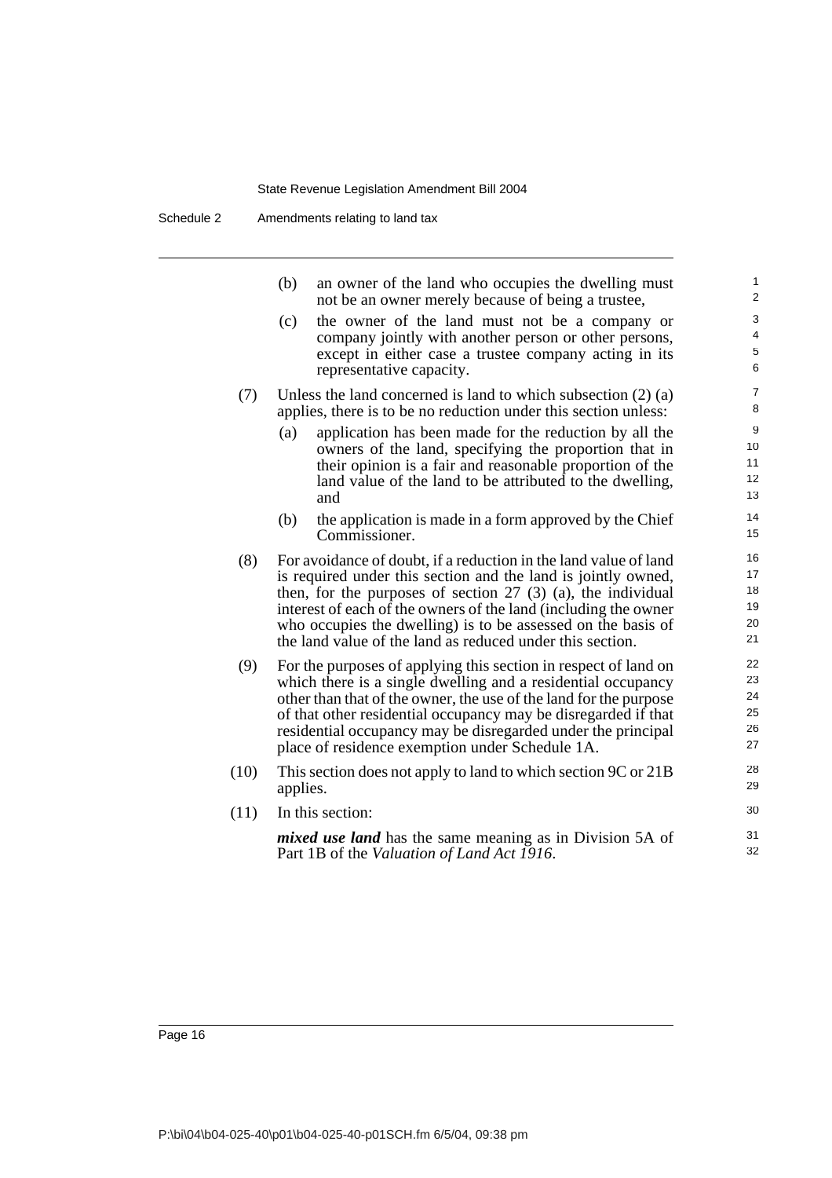(b) an owner of the land who occupies the dwelling must not be an owner merely because of being a trustee,

(c) the owner of the land must not be a company or company jointly with another person or other persons, except in either case a trustee company acting in its representative capacity.

(7) Unless the land concerned is land to which subsection (2) (a) applies, there is to be no reduction under this section unless:

(a) application has been made for the reduction by all the owners of the land, specifying the proportion that in their opinion is a fair and reasonable proportion of the land value of the land to be attributed to the dwelling, and

(b) the application is made in a form approved by the Chief Commissioner.

(8) For avoidance of doubt, if a reduction in the land value of land is required under this section and the land is jointly owned, then, for the purposes of section 27 (3) (a), the individual interest of each of the owners of the land (including the owner who occupies the dwelling) is to be assessed on the basis of the land value of the land as reduced under this section.

(9) For the purposes of applying this section in respect of land on which there is a single dwelling and a residential occupancy other than that of the owner, the use of the land for the purpose of that other residential occupancy may be disregarded if that residential occupancy may be disregarded under the principal place of residence exemption under Schedule 1A.

(10) This section does not apply to land to which section 9C or 21B applies.

(11) In this section:

***mixed use land*** has the same meaning as in Division 5A of Part 1B of the *Valuation of Land Act 1916*.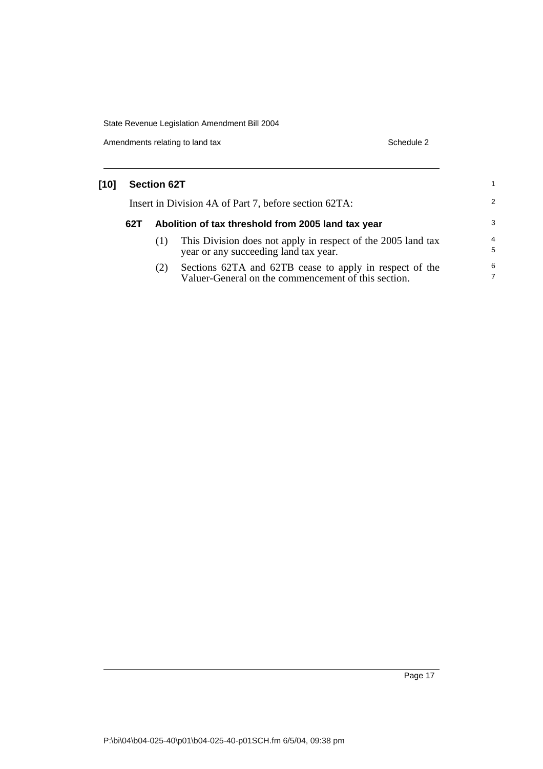## [10] Section 62T

Insert in Division 4A of Part 7, before section 62TA:

### 62T Abolition of tax threshold from 2005 land tax year

(1) This Division does not apply in respect of the 2005 land tax year or any succeeding land tax year.

(2) Sections 62TA and 62TB cease to apply in respect of the Valuer-General on the commencement of this section.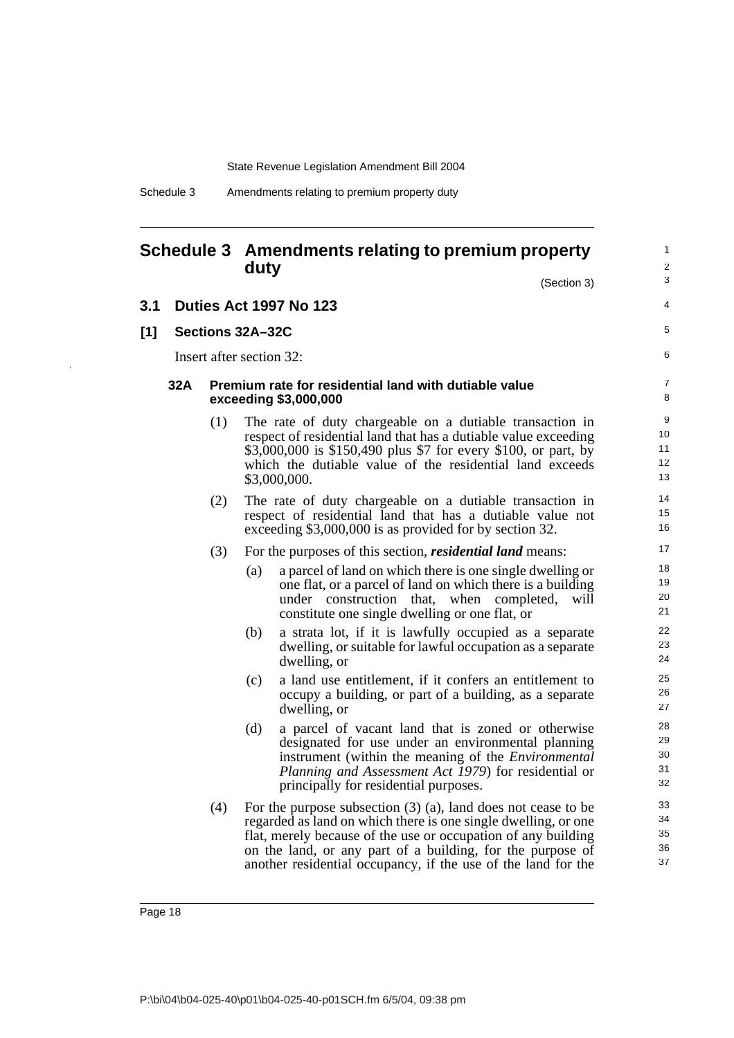# Schedule 3 Amendments relating to premium property duty

(Section 3)

## 3.1 Duties Act 1997 No 123

### [1] Sections 32A–32C

Insert after section 32:

#### 32A Premium rate for residential land with dutiable value exceeding $3,000,000

(1) The rate of duty chargeable on a dutiable transaction in respect of residential land that has a dutiable value exceeding $3,000,000 is $150,490 plus $7 for every $100, or part, by which the dutiable value of the residential land exceeds $3,000,000.

(2) The rate of duty chargeable on a dutiable transaction in respect of residential land that has a dutiable value not exceeding $3,000,000 is as provided for by section 32.

(3) For the purposes of this section, ***residential land*** means:

(a) a parcel of land on which there is one single dwelling or one flat, or a parcel of land on which there is a building under construction that, when completed, will constitute one single dwelling or one flat, or

(b) a strata lot, if it is lawfully occupied as a separate dwelling, or suitable for lawful occupation as a separate dwelling, or

(c) a land use entitlement, if it confers an entitlement to occupy a building, or part of a building, as a separate dwelling, or

(d) a parcel of vacant land that is zoned or otherwise designated for use under an environmental planning instrument (within the meaning of the *Environmental Planning and Assessment Act 1979*) for residential or principally for residential purposes.

(4) For the purpose subsection (3) (a), land does not cease to be regarded as land on which there is one single dwelling, or one flat, merely because of the use or occupation of any building on the land, or any part of a building, for the purpose of another residential occupancy, if the use of the land for the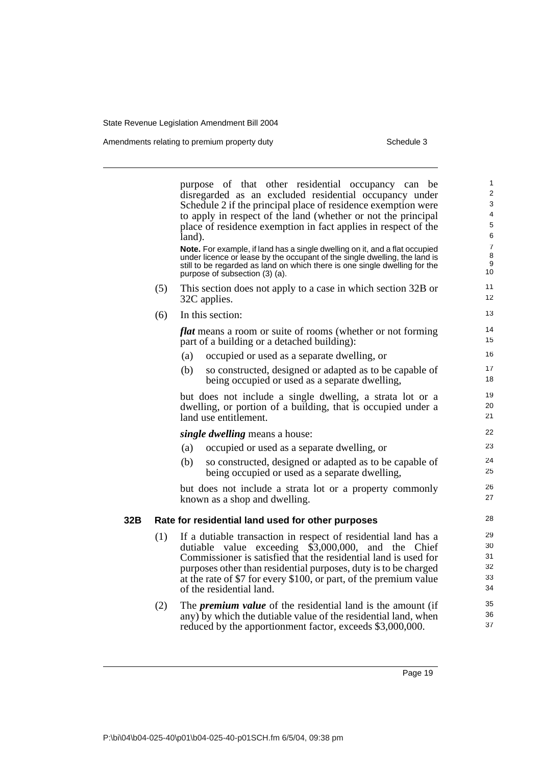purpose of that other residential occupancy can be disregarded as an excluded residential occupancy under Schedule 2 if the principal place of residence exemption were to apply in respect of the land (whether or not the principal place of residence exemption in fact applies in respect of the land).

**Note.** For example, if land has a single dwelling on it, and a flat occupied under licence or lease by the occupant of the single dwelling, the land is still to be regarded as land on which there is one single dwelling for the purpose of subsection (3) (a).

(5) This section does not apply to a case in which section 32B or 32C applies.

(6) In this section:

***flat*** means a room or suite of rooms (whether or not forming part of a building or a detached building):

(a) occupied or used as a separate dwelling, or

(b) so constructed, designed or adapted as to be capable of being occupied or used as a separate dwelling,

but does not include a single dwelling, a strata lot or a dwelling, or portion of a building, that is occupied under a land use entitlement.

***single dwelling*** means a house:

(a) occupied or used as a separate dwelling, or

(b) so constructed, designed or adapted as to be capable of being occupied or used as a separate dwelling,

but does not include a strata lot or a property commonly known as a shop and dwelling.

### 32B Rate for residential land used for other purposes

(1) If a dutiable transaction in respect of residential land has a dutiable value exceeding $3,000,000, and the Chief Commissioner is satisfied that the residential land is used for purposes other than residential purposes, duty is to be charged at the rate of $7 for every $100, or part, of the premium value of the residential land.

(2) The ***premium value*** of the residential land is the amount (if any) by which the dutiable value of the residential land, when reduced by the apportionment factor, exceeds $3,000,000.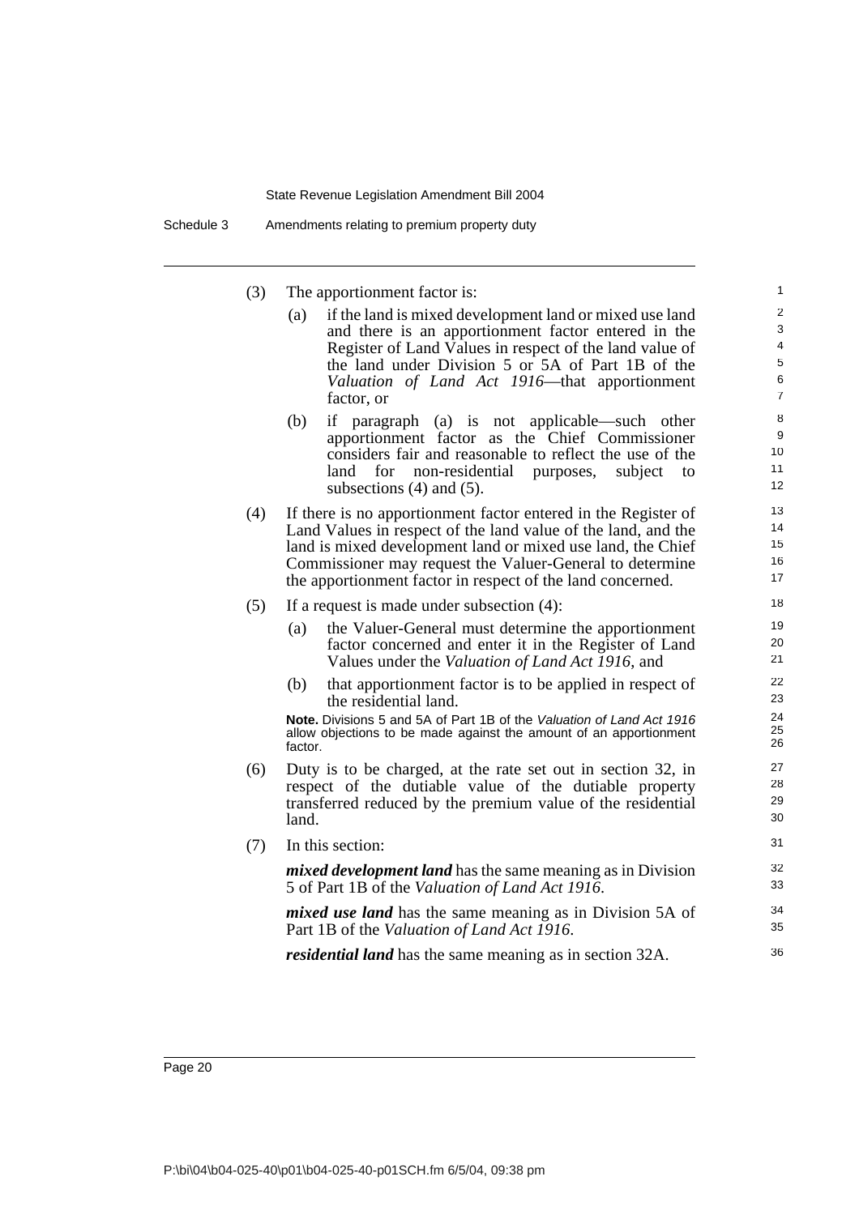(3) The apportionment factor is:

(a) if the land is mixed development land or mixed use land and there is an apportionment factor entered in the Register of Land Values in respect of the land value of the land under Division 5 or 5A of Part 1B of the *Valuation of Land Act 1916*—that apportionment factor, or

(b) if paragraph (a) is not applicable—such other apportionment factor as the Chief Commissioner considers fair and reasonable to reflect the use of the land for non-residential purposes, subject to subsections (4) and (5).

(4) If there is no apportionment factor entered in the Register of Land Values in respect of the land value of the land, and the land is mixed development land or mixed use land, the Chief Commissioner may request the Valuer-General to determine the apportionment factor in respect of the land concerned.

(5) If a request is made under subsection (4):

(a) the Valuer-General must determine the apportionment factor concerned and enter it in the Register of Land Values under the *Valuation of Land Act 1916*, and

(b) that apportionment factor is to be applied in respect of the residential land.

**Note.** Divisions 5 and 5A of Part 1B of the *Valuation of Land Act 1916* allow objections to be made against the amount of an apportionment factor.

(6) Duty is to be charged, at the rate set out in section 32, in respect of the dutiable value of the dutiable property transferred reduced by the premium value of the residential land.

(7) In this section:

***mixed development land*** has the same meaning as in Division 5 of Part 1B of the *Valuation of Land Act 1916*.

***mixed use land*** has the same meaning as in Division 5A of Part 1B of the *Valuation of Land Act 1916*.

***residential land*** has the same meaning as in section 32A.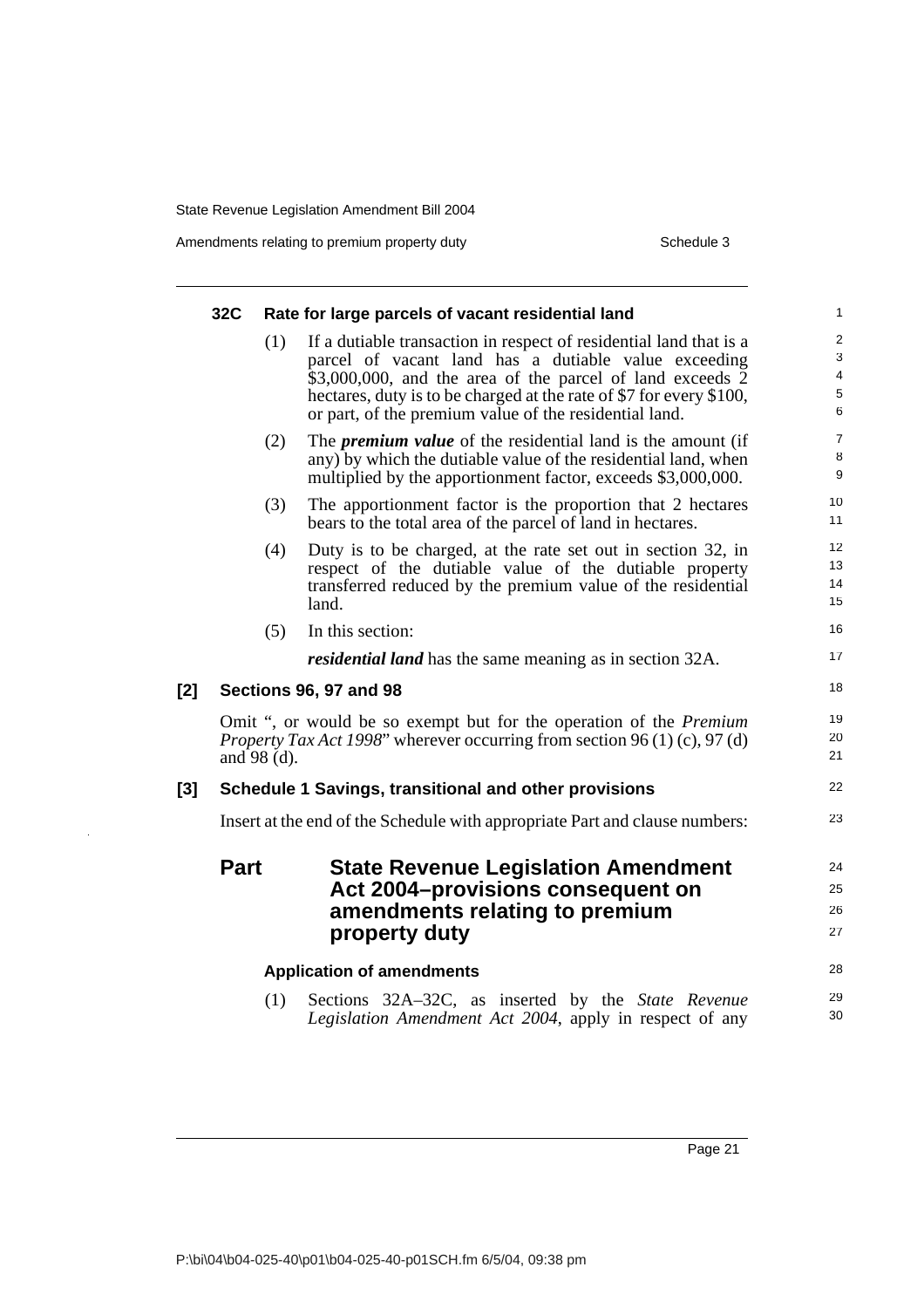#### 32C Rate for large parcels of vacant residential land

(1) If a dutiable transaction in respect of residential land that is a parcel of vacant land has a dutiable value exceeding $3,000,000, and the area of the parcel of land exceeds 2 hectares, duty is to be charged at the rate of $7 for every $100, or part, of the premium value of the residential land.

(2) The ***premium value*** of the residential land is the amount (if any) by which the dutiable value of the residential land, when multiplied by the apportionment factor, exceeds $3,000,000.

(3) The apportionment factor is the proportion that 2 hectares bears to the total area of the parcel of land in hectares.

(4) Duty is to be charged, at the rate set out in section 32, in respect of the dutiable value of the dutiable property transferred reduced by the premium value of the residential land.

(5) In this section:

***residential land*** has the same meaning as in section 32A.

### [2] Sections 96, 97 and 98

Omit ", or would be so exempt but for the operation of the *Premium Property Tax Act 1998*" wherever occurring from section 96 (1) (c), 97 (d) and 98 (d).

### [3] Schedule 1 Savings, transitional and other provisions

Insert at the end of the Schedule with appropriate Part and clause numbers:

## Part State Revenue Legislation Amendment Act 2004–provisions consequent on amendments relating to premium property duty

#### Application of amendments

(1) Sections 32A–32C, as inserted by the *State Revenue Legislation Amendment Act 2004*, apply in respect of any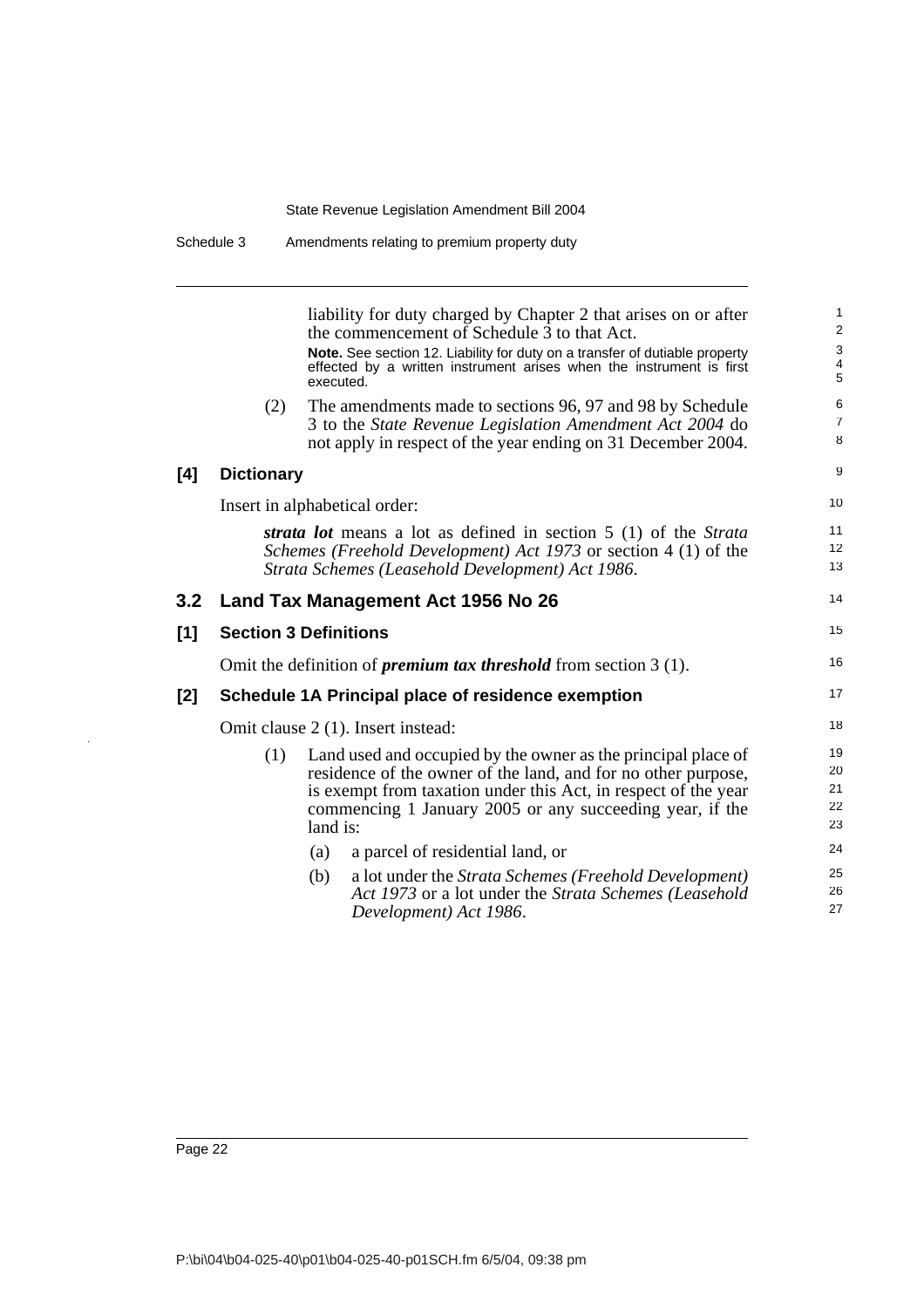liability for duty charged by Chapter 2 that arises on or after the commencement of Schedule 3 to that Act.

**Note.** See section 12. Liability for duty on a transfer of dutiable property effected by a written instrument arises when the instrument is first executed.

(2) The amendments made to sections 96, 97 and 98 by Schedule 3 to the *State Revenue Legislation Amendment Act 2004* do not apply in respect of the year ending on 31 December 2004.

### [4] Dictionary

Insert in alphabetical order:

***strata lot*** means a lot as defined in section 5 (1) of the *Strata Schemes (Freehold Development) Act 1973* or section 4 (1) of the *Strata Schemes (Leasehold Development) Act 1986*.

## 3.2 Land Tax Management Act 1956 No 26

### [1] Section 3 Definitions

Omit the definition of ***premium tax threshold*** from section 3 (1).

### [2] Schedule 1A Principal place of residence exemption

Omit clause 2 (1). Insert instead:

(1) Land used and occupied by the owner as the principal place of residence of the owner of the land, and for no other purpose, is exempt from taxation under this Act, in respect of the year commencing 1 January 2005 or any succeeding year, if the land is:

(a) a parcel of residential land, or

(b) a lot under the *Strata Schemes (Freehold Development) Act 1973* or a lot under the *Strata Schemes (Leasehold Development) Act 1986*.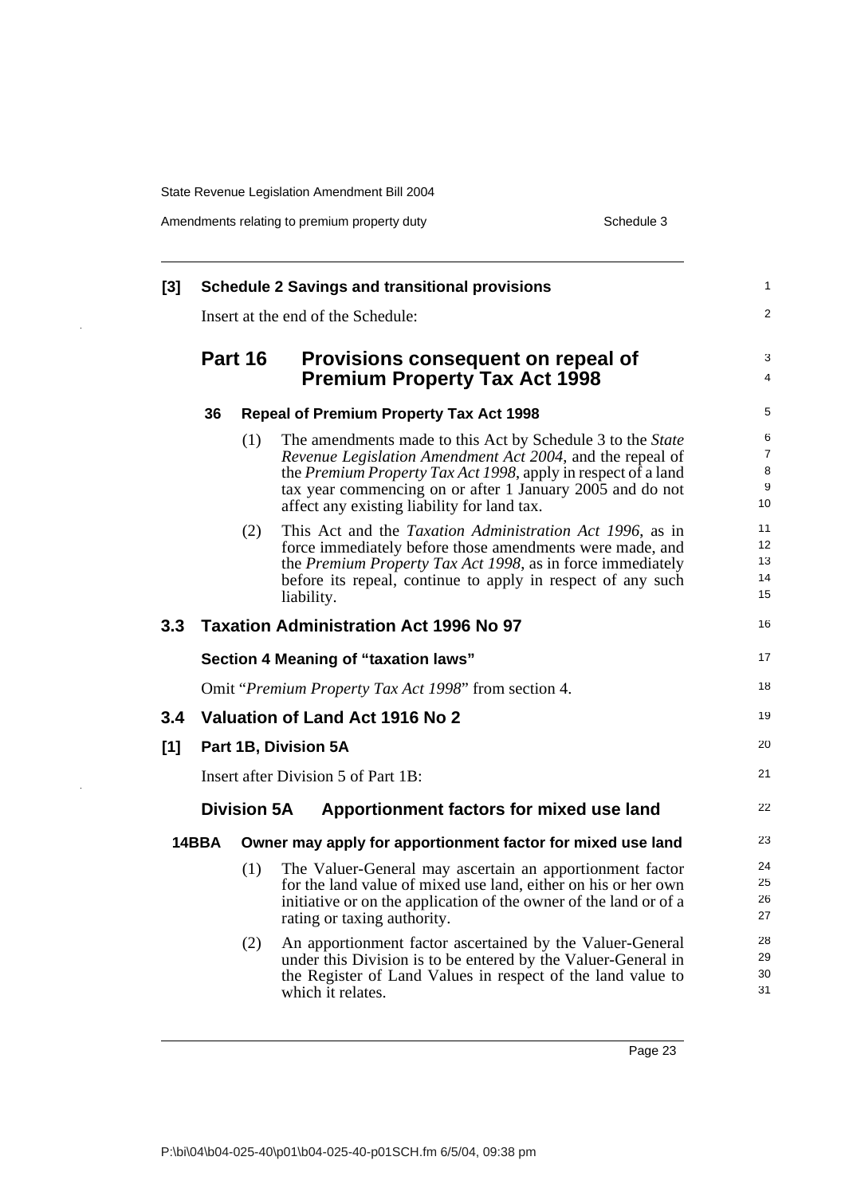**[3] Schedule 2 Savings and transitional provisions**

Insert at the end of the Schedule:

## Part 16 Provisions consequent on repeal of Premium Property Tax Act 1998

**36 Repeal of Premium Property Tax Act 1998**

(1) The amendments made to this Act by Schedule 3 to the *State Revenue Legislation Amendment Act 2004*, and the repeal of the *Premium Property Tax Act 1998*, apply in respect of a land tax year commencing on or after 1 January 2005 and do not affect any existing liability for land tax.

(2) This Act and the *Taxation Administration Act 1996*, as in force immediately before those amendments were made, and the *Premium Property Tax Act 1998*, as in force immediately before its repeal, continue to apply in respect of any such liability.

## 3.3 Taxation Administration Act 1996 No 97

**Section 4 Meaning of "taxation laws"**

Omit "*Premium Property Tax Act 1998*" from section 4.

## 3.4 Valuation of Land Act 1916 No 2

**[1] Part 1B, Division 5A**

Insert after Division 5 of Part 1B:

### Division 5A Apportionment factors for mixed use land

**14BBA Owner may apply for apportionment factor for mixed use land**

(1) The Valuer-General may ascertain an apportionment factor for the land value of mixed use land, either on his or her own initiative or on the application of the owner of the land or of a rating or taxing authority.

(2) An apportionment factor ascertained by the Valuer-General under this Division is to be entered by the Valuer-General in the Register of Land Values in respect of the land value to which it relates.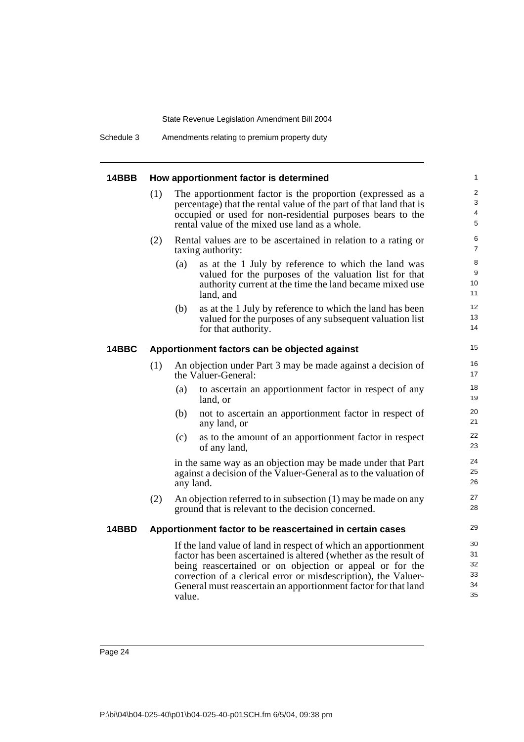### 14BBB How apportionment factor is determined

(1) The apportionment factor is the proportion (expressed as a percentage) that the rental value of the part of that land that is occupied or used for non-residential purposes bears to the rental value of the mixed use land as a whole.

(2) Rental values are to be ascertained in relation to a rating or taxing authority:

(a) as at the 1 July by reference to which the land was valued for the purposes of the valuation list for that authority current at the time the land became mixed use land, and

(b) as at the 1 July by reference to which the land has been valued for the purposes of any subsequent valuation list for that authority.

### 14BBC Apportionment factors can be objected against

(1) An objection under Part 3 may be made against a decision of the Valuer-General:

(a) to ascertain an apportionment factor in respect of any land, or

(b) not to ascertain an apportionment factor in respect of any land, or

(c) as to the amount of an apportionment factor in respect of any land,

in the same way as an objection may be made under that Part against a decision of the Valuer-General as to the valuation of any land.

(2) An objection referred to in subsection (1) may be made on any ground that is relevant to the decision concerned.

### 14BBD Apportionment factor to be reascertained in certain cases

If the land value of land in respect of which an apportionment factor has been ascertained is altered (whether as the result of being reascertained or on objection or appeal or for the correction of a clerical error or misdescription), the Valuer-General must reascertain an apportionment factor for that land value.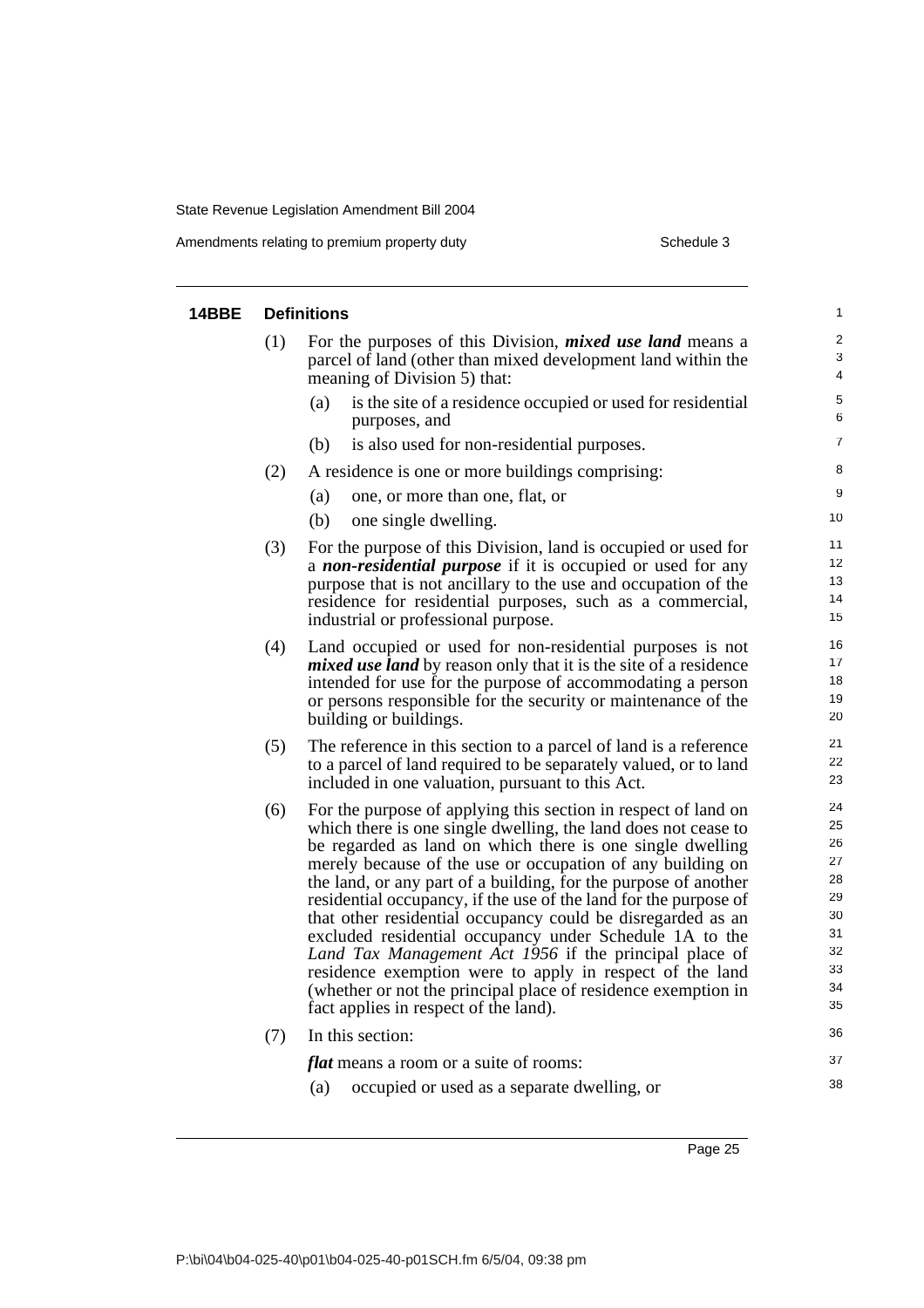### 14BBE Definitions

(1) For the purposes of this Division, ***mixed use land*** means a parcel of land (other than mixed development land within the meaning of Division 5) that:

(a) is the site of a residence occupied or used for residential purposes, and

(b) is also used for non-residential purposes.

(2) A residence is one or more buildings comprising:

(a) one, or more than one, flat, or

(b) one single dwelling.

(3) For the purpose of this Division, land is occupied or used for a ***non-residential purpose*** if it is occupied or used for any purpose that is not ancillary to the use and occupation of the residence for residential purposes, such as a commercial, industrial or professional purpose.

(4) Land occupied or used for non-residential purposes is not ***mixed use land*** by reason only that it is the site of a residence intended for use for the purpose of accommodating a person or persons responsible for the security or maintenance of the building or buildings.

(5) The reference in this section to a parcel of land is a reference to a parcel of land required to be separately valued, or to land included in one valuation, pursuant to this Act.

(6) For the purpose of applying this section in respect of land on which there is one single dwelling, the land does not cease to be regarded as land on which there is one single dwelling merely because of the use or occupation of any building on the land, or any part of a building, for the purpose of another residential occupancy, if the use of the land for the purpose of that other residential occupancy could be disregarded as an excluded residential occupancy under Schedule 1A to the *Land Tax Management Act 1956* if the principal place of residence exemption were to apply in respect of the land (whether or not the principal place of residence exemption in fact applies in respect of the land).

(7) In this section:

***flat*** means a room or a suite of rooms:

(a) occupied or used as a separate dwelling, or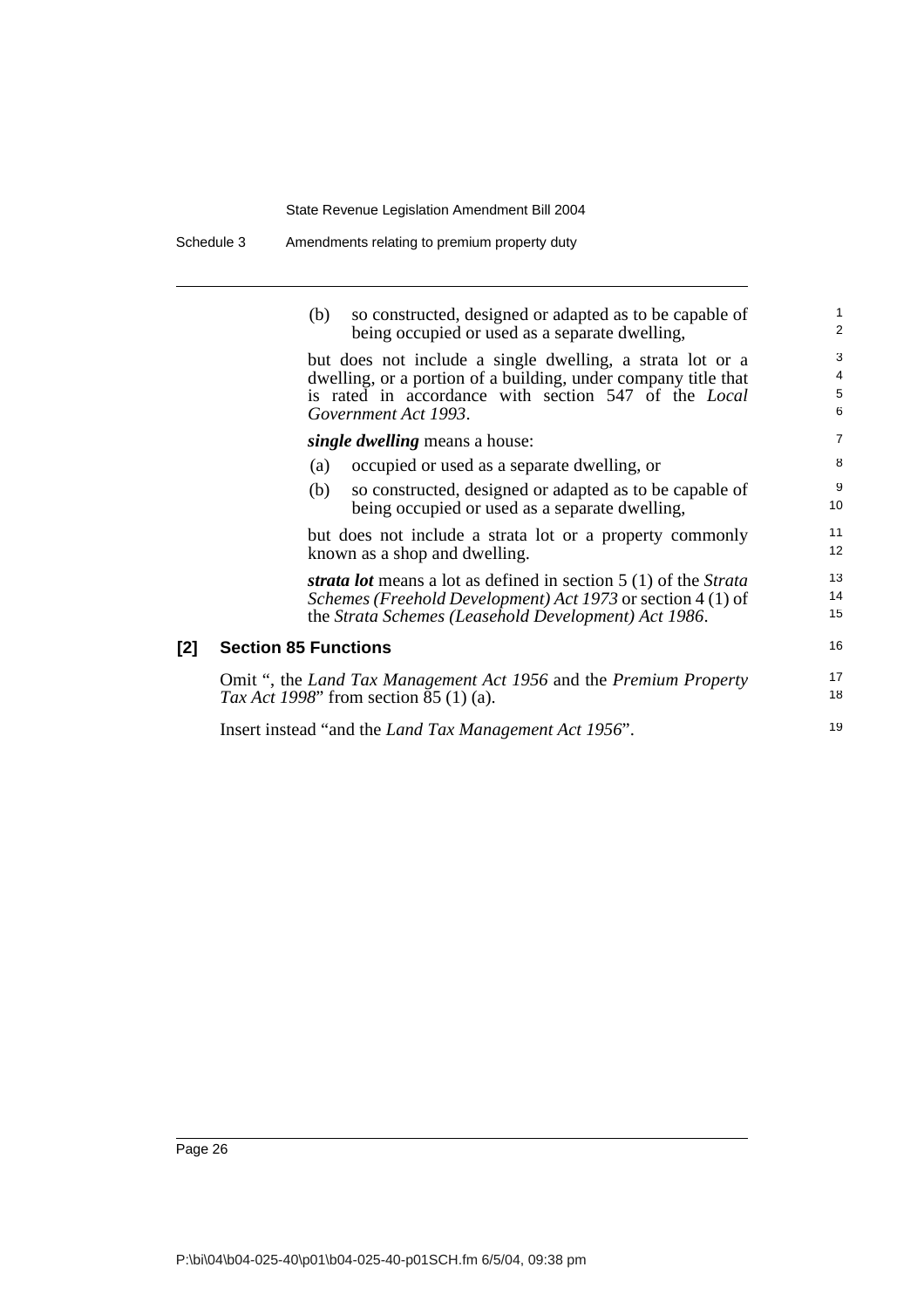(b) so constructed, designed or adapted as to be capable of being occupied or used as a separate dwelling,

but does not include a single dwelling, a strata lot or a dwelling, or a portion of a building, under company title that is rated in accordance with section 547 of the *Local Government Act 1993*.

***single dwelling*** means a house:

(a) occupied or used as a separate dwelling, or

(b) so constructed, designed or adapted as to be capable of being occupied or used as a separate dwelling,

but does not include a strata lot or a property commonly known as a shop and dwelling.

***strata lot*** means a lot as defined in section 5 (1) of the *Strata Schemes (Freehold Development) Act 1973* or section 4 (1) of the *Strata Schemes (Leasehold Development) Act 1986*.

**[2] Section 85 Functions**

Omit ", the *Land Tax Management Act 1956* and the *Premium Property Tax Act 1998*" from section 85 (1) (a).

Insert instead "and the *Land Tax Management Act 1956*".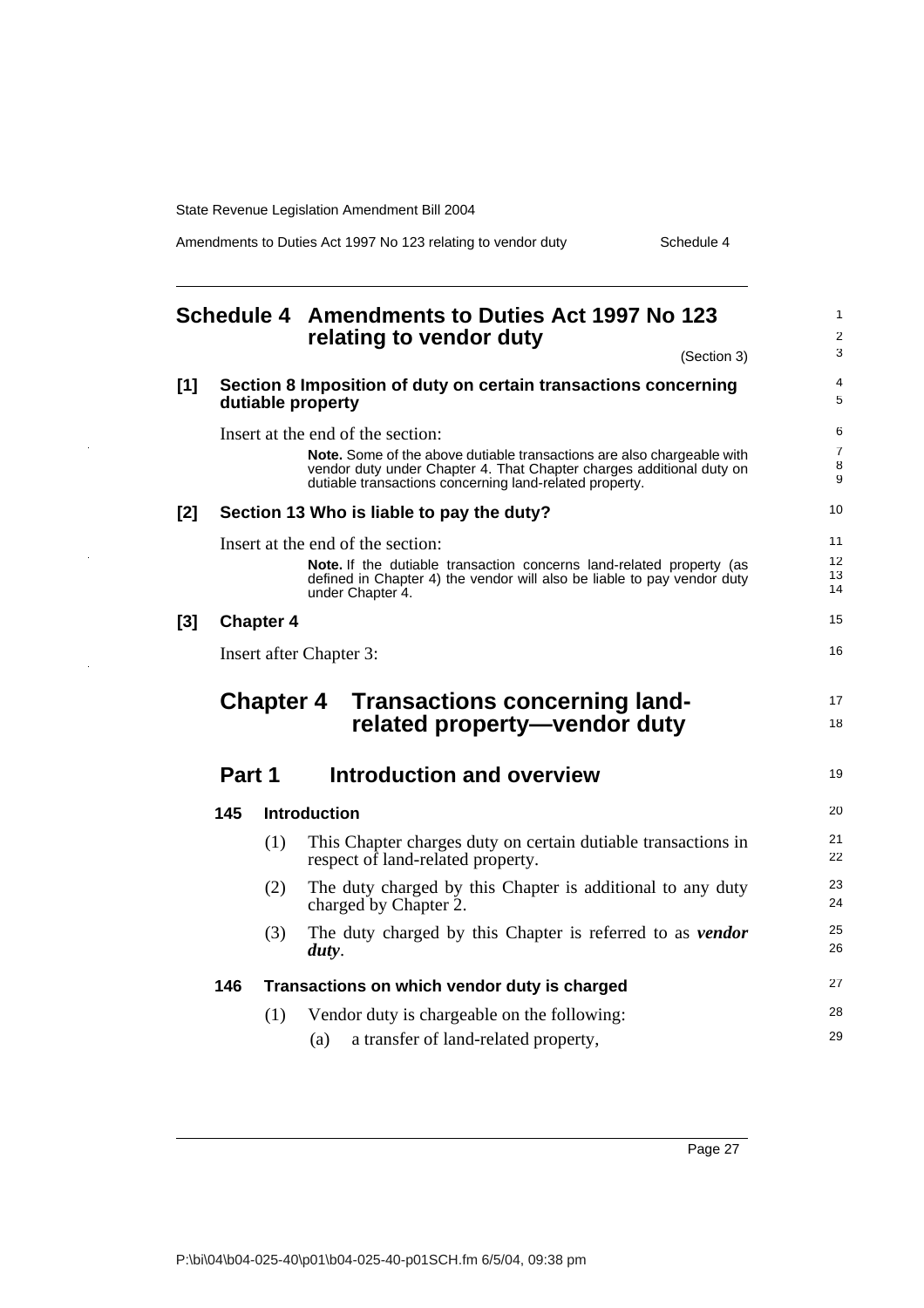# Schedule 4 Amendments to Duties Act 1997 No 123 relating to vendor duty

(Section 3)

**[1] Section 8 Imposition of duty on certain transactions concerning dutiable property**

Insert at the end of the section:

> **Note.** Some of the above dutiable transactions are also chargeable with vendor duty under Chapter 4. That Chapter charges additional duty on dutiable transactions concerning land-related property.

**[2] Section 13 Who is liable to pay the duty?**

Insert at the end of the section:

> **Note.** If the dutiable transaction concerns land-related property (as defined in Chapter 4) the vendor will also be liable to pay vendor duty under Chapter 4.

**[3] Chapter 4**

Insert after Chapter 3:

## Chapter 4 Transactions concerning land-related property—vendor duty

### Part 1 Introduction and overview

#### 145 Introduction

(1) This Chapter charges duty on certain dutiable transactions in respect of land-related property.

(2) The duty charged by this Chapter is additional to any duty charged by Chapter 2.

(3) The duty charged by this Chapter is referred to as ***vendor duty***.

#### 146 Transactions on which vendor duty is charged

(1) Vendor duty is chargeable on the following:

(a) a transfer of land-related property,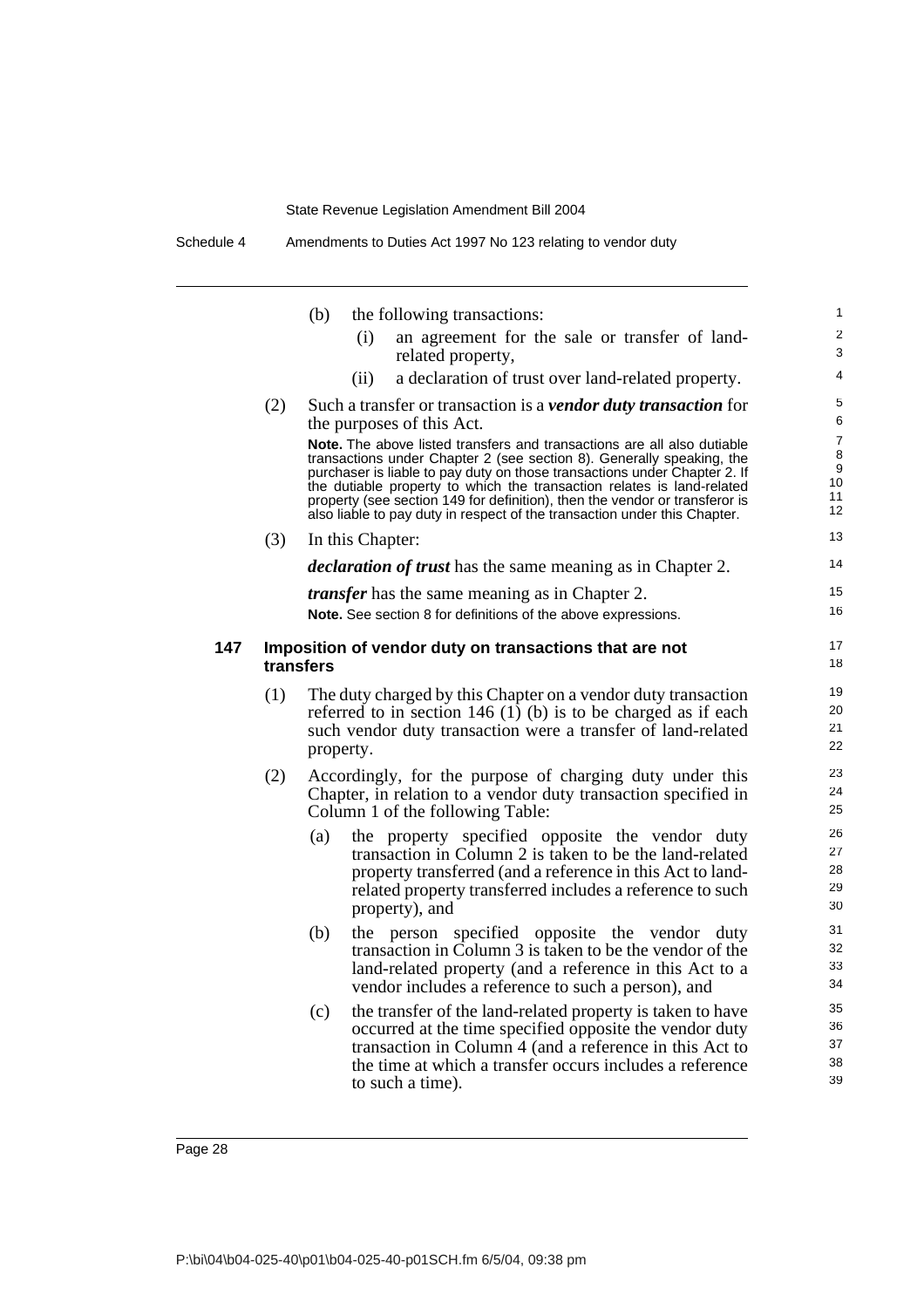(b) the following transactions:

  (i) an agreement for the sale or transfer of land-related property,

  (ii) a declaration of trust over land-related property.

(2) Such a transfer or transaction is a ***vendor duty transaction*** for the purposes of this Act.

**Note.** The above listed transfers and transactions are all also dutiable transactions under Chapter 2 (see section 8). Generally speaking, the purchaser is liable to pay duty on those transactions under Chapter 2. If the dutiable property to which the transaction relates is land-related property (see section 149 for definition), then the vendor or transferor is also liable to pay duty in respect of the transaction under this Chapter.

(3) In this Chapter:

***declaration of trust*** has the same meaning as in Chapter 2.

***transfer*** has the same meaning as in Chapter 2.

**Note.** See section 8 for definitions of the above expressions.

### 147 Imposition of vendor duty on transactions that are not transfers

(1) The duty charged by this Chapter on a vendor duty transaction referred to in section 146 (1) (b) is to be charged as if each such vendor duty transaction were a transfer of land-related property.

(2) Accordingly, for the purpose of charging duty under this Chapter, in relation to a vendor duty transaction specified in Column 1 of the following Table:

  (a) the property specified opposite the vendor duty transaction in Column 2 is taken to be the land-related property transferred (and a reference in this Act to land-related property transferred includes a reference to such property), and

  (b) the person specified opposite the vendor duty transaction in Column 3 is taken to be the vendor of the land-related property (and a reference in this Act to a vendor includes a reference to such a person), and

  (c) the transfer of the land-related property is taken to have occurred at the time specified opposite the vendor duty transaction in Column 4 (and a reference in this Act to the time at which a transfer occurs includes a reference to such a time).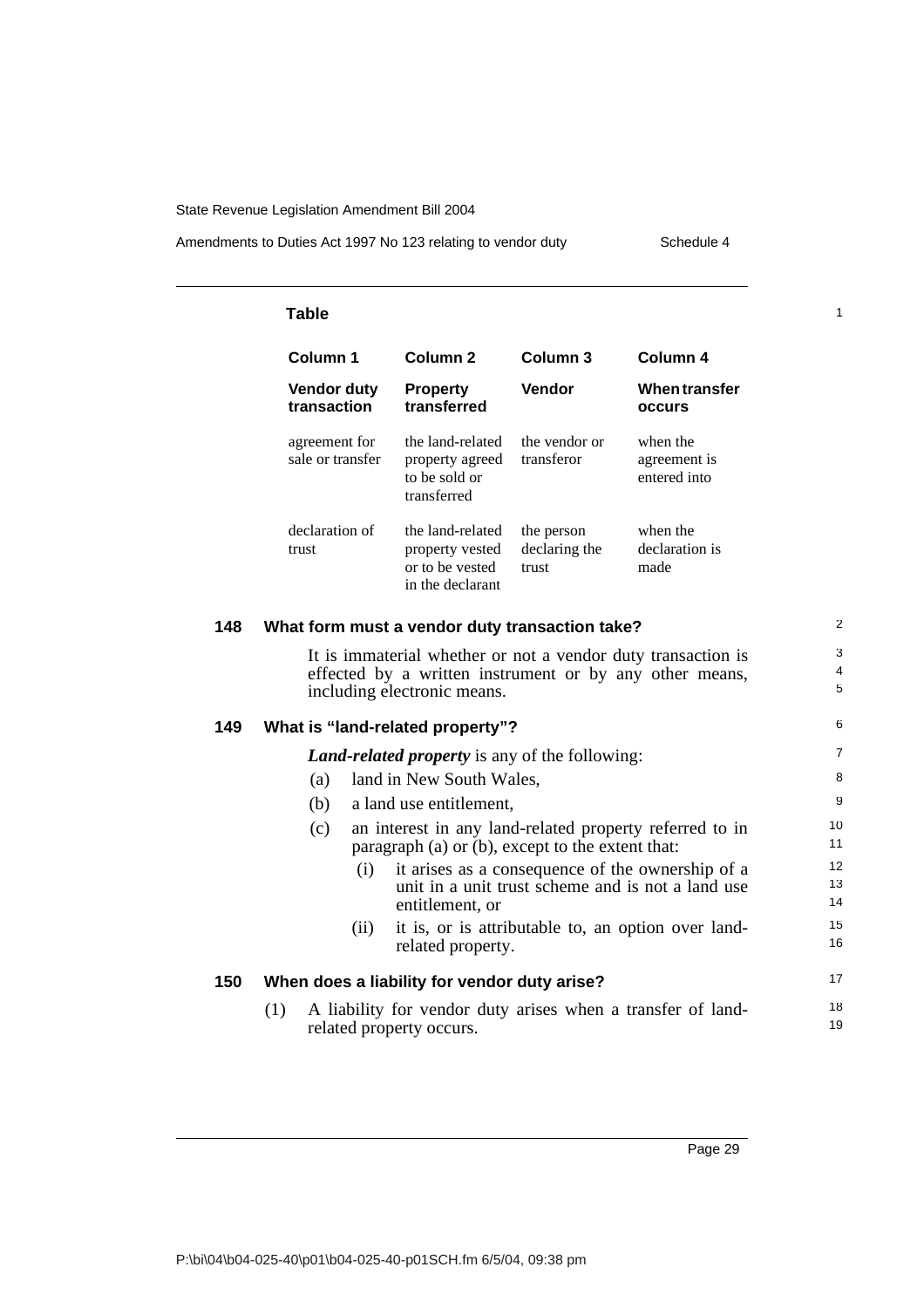**Table**

| Column 1 | Column 2 | Column 3 | Column 4 |
|---|---|---|---|
| **Vendor duty transaction** | **Property transferred** | **Vendor** | **When transfer occurs** |
| agreement for sale or transfer | the land-related property agreed to be sold or transferred | the vendor or transferor | when the agreement is entered into |
| declaration of trust | the land-related property vested or to be vested in the declarant | the person declaring the trust | when the declaration is made |

### 148 What form must a vendor duty transaction take?

It is immaterial whether or not a vendor duty transaction is effected by a written instrument or by any other means, including electronic means.

### 149 What is "land-related property"?

***Land-related property*** is any of the following:

(a) land in New South Wales,

(b) a land use entitlement,

(c) an interest in any land-related property referred to in paragraph (a) or (b), except to the extent that:

(i) it arises as a consequence of the ownership of a unit in a unit trust scheme and is not a land use entitlement, or

(ii) it is, or is attributable to, an option over land-related property.

### 150 When does a liability for vendor duty arise?

(1) A liability for vendor duty arises when a transfer of land-related property occurs.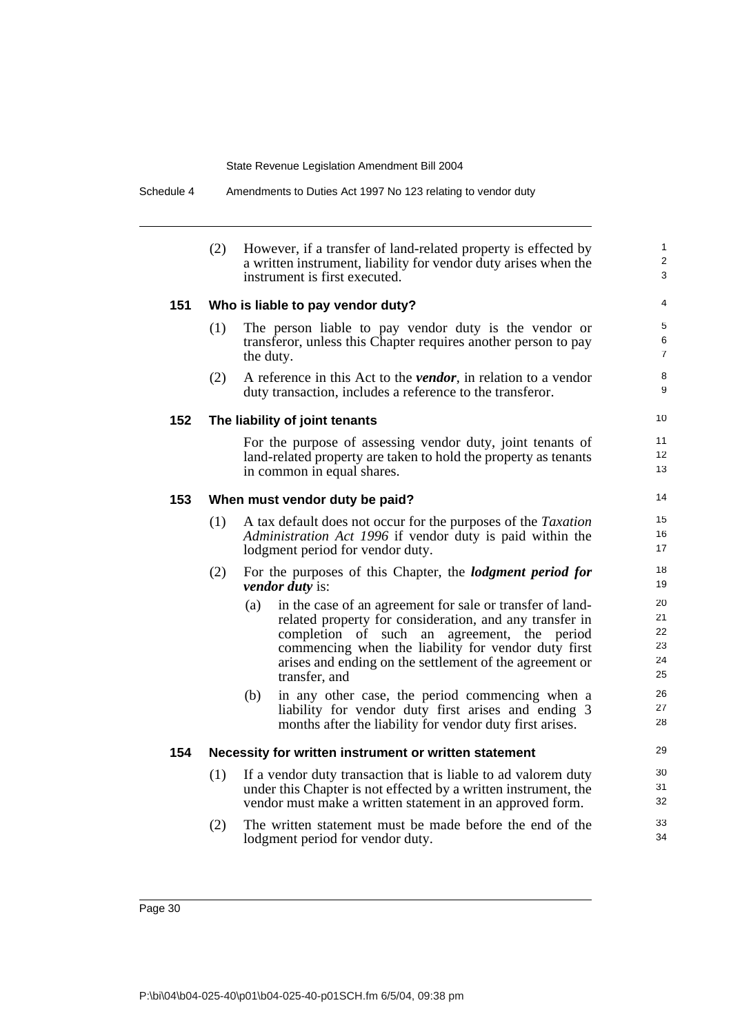(2) However, if a transfer of land-related property is effected by a written instrument, liability for vendor duty arises when the instrument is first executed.

### 151 Who is liable to pay vendor duty?

(1) The person liable to pay vendor duty is the vendor or transferor, unless this Chapter requires another person to pay the duty.

(2) A reference in this Act to the ***vendor***, in relation to a vendor duty transaction, includes a reference to the transferor.

### 152 The liability of joint tenants

For the purpose of assessing vendor duty, joint tenants of land-related property are taken to hold the property as tenants in common in equal shares.

### 153 When must vendor duty be paid?

(1) A tax default does not occur for the purposes of the *Taxation Administration Act 1996* if vendor duty is paid within the lodgment period for vendor duty.

(2) For the purposes of this Chapter, the ***lodgment period for vendor duty*** is:

(a) in the case of an agreement for sale or transfer of land-related property for consideration, and any transfer in completion of such an agreement, the period commencing when the liability for vendor duty first arises and ending on the settlement of the agreement or transfer, and

(b) in any other case, the period commencing when a liability for vendor duty first arises and ending 3 months after the liability for vendor duty first arises.

### 154 Necessity for written instrument or written statement

(1) If a vendor duty transaction that is liable to ad valorem duty under this Chapter is not effected by a written instrument, the vendor must make a written statement in an approved form.

(2) The written statement must be made before the end of the lodgment period for vendor duty.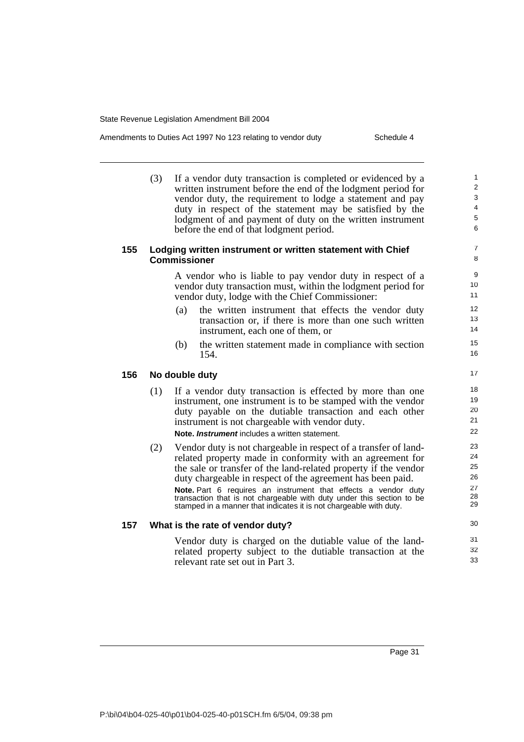(3) If a vendor duty transaction is completed or evidenced by a written instrument before the end of the lodgment period for vendor duty, the requirement to lodge a statement and pay duty in respect of the statement may be satisfied by the lodgment of and payment of duty on the written instrument before the end of that lodgment period.

### 155 Lodging written instrument or written statement with Chief Commissioner

A vendor who is liable to pay vendor duty in respect of a vendor duty transaction must, within the lodgment period for vendor duty, lodge with the Chief Commissioner:

(a) the written instrument that effects the vendor duty transaction or, if there is more than one such written instrument, each one of them, or

(b) the written statement made in compliance with section 154.

### 156 No double duty

(1) If a vendor duty transaction is effected by more than one instrument, one instrument is to be stamped with the vendor duty payable on the dutiable transaction and each other instrument is not chargeable with vendor duty.

**Note.** ***Instrument*** includes a written statement.

(2) Vendor duty is not chargeable in respect of a transfer of land-related property made in conformity with an agreement for the sale or transfer of the land-related property if the vendor duty chargeable in respect of the agreement has been paid.

**Note.** Part 6 requires an instrument that effects a vendor duty transaction that is not chargeable with duty under this section to be stamped in a manner that indicates it is not chargeable with duty.

### 157 What is the rate of vendor duty?

Vendor duty is charged on the dutiable value of the land-related property subject to the dutiable transaction at the relevant rate set out in Part 3.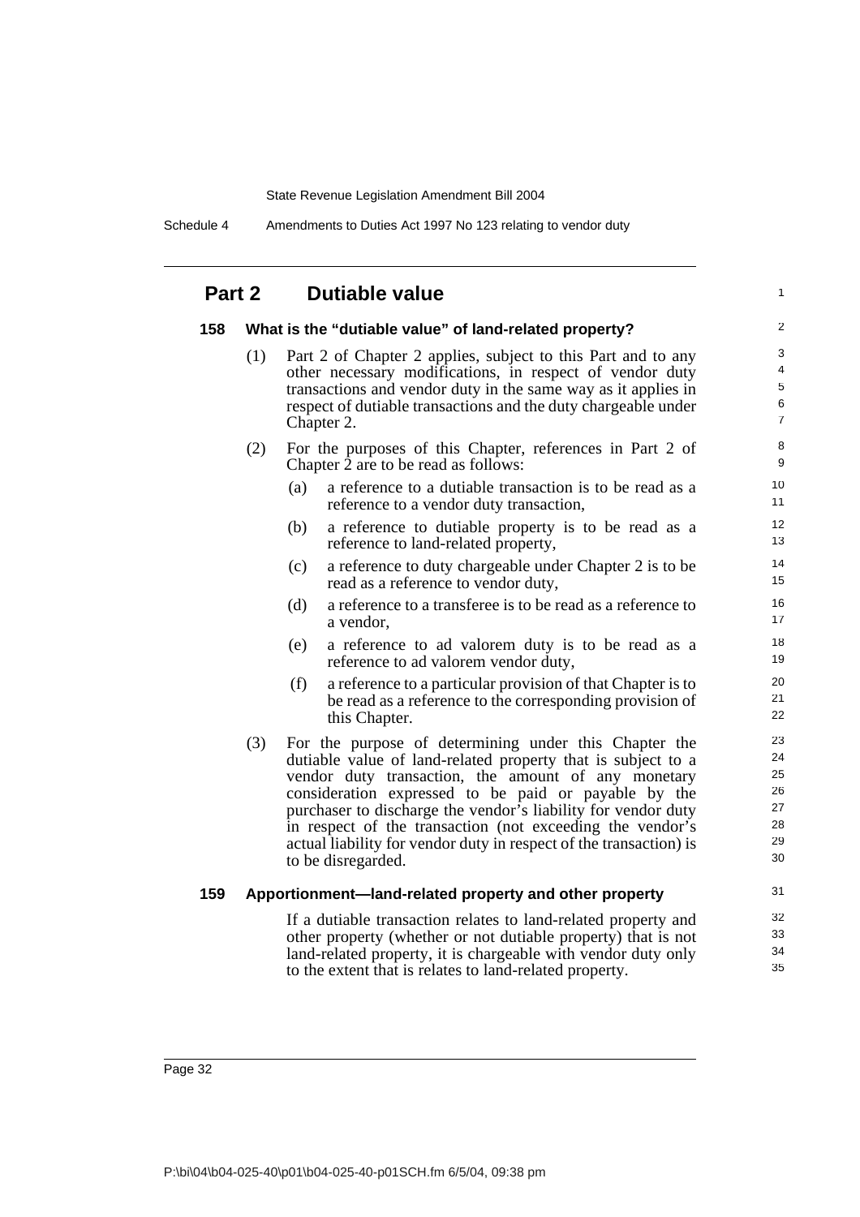## Part 2 Dutiable value

### 158 What is the "dutiable value" of land-related property?

(1) Part 2 of Chapter 2 applies, subject to this Part and to any other necessary modifications, in respect of vendor duty transactions and vendor duty in the same way as it applies in respect of dutiable transactions and the duty chargeable under Chapter 2.

(2) For the purposes of this Chapter, references in Part 2 of Chapter 2 are to be read as follows:

- (a) a reference to a dutiable transaction is to be read as a reference to a vendor duty transaction,
- (b) a reference to dutiable property is to be read as a reference to land-related property,
- (c) a reference to duty chargeable under Chapter 2 is to be read as a reference to vendor duty,
- (d) a reference to a transferee is to be read as a reference to a vendor,
- (e) a reference to ad valorem duty is to be read as a reference to ad valorem vendor duty,
- (f) a reference to a particular provision of that Chapter is to be read as a reference to the corresponding provision of this Chapter.

(3) For the purpose of determining under this Chapter the dutiable value of land-related property that is subject to a vendor duty transaction, the amount of any monetary consideration expressed to be paid or payable by the purchaser to discharge the vendor's liability for vendor duty in respect of the transaction (not exceeding the vendor's actual liability for vendor duty in respect of the transaction) is to be disregarded.

### 159 Apportionment—land-related property and other property

If a dutiable transaction relates to land-related property and other property (whether or not dutiable property) that is not land-related property, it is chargeable with vendor duty only to the extent that is relates to land-related property.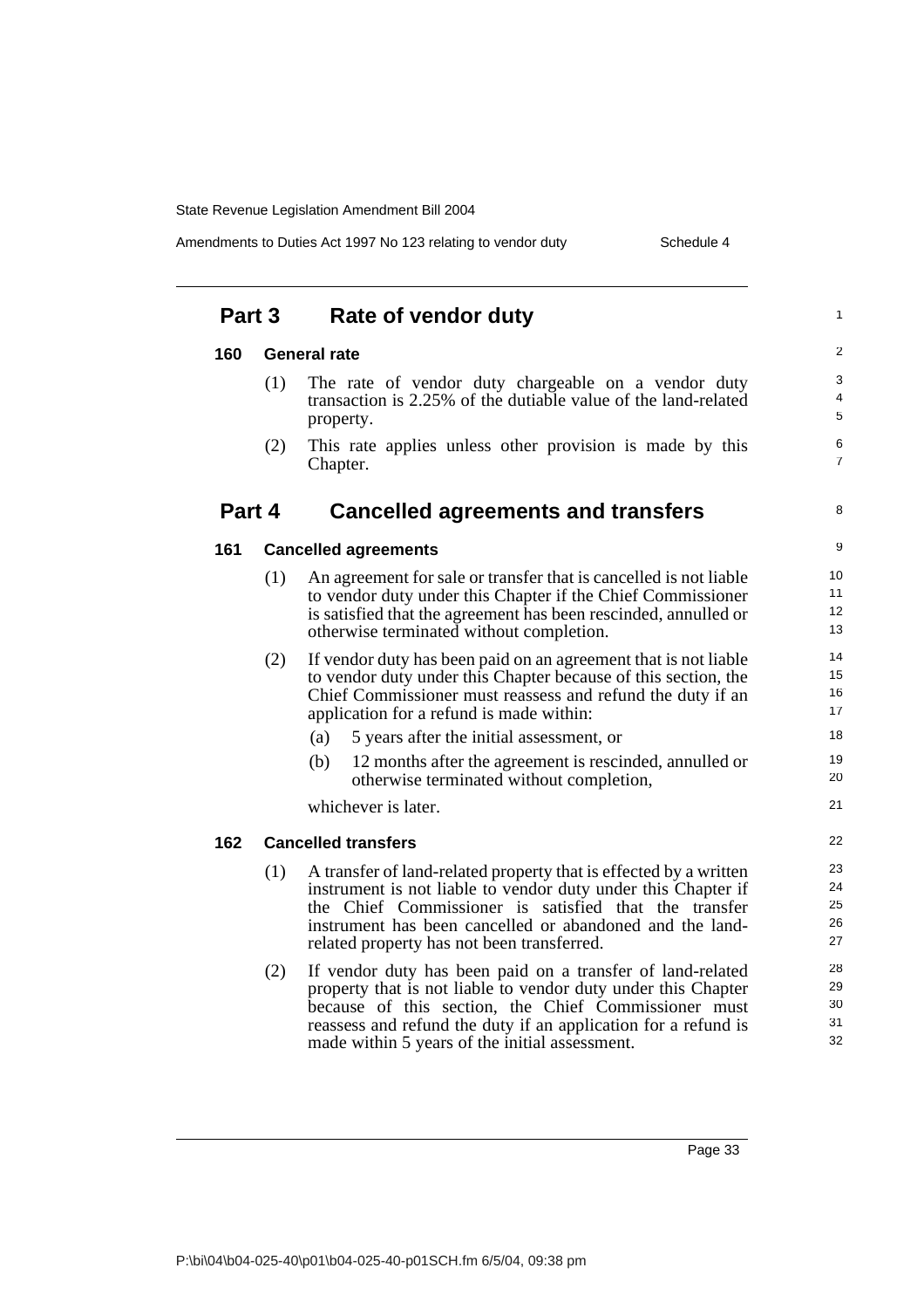## Part 3 Rate of vendor duty

### 160 General rate

(1) The rate of vendor duty chargeable on a vendor duty transaction is 2.25% of the dutiable value of the land-related property.

(2) This rate applies unless other provision is made by this Chapter.

## Part 4 Cancelled agreements and transfers

### 161 Cancelled agreements

(1) An agreement for sale or transfer that is cancelled is not liable to vendor duty under this Chapter if the Chief Commissioner is satisfied that the agreement has been rescinded, annulled or otherwise terminated without completion.

(2) If vendor duty has been paid on an agreement that is not liable to vendor duty under this Chapter because of this section, the Chief Commissioner must reassess and refund the duty if an application for a refund is made within:

- (a) 5 years after the initial assessment, or
- (b) 12 months after the agreement is rescinded, annulled or otherwise terminated without completion,

whichever is later.

### 162 Cancelled transfers

(1) A transfer of land-related property that is effected by a written instrument is not liable to vendor duty under this Chapter if the Chief Commissioner is satisfied that the transfer instrument has been cancelled or abandoned and the land-related property has not been transferred.

(2) If vendor duty has been paid on a transfer of land-related property that is not liable to vendor duty under this Chapter because of this section, the Chief Commissioner must reassess and refund the duty if an application for a refund is made within 5 years of the initial assessment.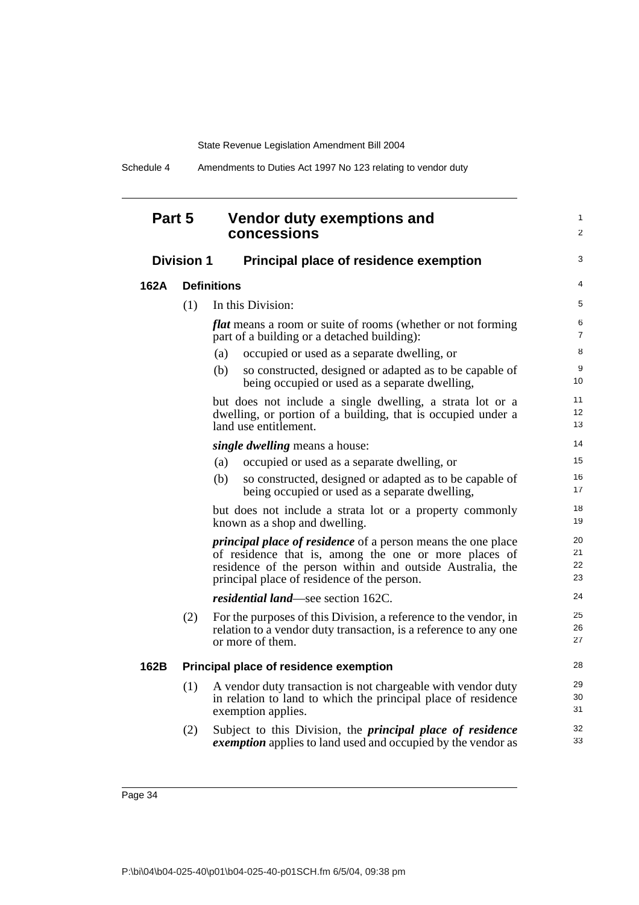## Part 5 Vendor duty exemptions and concessions

### Division 1 Principal place of residence exemption

#### 162A Definitions

(1) In this Division:

***flat*** means a room or suite of rooms (whether or not forming part of a building or a detached building):

(a) occupied or used as a separate dwelling, or

(b) so constructed, designed or adapted as to be capable of being occupied or used as a separate dwelling,

but does not include a single dwelling, a strata lot or a dwelling, or portion of a building, that is occupied under a land use entitlement.

***single dwelling*** means a house:

(a) occupied or used as a separate dwelling, or

(b) so constructed, designed or adapted as to be capable of being occupied or used as a separate dwelling,

but does not include a strata lot or a property commonly known as a shop and dwelling.

***principal place of residence*** of a person means the one place of residence that is, among the one or more places of residence of the person within and outside Australia, the principal place of residence of the person.

***residential land***—see section 162C.

(2) For the purposes of this Division, a reference to the vendor, in relation to a vendor duty transaction, is a reference to any one or more of them.

#### 162B Principal place of residence exemption

(1) A vendor duty transaction is not chargeable with vendor duty in relation to land to which the principal place of residence exemption applies.

(2) Subject to this Division, the ***principal place of residence exemption*** applies to land used and occupied by the vendor as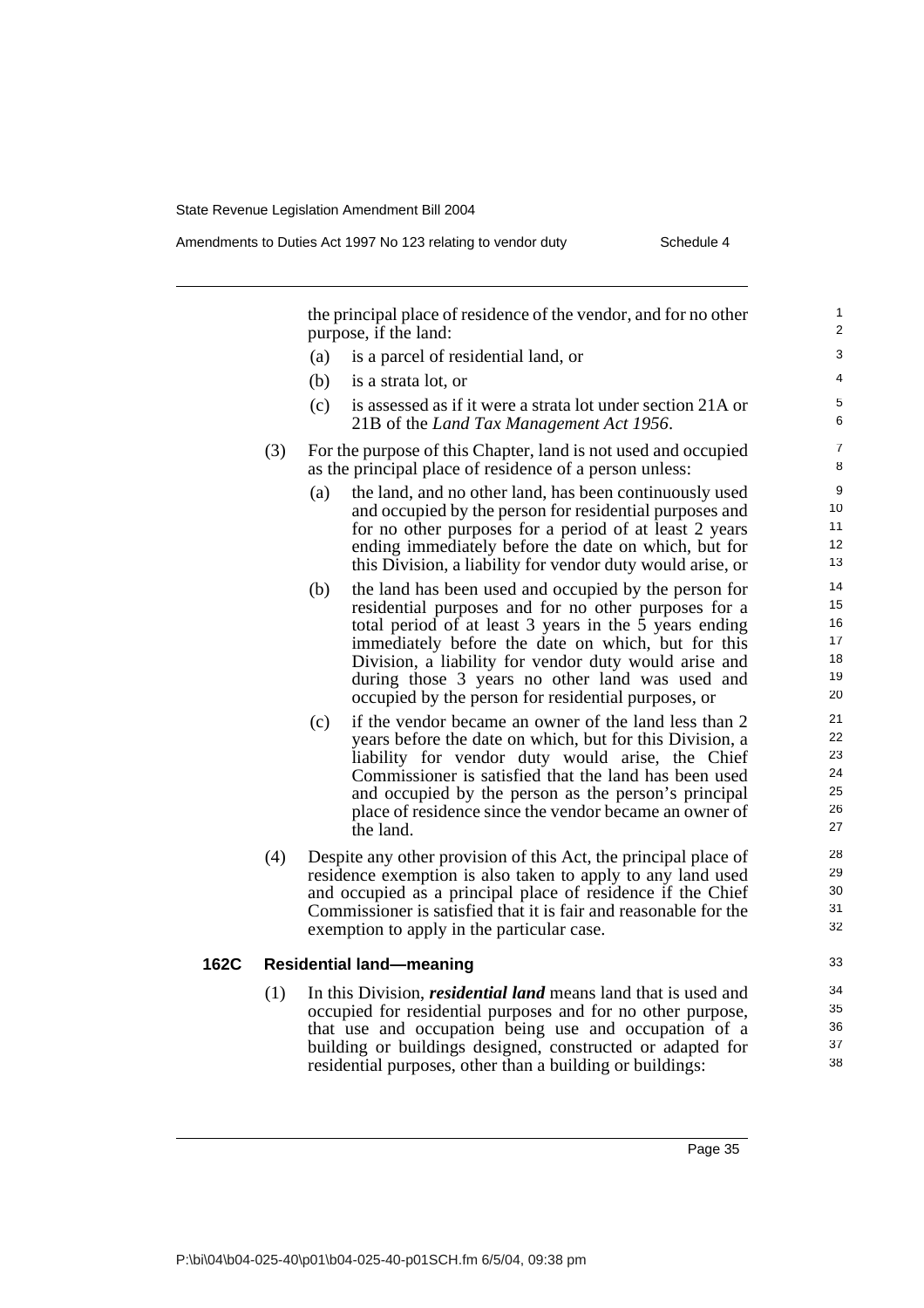the principal place of residence of the vendor, and for no other purpose, if the land:

(a) is a parcel of residential land, or

(b) is a strata lot, or

(c) is assessed as if it were a strata lot under section 21A or 21B of the *Land Tax Management Act 1956*.

(3) For the purpose of this Chapter, land is not used and occupied as the principal place of residence of a person unless:

(a) the land, and no other land, has been continuously used and occupied by the person for residential purposes and for no other purposes for a period of at least 2 years ending immediately before the date on which, but for this Division, a liability for vendor duty would arise, or

(b) the land has been used and occupied by the person for residential purposes and for no other purposes for a total period of at least 3 years in the 5 years ending immediately before the date on which, but for this Division, a liability for vendor duty would arise and during those 3 years no other land was used and occupied by the person for residential purposes, or

(c) if the vendor became an owner of the land less than 2 years before the date on which, but for this Division, a liability for vendor duty would arise, the Chief Commissioner is satisfied that the land has been used and occupied by the person as the person's principal place of residence since the vendor became an owner of the land.

(4) Despite any other provision of this Act, the principal place of residence exemption is also taken to apply to any land used and occupied as a principal place of residence if the Chief Commissioner is satisfied that it is fair and reasonable for the exemption to apply in the particular case.

### 162C Residential land—meaning

(1) In this Division, ***residential land*** means land that is used and occupied for residential purposes and for no other purpose, that use and occupation being use and occupation of a building or buildings designed, constructed or adapted for residential purposes, other than a building or buildings: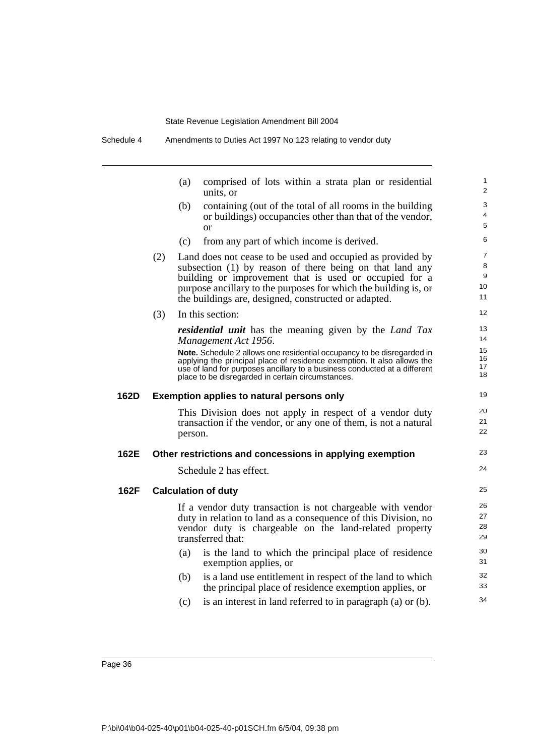(a) comprised of lots within a strata plan or residential units, or

(b) containing (out of the total of all rooms in the building or buildings) occupancies other than that of the vendor, or

(c) from any part of which income is derived.

(2) Land does not cease to be used and occupied as provided by subsection (1) by reason of there being on that land any building or improvement that is used or occupied for a purpose ancillary to the purposes for which the building is, or the buildings are, designed, constructed or adapted.

(3) In this section:

***residential unit*** has the meaning given by the *Land Tax Management Act 1956*.

**Note.** Schedule 2 allows one residential occupancy to be disregarded in applying the principal place of residence exemption. It also allows the use of land for purposes ancillary to a business conducted at a different place to be disregarded in certain circumstances.

### 162D Exemption applies to natural persons only

This Division does not apply in respect of a vendor duty transaction if the vendor, or any one of them, is not a natural person.

### 162E Other restrictions and concessions in applying exemption

Schedule 2 has effect.

### 162F Calculation of duty

If a vendor duty transaction is not chargeable with vendor duty in relation to land as a consequence of this Division, no vendor duty is chargeable on the land-related property transferred that:

(a) is the land to which the principal place of residence exemption applies, or

(b) is a land use entitlement in respect of the land to which the principal place of residence exemption applies, or

(c) is an interest in land referred to in paragraph (a) or (b).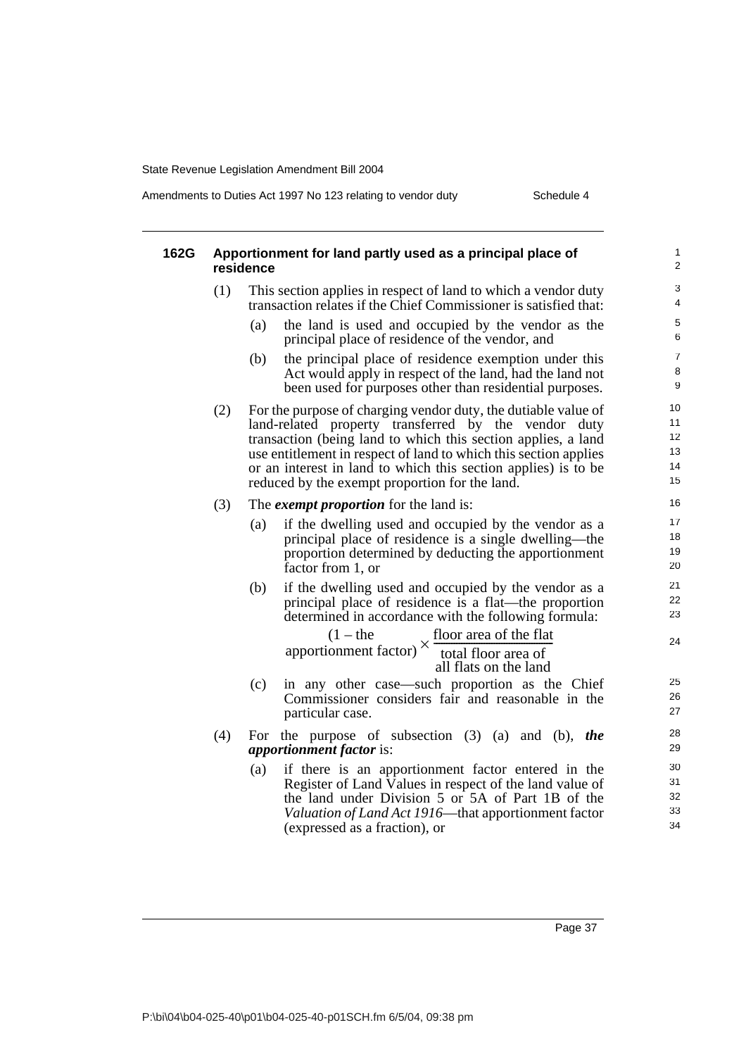#### 162G Apportionment for land partly used as a principal place of residence

(1) This section applies in respect of land to which a vendor duty transaction relates if the Chief Commissioner is satisfied that:

- (a) the land is used and occupied by the vendor as the principal place of residence of the vendor, and
- (b) the principal place of residence exemption under this Act would apply in respect of the land, had the land not been used for purposes other than residential purposes.

(2) For the purpose of charging vendor duty, the dutiable value of land-related property transferred by the vendor duty transaction (being land to which this section applies, a land use entitlement in respect of land to which this section applies or an interest in land to which this section applies) is to be reduced by the exempt proportion for the land.

(3) The ***exempt proportion*** for the land is:

- (a) if the dwelling used and occupied by the vendor as a principal place of residence is a single dwelling—the proportion determined by deducting the apportionment factor from 1, or
- (b) if the dwelling used and occupied by the vendor as a principal place of residence is a flat—the proportion determined in accordance with the following formula:

$$(1 - \text{the apportionment factor}) \times \frac{\text{floor area of the flat}}{\text{total floor area of all flats on the land}}$$

- (c) in any other case—such proportion as the Chief Commissioner considers fair and reasonable in the particular case.

(4) For the purpose of subsection (3) (a) and (b), ***the apportionment factor*** is:

- (a) if there is an apportionment factor entered in the Register of Land Values in respect of the land value of the land under Division 5 or 5A of Part 1B of the *Valuation of Land Act 1916*—that apportionment factor (expressed as a fraction), or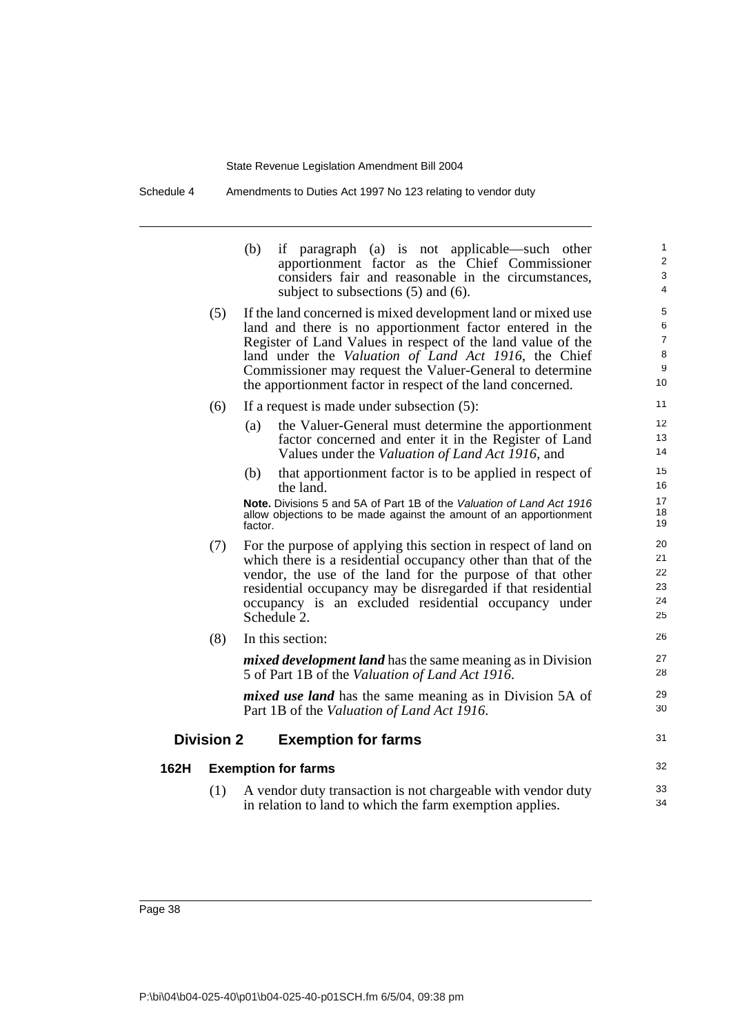(b) if paragraph (a) is not applicable—such other apportionment factor as the Chief Commissioner considers fair and reasonable in the circumstances, subject to subsections (5) and (6).

(5) If the land concerned is mixed development land or mixed use land and there is no apportionment factor entered in the Register of Land Values in respect of the land value of the land under the *Valuation of Land Act 1916*, the Chief Commissioner may request the Valuer-General to determine the apportionment factor in respect of the land concerned.

(6) If a request is made under subsection (5):

(a) the Valuer-General must determine the apportionment factor concerned and enter it in the Register of Land Values under the *Valuation of Land Act 1916*, and

(b) that apportionment factor is to be applied in respect of the land.

**Note.** Divisions 5 and 5A of Part 1B of the *Valuation of Land Act 1916* allow objections to be made against the amount of an apportionment factor.

(7) For the purpose of applying this section in respect of land on which there is a residential occupancy other than that of the vendor, the use of the land for the purpose of that other residential occupancy may be disregarded if that residential occupancy is an excluded residential occupancy under Schedule 2.

(8) In this section:

***mixed development land*** has the same meaning as in Division 5 of Part 1B of the *Valuation of Land Act 1916*.

***mixed use land*** has the same meaning as in Division 5A of Part 1B of the *Valuation of Land Act 1916*.

## Division 2 Exemption for farms

### 162H Exemption for farms

(1) A vendor duty transaction is not chargeable with vendor duty in relation to land to which the farm exemption applies.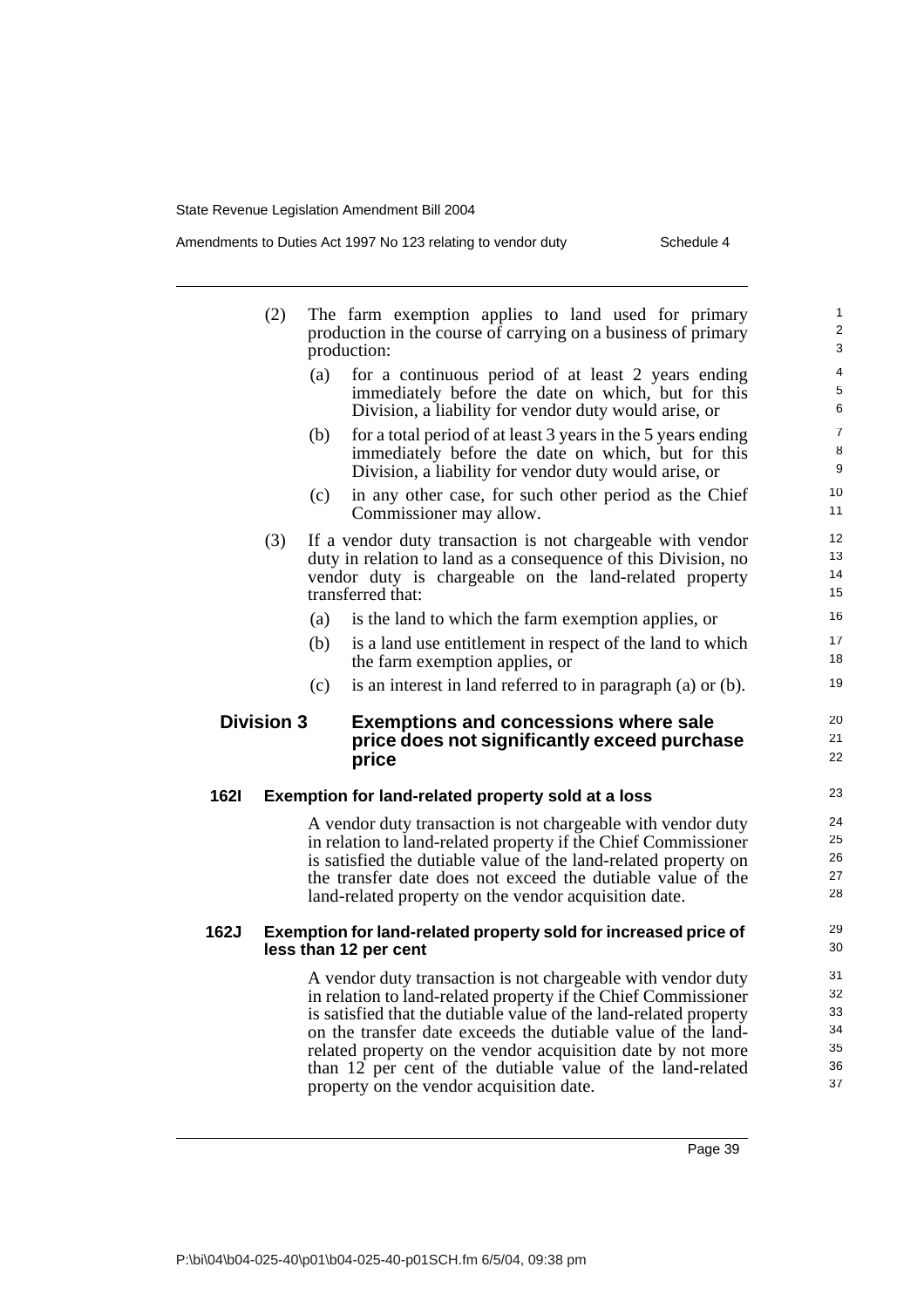(2) The farm exemption applies to land used for primary production in the course of carrying on a business of primary production:

(a) for a continuous period of at least 2 years ending immediately before the date on which, but for this Division, a liability for vendor duty would arise, or

(b) for a total period of at least 3 years in the 5 years ending immediately before the date on which, but for this Division, a liability for vendor duty would arise, or

(c) in any other case, for such other period as the Chief Commissioner may allow.

(3) If a vendor duty transaction is not chargeable with vendor duty in relation to land as a consequence of this Division, no vendor duty is chargeable on the land-related property transferred that:

(a) is the land to which the farm exemption applies, or

(b) is a land use entitlement in respect of the land to which the farm exemption applies, or

(c) is an interest in land referred to in paragraph (a) or (b).

## Division 3 Exemptions and concessions where sale price does not significantly exceed purchase price

### 162I Exemption for land-related property sold at a loss

A vendor duty transaction is not chargeable with vendor duty in relation to land-related property if the Chief Commissioner is satisfied the dutiable value of the land-related property on the transfer date does not exceed the dutiable value of the land-related property on the vendor acquisition date.

### 162J Exemption for land-related property sold for increased price of less than 12 per cent

A vendor duty transaction is not chargeable with vendor duty in relation to land-related property if the Chief Commissioner is satisfied that the dutiable value of the land-related property on the transfer date exceeds the dutiable value of the land-related property on the vendor acquisition date by not more than 12 per cent of the dutiable value of the land-related property on the vendor acquisition date.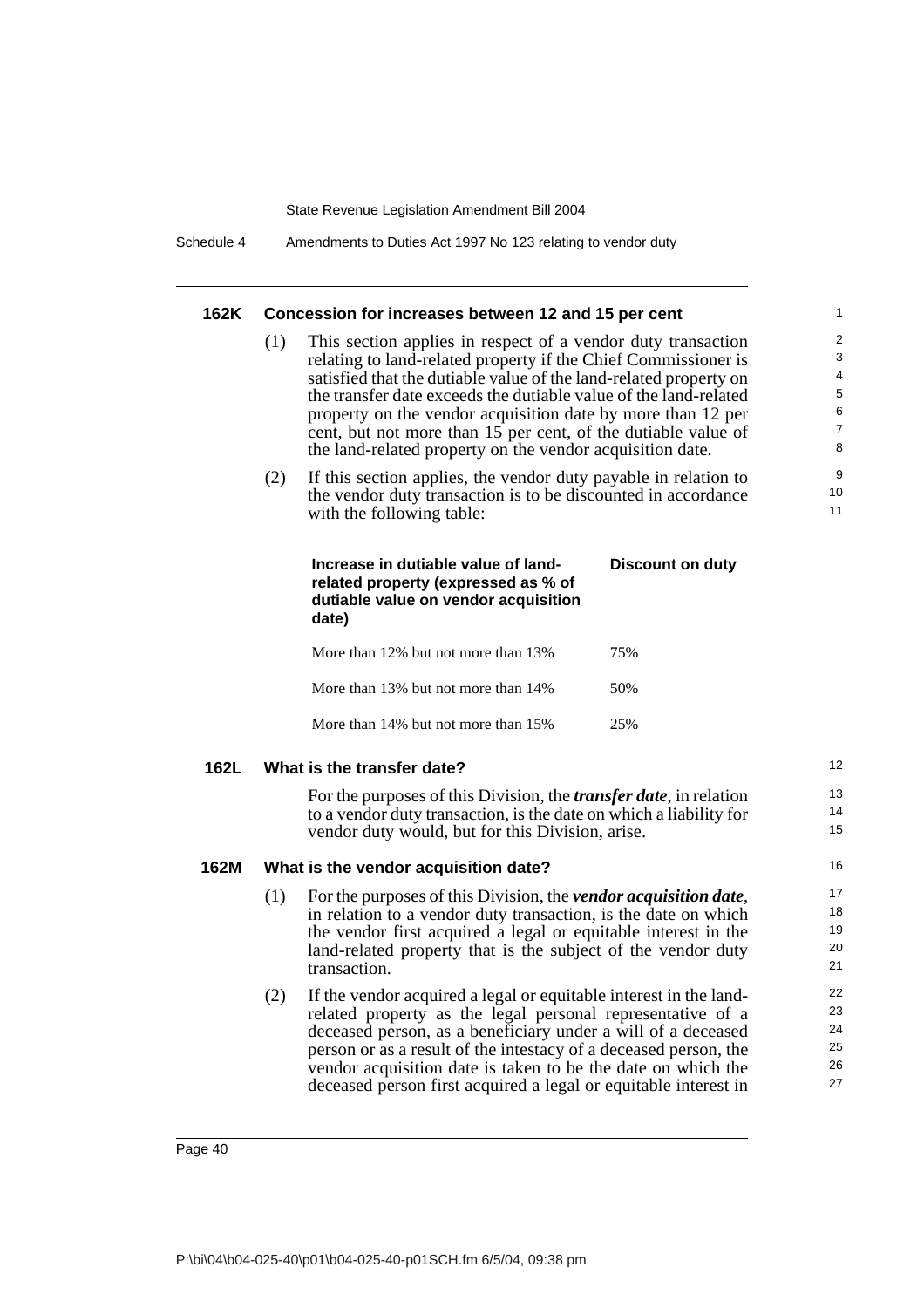### 162K Concession for increases between 12 and 15 per cent

(1) This section applies in respect of a vendor duty transaction relating to land-related property if the Chief Commissioner is satisfied that the dutiable value of the land-related property on the transfer date exceeds the dutiable value of the land-related property on the vendor acquisition date by more than 12 per cent, but not more than 15 per cent, of the dutiable value of the land-related property on the vendor acquisition date.

(2) If this section applies, the vendor duty payable in relation to the vendor duty transaction is to be discounted in accordance with the following table:

| Increase in dutiable value of land-related property (expressed as % of dutiable value on vendor acquisition date) | Discount on duty |
|---|---|
| More than 12% but not more than 13% | 75% |
| More than 13% but not more than 14% | 50% |
| More than 14% but not more than 15% | 25% |

### 162L What is the transfer date?

For the purposes of this Division, the ***transfer date***, in relation to a vendor duty transaction, is the date on which a liability for vendor duty would, but for this Division, arise.

### 162M What is the vendor acquisition date?

(1) For the purposes of this Division, the ***vendor acquisition date***, in relation to a vendor duty transaction, is the date on which the vendor first acquired a legal or equitable interest in the land-related property that is the subject of the vendor duty transaction.

(2) If the vendor acquired a legal or equitable interest in the land-related property as the legal personal representative of a deceased person, as a beneficiary under a will of a deceased person or as a result of the intestacy of a deceased person, the vendor acquisition date is taken to be the date on which the deceased person first acquired a legal or equitable interest in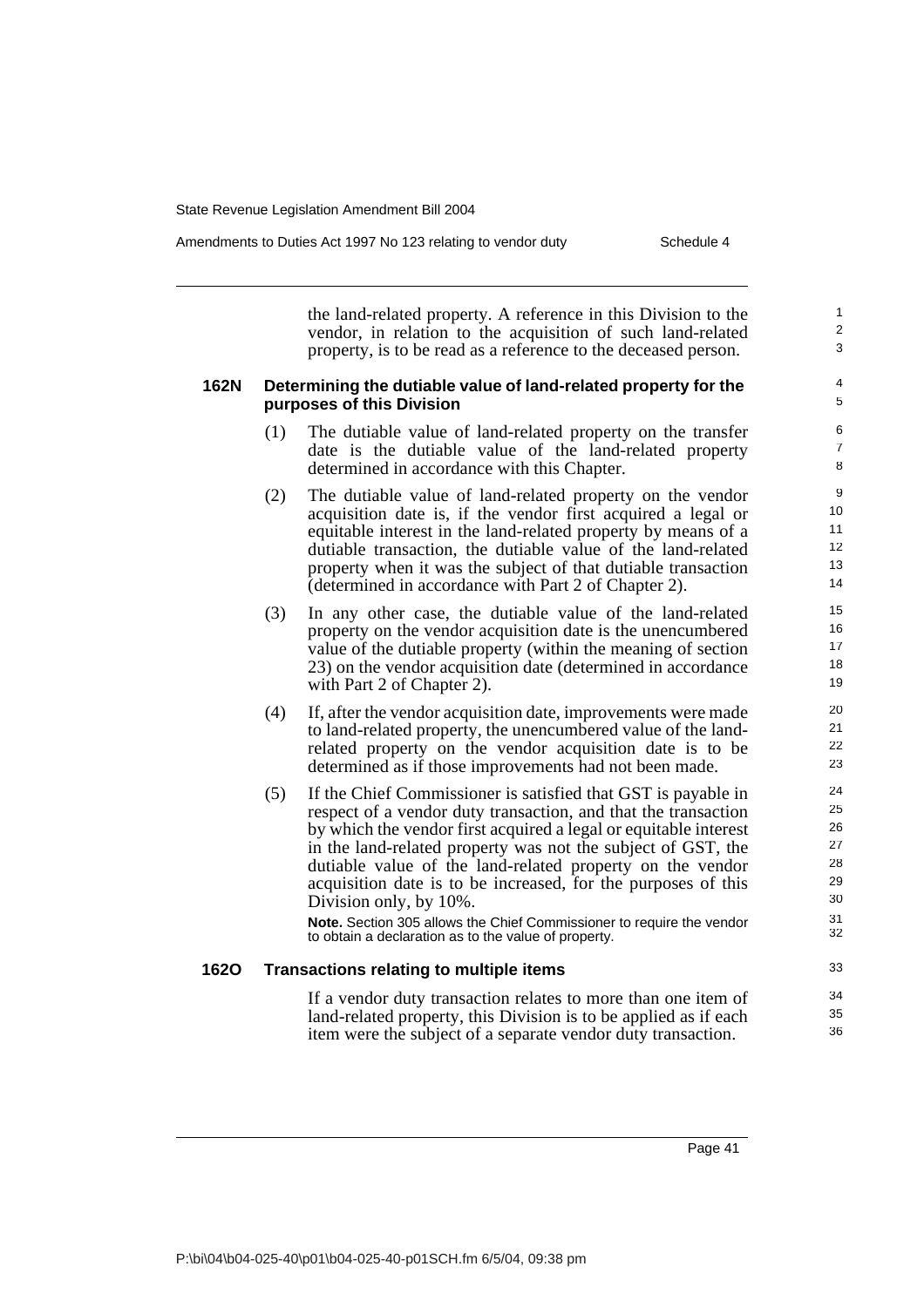the land-related property. A reference in this Division to the vendor, in relation to the acquisition of such land-related property, is to be read as a reference to the deceased person.

### 162N Determining the dutiable value of land-related property for the purposes of this Division

(1) The dutiable value of land-related property on the transfer date is the dutiable value of the land-related property determined in accordance with this Chapter.

(2) The dutiable value of land-related property on the vendor acquisition date is, if the vendor first acquired a legal or equitable interest in the land-related property by means of a dutiable transaction, the dutiable value of the land-related property when it was the subject of that dutiable transaction (determined in accordance with Part 2 of Chapter 2).

(3) In any other case, the dutiable value of the land-related property on the vendor acquisition date is the unencumbered value of the dutiable property (within the meaning of section 23) on the vendor acquisition date (determined in accordance with Part 2 of Chapter 2).

(4) If, after the vendor acquisition date, improvements were made to land-related property, the unencumbered value of the land-related property on the vendor acquisition date is to be determined as if those improvements had not been made.

(5) If the Chief Commissioner is satisfied that GST is payable in respect of a vendor duty transaction, and that the transaction by which the vendor first acquired a legal or equitable interest in the land-related property was not the subject of GST, the dutiable value of the land-related property on the vendor acquisition date is to be increased, for the purposes of this Division only, by 10%.

**Note.** Section 305 allows the Chief Commissioner to require the vendor to obtain a declaration as to the value of property.

### 162O Transactions relating to multiple items

If a vendor duty transaction relates to more than one item of land-related property, this Division is to be applied as if each item were the subject of a separate vendor duty transaction.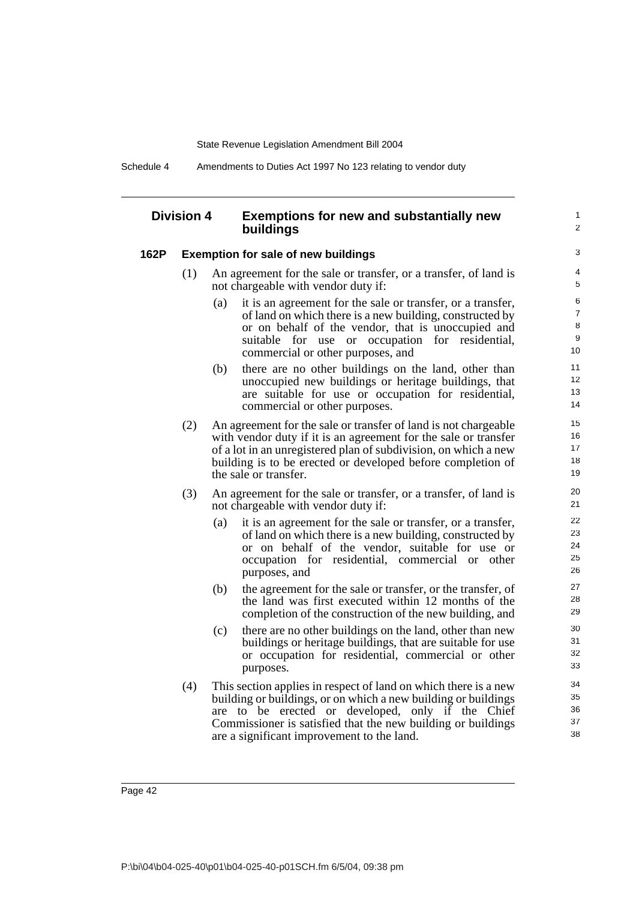## Division 4 Exemptions for new and substantially new buildings

### 162P Exemption for sale of new buildings

(1) An agreement for the sale or transfer, or a transfer, of land is not chargeable with vendor duty if:

(a) it is an agreement for the sale or transfer, or a transfer, of land on which there is a new building, constructed by or on behalf of the vendor, that is unoccupied and suitable for use or occupation for residential, commercial or other purposes, and

(b) there are no other buildings on the land, other than unoccupied new buildings or heritage buildings, that are suitable for use or occupation for residential, commercial or other purposes.

(2) An agreement for the sale or transfer of land is not chargeable with vendor duty if it is an agreement for the sale or transfer of a lot in an unregistered plan of subdivision, on which a new building is to be erected or developed before completion of the sale or transfer.

(3) An agreement for the sale or transfer, or a transfer, of land is not chargeable with vendor duty if:

(a) it is an agreement for the sale or transfer, or a transfer, of land on which there is a new building, constructed by or on behalf of the vendor, suitable for use or occupation for residential, commercial or other purposes, and

(b) the agreement for the sale or transfer, or the transfer, of the land was first executed within 12 months of the completion of the construction of the new building, and

(c) there are no other buildings on the land, other than new buildings or heritage buildings, that are suitable for use or occupation for residential, commercial or other purposes.

(4) This section applies in respect of land on which there is a new building or buildings, or on which a new building or buildings are to be erected or developed, only if the Chief Commissioner is satisfied that the new building or buildings are a significant improvement to the land.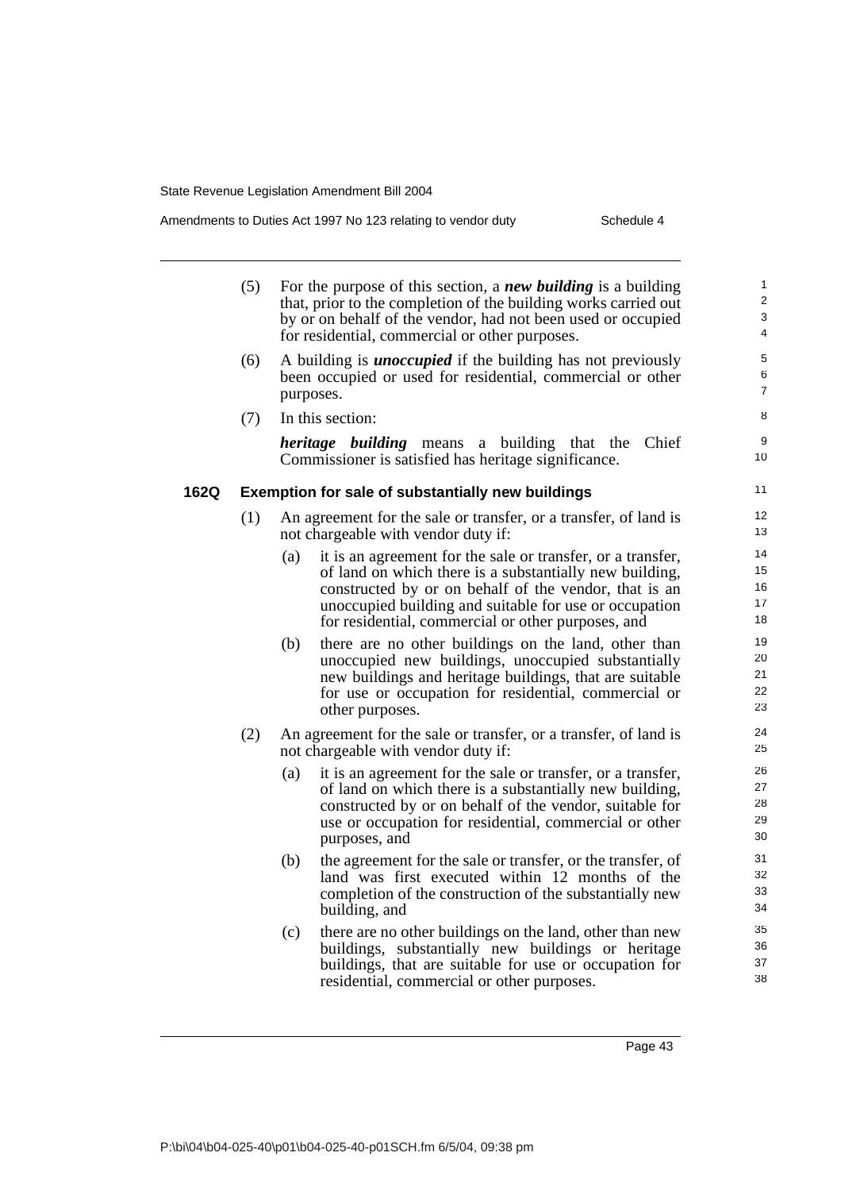(5) For the purpose of this section, a ***new building*** is a building that, prior to the completion of the building works carried out by or on behalf of the vendor, had not been used or occupied for residential, commercial or other purposes.

(6) A building is ***unoccupied*** if the building has not previously been occupied or used for residential, commercial or other purposes.

(7) In this section:

***heritage building*** means a building that the Chief Commissioner is satisfied has heritage significance.

**162Q Exemption for sale of substantially new buildings**

(1) An agreement for the sale or transfer, or a transfer, of land is not chargeable with vendor duty if:

(a) it is an agreement for the sale or transfer, or a transfer, of land on which there is a substantially new building, constructed by or on behalf of the vendor, that is an unoccupied building and suitable for use or occupation for residential, commercial or other purposes, and

(b) there are no other buildings on the land, other than unoccupied new buildings, unoccupied substantially new buildings and heritage buildings, that are suitable for use or occupation for residential, commercial or other purposes.

(2) An agreement for the sale or transfer, or a transfer, of land is not chargeable with vendor duty if:

(a) it is an agreement for the sale or transfer, or a transfer, of land on which there is a substantially new building, constructed by or on behalf of the vendor, suitable for use or occupation for residential, commercial or other purposes, and

(b) the agreement for the sale or transfer, or the transfer, of land was first executed within 12 months of the completion of the construction of the substantially new building, and

(c) there are no other buildings on the land, other than new buildings, substantially new buildings or heritage buildings, that are suitable for use or occupation for residential, commercial or other purposes.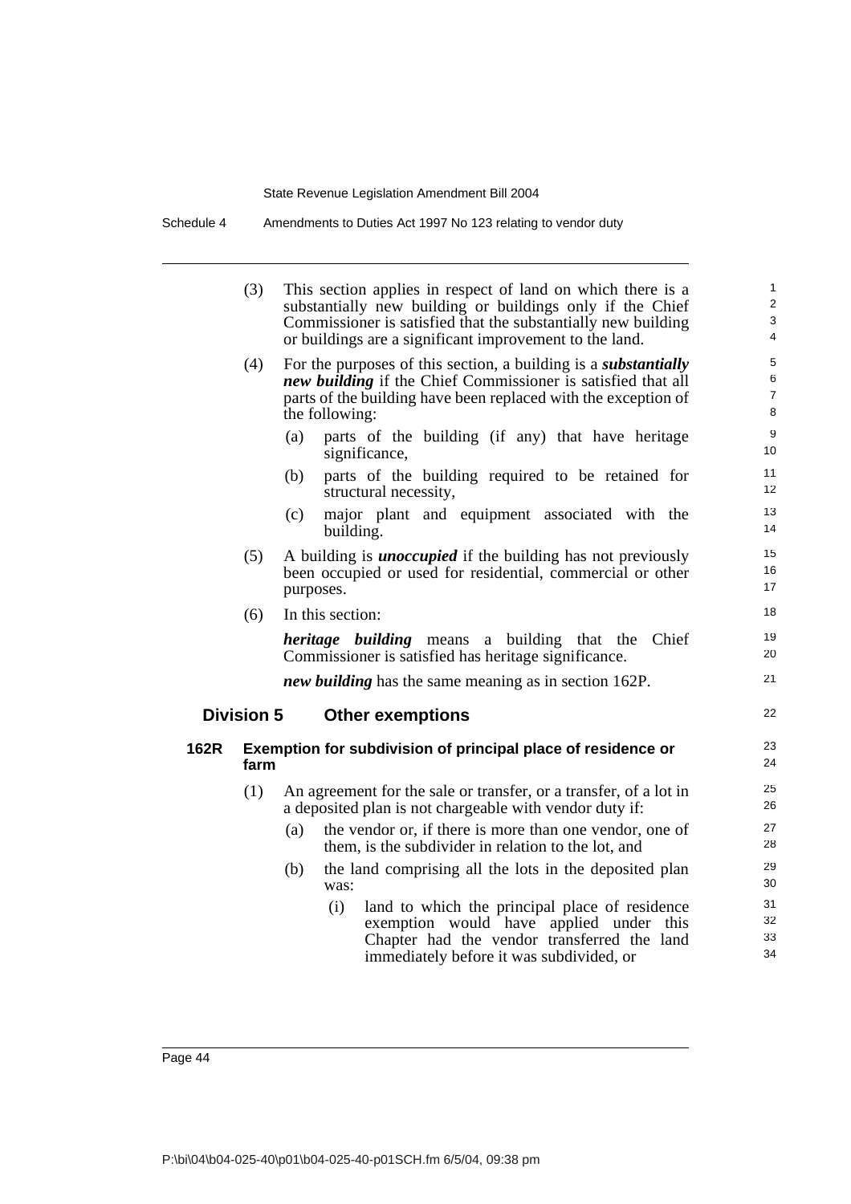(3) This section applies in respect of land on which there is a substantially new building or buildings only if the Chief Commissioner is satisfied that the substantially new building or buildings are a significant improvement to the land.

(4) For the purposes of this section, a building is a ***substantially new building*** if the Chief Commissioner is satisfied that all parts of the building have been replaced with the exception of the following:

- (a) parts of the building (if any) that have heritage significance,
- (b) parts of the building required to be retained for structural necessity,
- (c) major plant and equipment associated with the building.

(5) A building is ***unoccupied*** if the building has not previously been occupied or used for residential, commercial or other purposes.

(6) In this section:

***heritage building*** means a building that the Chief Commissioner is satisfied has heritage significance.

***new building*** has the same meaning as in section 162P.

## Division 5 Other exemptions

### 162R Exemption for subdivision of principal place of residence or farm

(1) An agreement for the sale or transfer, or a transfer, of a lot in a deposited plan is not chargeable with vendor duty if:

- (a) the vendor or, if there is more than one vendor, one of them, is the subdivider in relation to the lot, and
- (b) the land comprising all the lots in the deposited plan was:
  - (i) land to which the principal place of residence exemption would have applied under this Chapter had the vendor transferred the land immediately before it was subdivided, or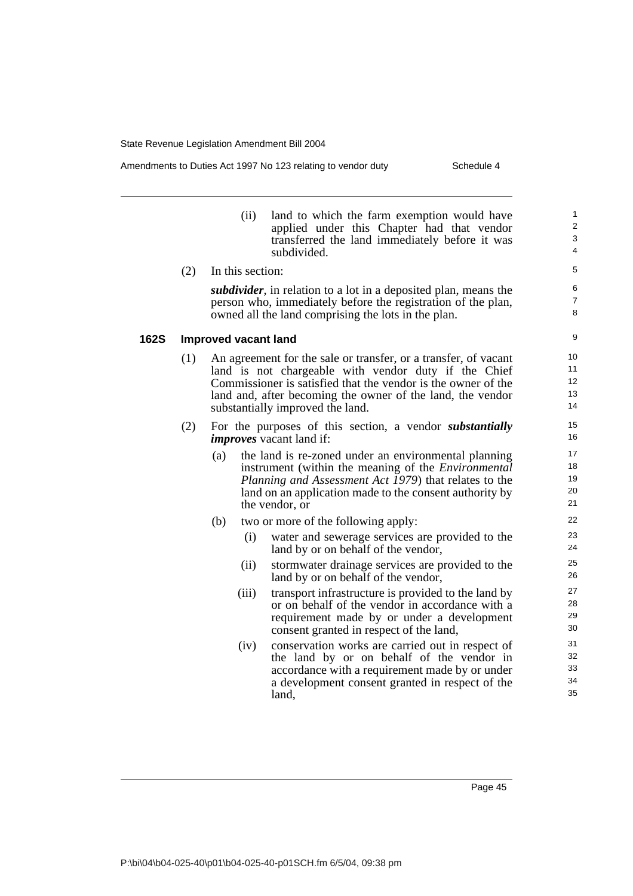(ii) land to which the farm exemption would have applied under this Chapter had that vendor transferred the land immediately before it was subdivided.

(2) In this section:

***subdivider***, in relation to a lot in a deposited plan, means the person who, immediately before the registration of the plan, owned all the land comprising the lots in the plan.

### 162S Improved vacant land

(1) An agreement for the sale or transfer, or a transfer, of vacant land is not chargeable with vendor duty if the Chief Commissioner is satisfied that the vendor is the owner of the land and, after becoming the owner of the land, the vendor substantially improved the land.

(2) For the purposes of this section, a vendor ***substantially improves*** vacant land if:

(a) the land is re-zoned under an environmental planning instrument (within the meaning of the *Environmental Planning and Assessment Act 1979*) that relates to the land on an application made to the consent authority by the vendor, or

(b) two or more of the following apply:

(i) water and sewerage services are provided to the land by or on behalf of the vendor,

(ii) stormwater drainage services are provided to the land by or on behalf of the vendor,

(iii) transport infrastructure is provided to the land by or on behalf of the vendor in accordance with a requirement made by or under a development consent granted in respect of the land,

(iv) conservation works are carried out in respect of the land by or on behalf of the vendor in accordance with a requirement made by or under a development consent granted in respect of the land,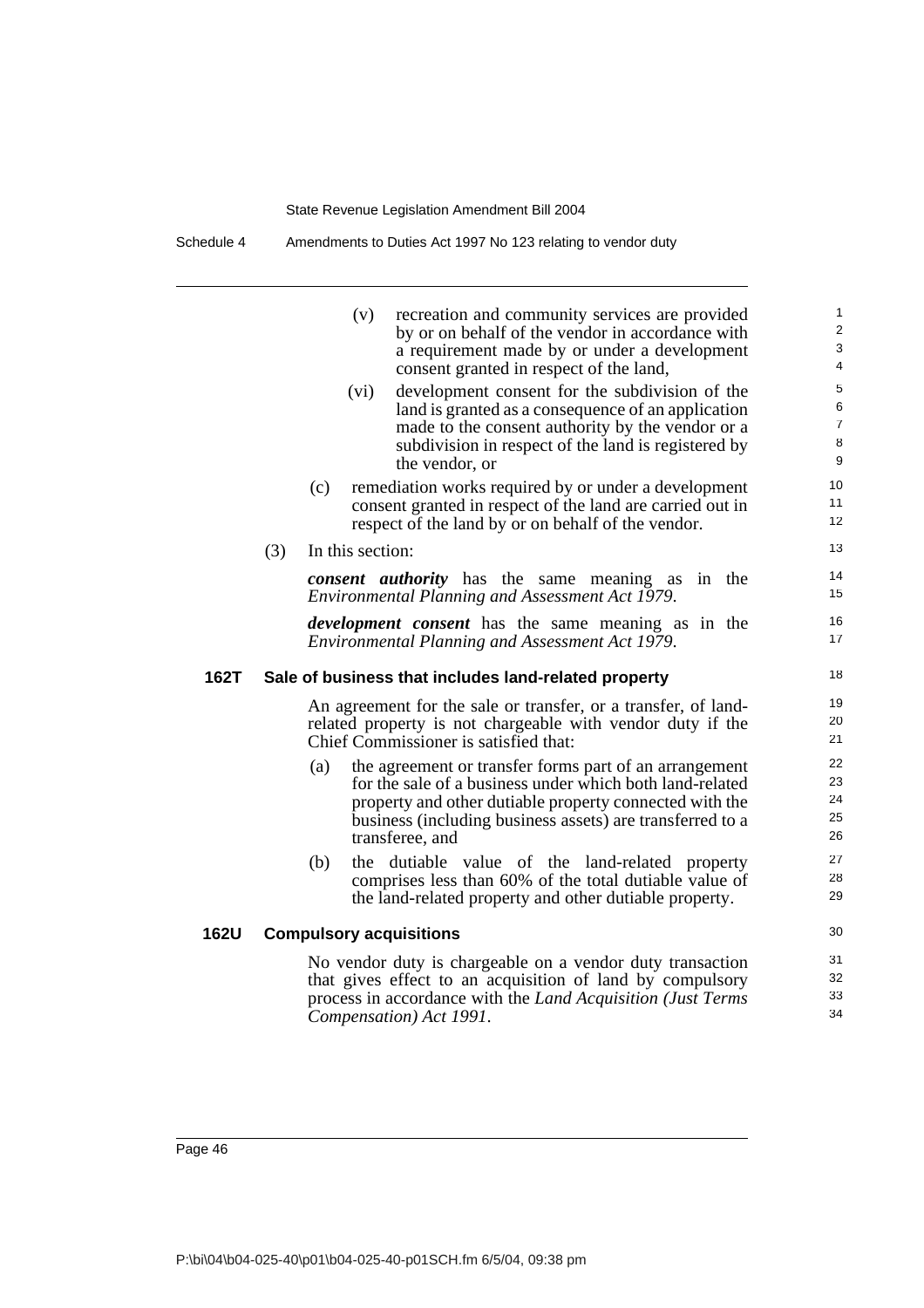(v) recreation and community services are provided by or on behalf of the vendor in accordance with a requirement made by or under a development consent granted in respect of the land,

(vi) development consent for the subdivision of the land is granted as a consequence of an application made to the consent authority by the vendor or a subdivision in respect of the land is registered by the vendor, or

(c) remediation works required by or under a development consent granted in respect of the land are carried out in respect of the land by or on behalf of the vendor.

(3) In this section:

***consent authority*** has the same meaning as in the *Environmental Planning and Assessment Act 1979*.

***development consent*** has the same meaning as in the *Environmental Planning and Assessment Act 1979*.

### 162T Sale of business that includes land-related property

An agreement for the sale or transfer, or a transfer, of land-related property is not chargeable with vendor duty if the Chief Commissioner is satisfied that:

(a) the agreement or transfer forms part of an arrangement for the sale of a business under which both land-related property and other dutiable property connected with the business (including business assets) are transferred to a transferee, and

(b) the dutiable value of the land-related property comprises less than 60% of the total dutiable value of the land-related property and other dutiable property.

### 162U Compulsory acquisitions

No vendor duty is chargeable on a vendor duty transaction that gives effect to an acquisition of land by compulsory process in accordance with the *Land Acquisition (Just Terms Compensation) Act 1991*.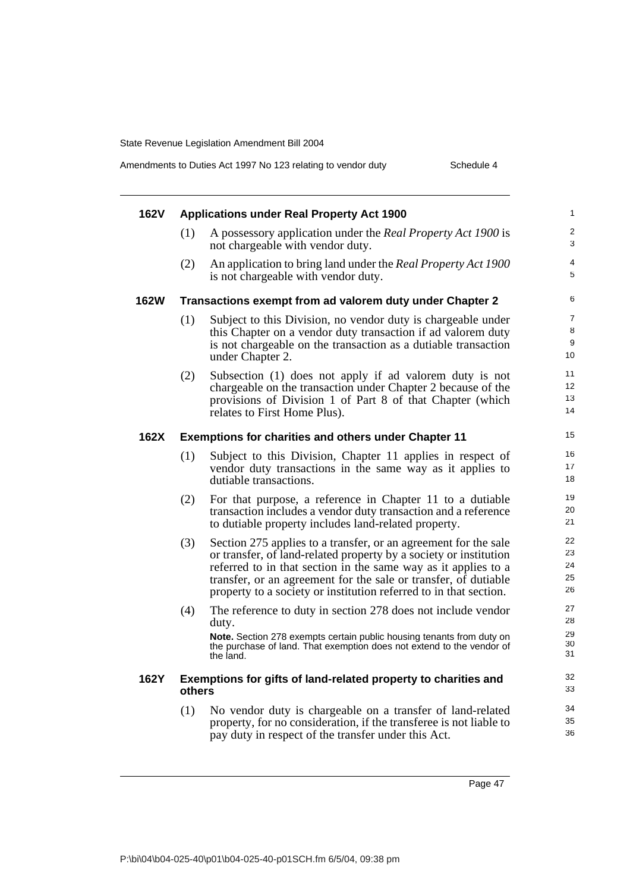#### 162V Applications under Real Property Act 1900

(1) A possessory application under the *Real Property Act 1900* is not chargeable with vendor duty.

(2) An application to bring land under the *Real Property Act 1900* is not chargeable with vendor duty.

#### 162W Transactions exempt from ad valorem duty under Chapter 2

(1) Subject to this Division, no vendor duty is chargeable under this Chapter on a vendor duty transaction if ad valorem duty is not chargeable on the transaction as a dutiable transaction under Chapter 2.

(2) Subsection (1) does not apply if ad valorem duty is not chargeable on the transaction under Chapter 2 because of the provisions of Division 1 of Part 8 of that Chapter (which relates to First Home Plus).

#### 162X Exemptions for charities and others under Chapter 11

(1) Subject to this Division, Chapter 11 applies in respect of vendor duty transactions in the same way as it applies to dutiable transactions.

(2) For that purpose, a reference in Chapter 11 to a dutiable transaction includes a vendor duty transaction and a reference to dutiable property includes land-related property.

(3) Section 275 applies to a transfer, or an agreement for the sale or transfer, of land-related property by a society or institution referred to in that section in the same way as it applies to a transfer, or an agreement for the sale or transfer, of dutiable property to a society or institution referred to in that section.

(4) The reference to duty in section 278 does not include vendor duty.

**Note.** Section 278 exempts certain public housing tenants from duty on the purchase of land. That exemption does not extend to the vendor of the land.

#### 162Y Exemptions for gifts of land-related property to charities and others

(1) No vendor duty is chargeable on a transfer of land-related property, for no consideration, if the transferee is not liable to pay duty in respect of the transfer under this Act.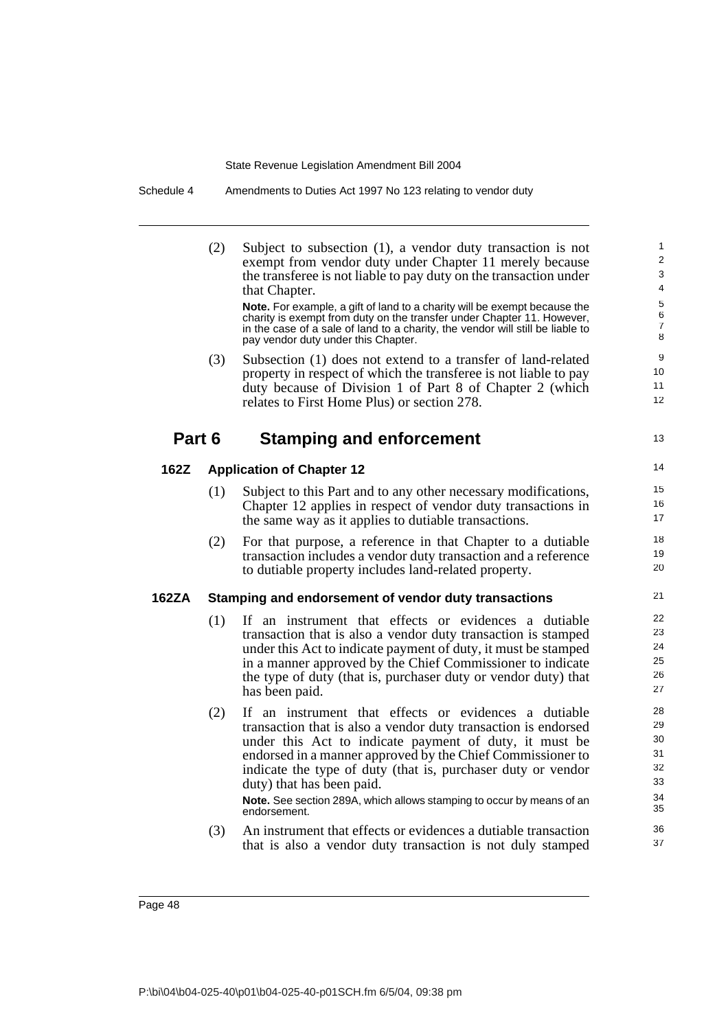(2) Subject to subsection (1), a vendor duty transaction is not exempt from vendor duty under Chapter 11 merely because the transferee is not liable to pay duty on the transaction under that Chapter.

**Note.** For example, a gift of land to a charity will be exempt because the charity is exempt from duty on the transfer under Chapter 11. However, in the case of a sale of land to a charity, the vendor will still be liable to pay vendor duty under this Chapter.

(3) Subsection (1) does not extend to a transfer of land-related property in respect of which the transferee is not liable to pay duty because of Division 1 of Part 8 of Chapter 2 (which relates to First Home Plus) or section 278.

## Part 6 Stamping and enforcement

### 162Z Application of Chapter 12

(1) Subject to this Part and to any other necessary modifications, Chapter 12 applies in respect of vendor duty transactions in the same way as it applies to dutiable transactions.

(2) For that purpose, a reference in that Chapter to a dutiable transaction includes a vendor duty transaction and a reference to dutiable property includes land-related property.

### 162ZA Stamping and endorsement of vendor duty transactions

(1) If an instrument that effects or evidences a dutiable transaction that is also a vendor duty transaction is stamped under this Act to indicate payment of duty, it must be stamped in a manner approved by the Chief Commissioner to indicate the type of duty (that is, purchaser duty or vendor duty) that has been paid.

(2) If an instrument that effects or evidences a dutiable transaction that is also a vendor duty transaction is endorsed under this Act to indicate payment of duty, it must be endorsed in a manner approved by the Chief Commissioner to indicate the type of duty (that is, purchaser duty or vendor duty) that has been paid.

**Note.** See section 289A, which allows stamping to occur by means of an endorsement.

(3) An instrument that effects or evidences a dutiable transaction that is also a vendor duty transaction is not duly stamped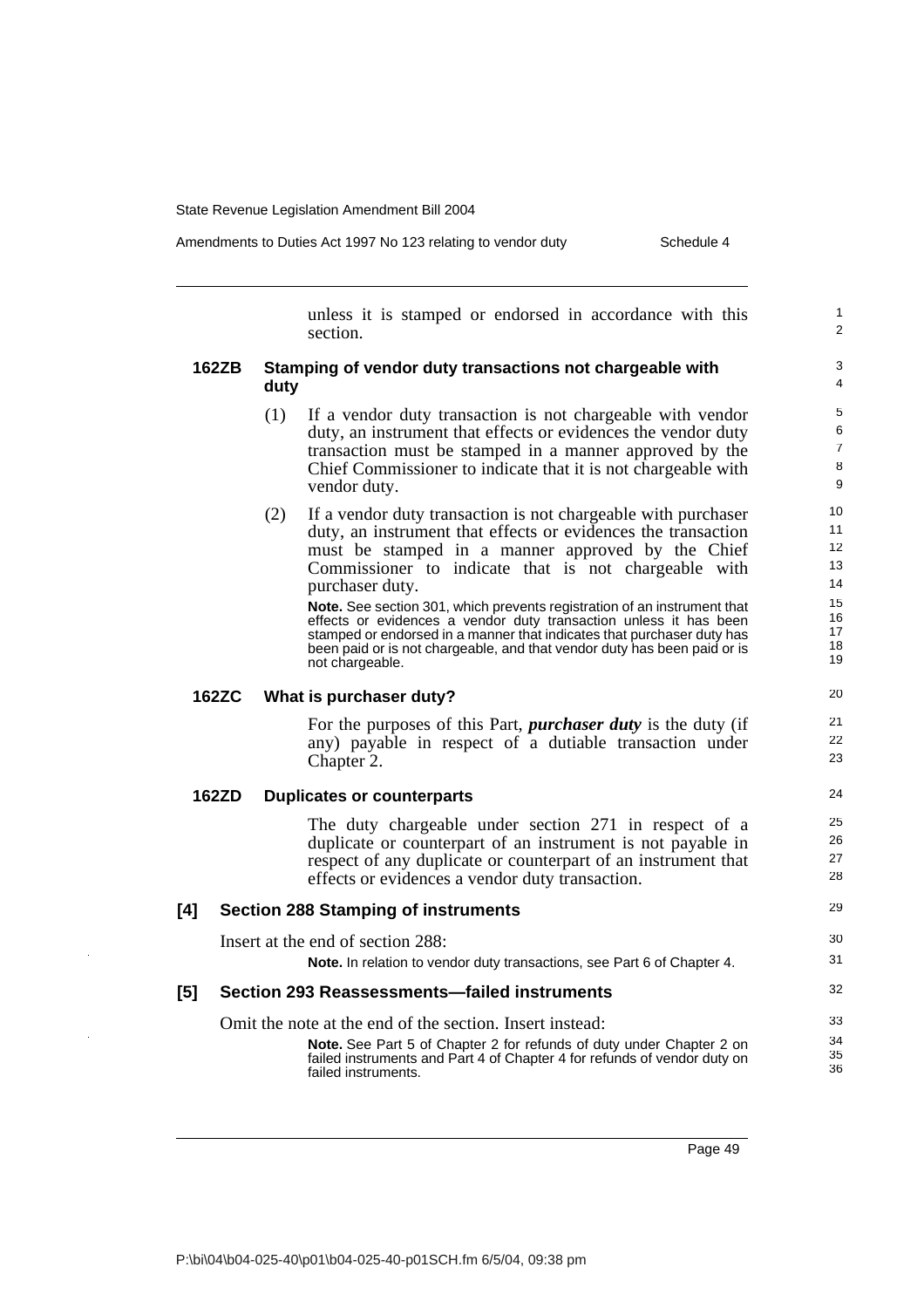unless it is stamped or endorsed in accordance with this section.

**162ZB Stamping of vendor duty transactions not chargeable with duty**

(1) If a vendor duty transaction is not chargeable with vendor duty, an instrument that effects or evidences the vendor duty transaction must be stamped in a manner approved by the Chief Commissioner to indicate that it is not chargeable with vendor duty.

(2) If a vendor duty transaction is not chargeable with purchaser duty, an instrument that effects or evidences the transaction must be stamped in a manner approved by the Chief Commissioner to indicate that is not chargeable with purchaser duty.

**Note.** See section 301, which prevents registration of an instrument that effects or evidences a vendor duty transaction unless it has been stamped or endorsed in a manner that indicates that purchaser duty has been paid or is not chargeable, and that vendor duty has been paid or is not chargeable.

**162ZC What is purchaser duty?**

For the purposes of this Part, ***purchaser duty*** is the duty (if any) payable in respect of a dutiable transaction under Chapter 2.

**162ZD Duplicates or counterparts**

The duty chargeable under section 271 in respect of a duplicate or counterpart of an instrument is not payable in respect of any duplicate or counterpart of an instrument that effects or evidences a vendor duty transaction.

**[4] Section 288 Stamping of instruments**

Insert at the end of section 288:

**Note.** In relation to vendor duty transactions, see Part 6 of Chapter 4.

**[5] Section 293 Reassessments—failed instruments**

Omit the note at the end of the section. Insert instead:

**Note.** See Part 5 of Chapter 2 for refunds of duty under Chapter 2 on failed instruments and Part 4 of Chapter 4 for refunds of vendor duty on failed instruments.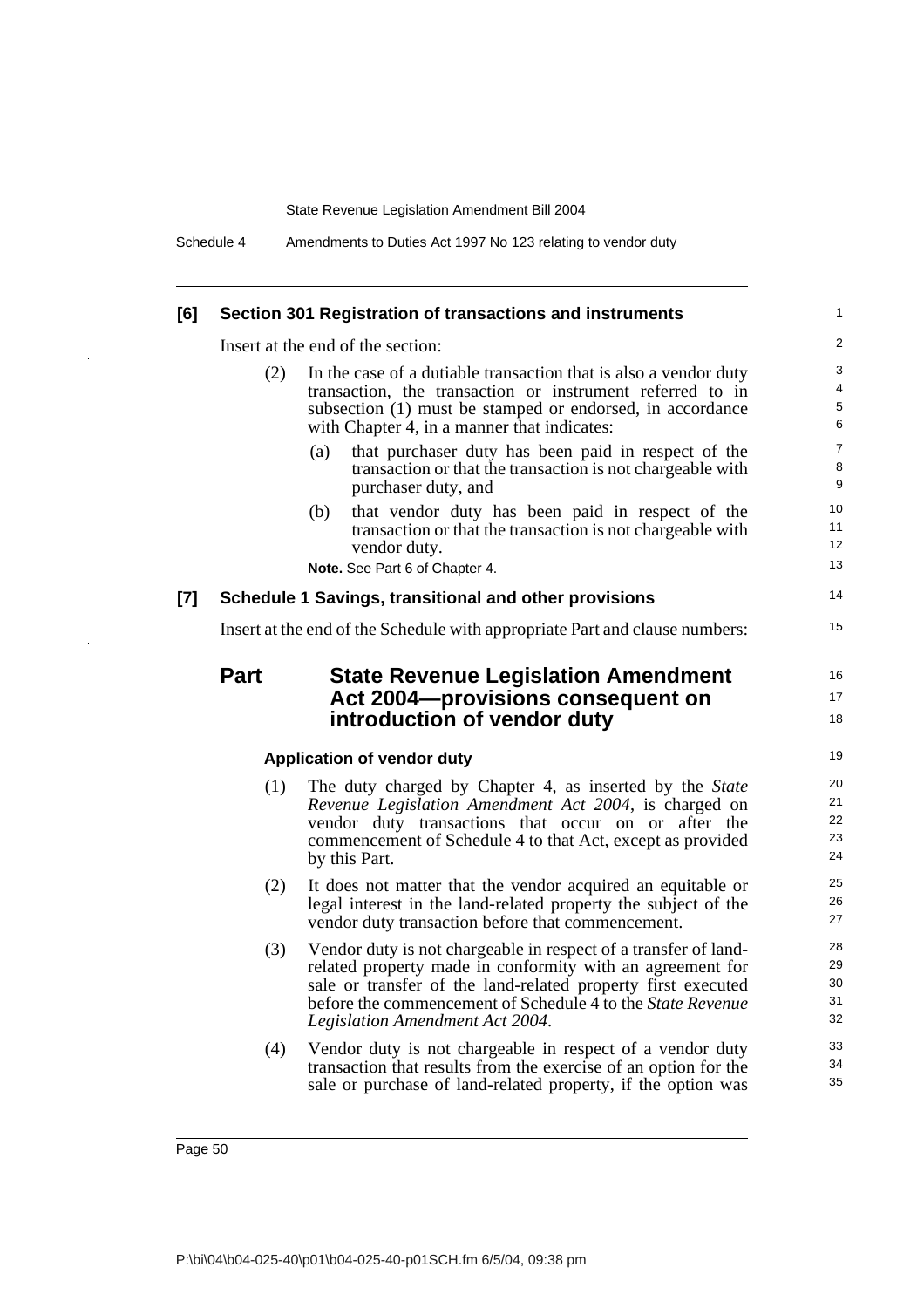**[6] Section 301 Registration of transactions and instruments**

Insert at the end of the section:

(2) In the case of a dutiable transaction that is also a vendor duty transaction, the transaction or instrument referred to in subsection (1) must be stamped or endorsed, in accordance with Chapter 4, in a manner that indicates:

(a) that purchaser duty has been paid in respect of the transaction or that the transaction is not chargeable with purchaser duty, and

(b) that vendor duty has been paid in respect of the transaction or that the transaction is not chargeable with vendor duty.

**Note.** See Part 6 of Chapter 4.

**[7] Schedule 1 Savings, transitional and other provisions**

Insert at the end of the Schedule with appropriate Part and clause numbers:

## Part State Revenue Legislation Amendment Act 2004—provisions consequent on introduction of vendor duty

### Application of vendor duty

(1) The duty charged by Chapter 4, as inserted by the *State Revenue Legislation Amendment Act 2004*, is charged on vendor duty transactions that occur on or after the commencement of Schedule 4 to that Act, except as provided by this Part.

(2) It does not matter that the vendor acquired an equitable or legal interest in the land-related property the subject of the vendor duty transaction before that commencement.

(3) Vendor duty is not chargeable in respect of a transfer of land-related property made in conformity with an agreement for sale or transfer of the land-related property first executed before the commencement of Schedule 4 to the *State Revenue Legislation Amendment Act 2004*.

(4) Vendor duty is not chargeable in respect of a vendor duty transaction that results from the exercise of an option for the sale or purchase of land-related property, if the option was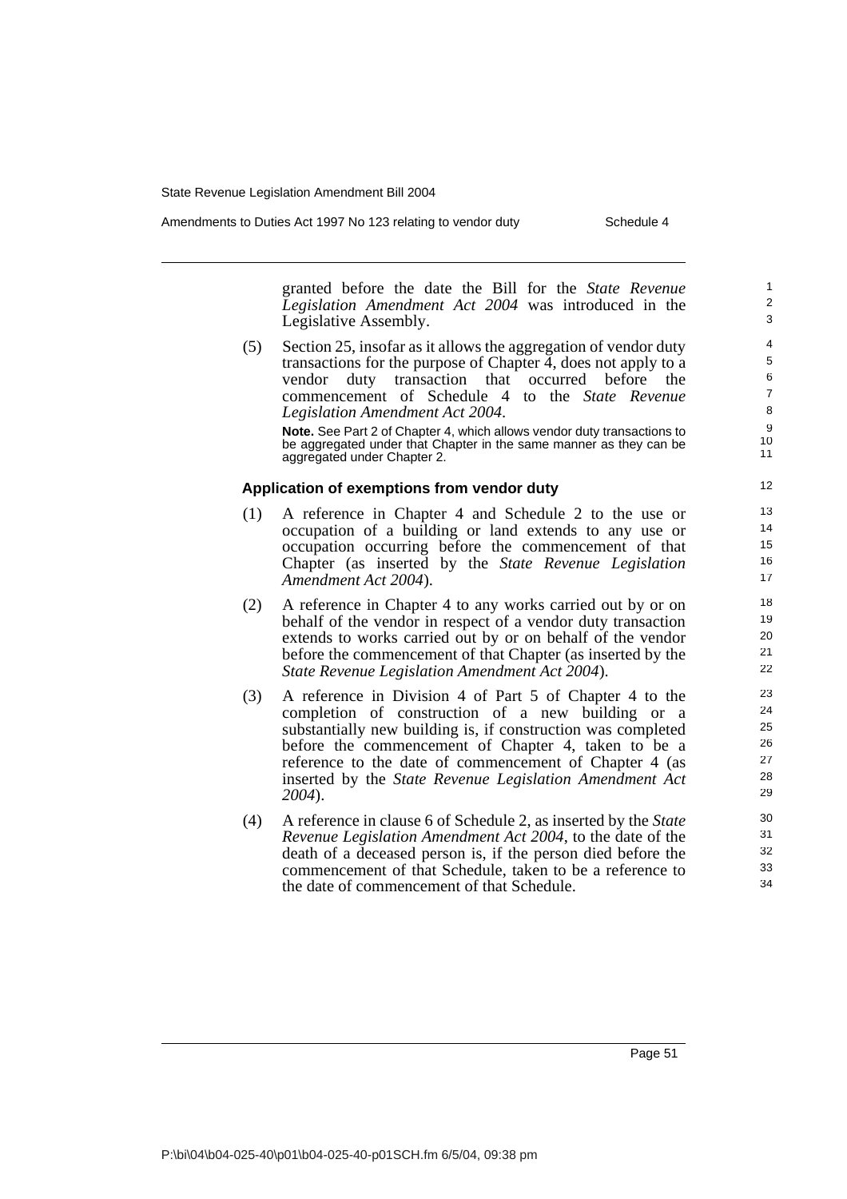granted before the date the Bill for the *State Revenue Legislation Amendment Act 2004* was introduced in the Legislative Assembly.

(5) Section 25, insofar as it allows the aggregation of vendor duty transactions for the purpose of Chapter 4, does not apply to a vendor duty transaction that occurred before the commencement of Schedule 4 to the *State Revenue Legislation Amendment Act 2004*.

**Note.** See Part 2 of Chapter 4, which allows vendor duty transactions to be aggregated under that Chapter in the same manner as they can be aggregated under Chapter 2.

#### Application of exemptions from vendor duty

(1) A reference in Chapter 4 and Schedule 2 to the use or occupation of a building or land extends to any use or occupation occurring before the commencement of that Chapter (as inserted by the *State Revenue Legislation Amendment Act 2004*).

(2) A reference in Chapter 4 to any works carried out by or on behalf of the vendor in respect of a vendor duty transaction extends to works carried out by or on behalf of the vendor before the commencement of that Chapter (as inserted by the *State Revenue Legislation Amendment Act 2004*).

(3) A reference in Division 4 of Part 5 of Chapter 4 to the completion of construction of a new building or a substantially new building is, if construction was completed before the commencement of Chapter 4, taken to be a reference to the date of commencement of Chapter 4 (as inserted by the *State Revenue Legislation Amendment Act 2004*).

(4) A reference in clause 6 of Schedule 2, as inserted by the *State Revenue Legislation Amendment Act 2004*, to the date of the death of a deceased person is, if the person died before the commencement of that Schedule, taken to be a reference to the date of commencement of that Schedule.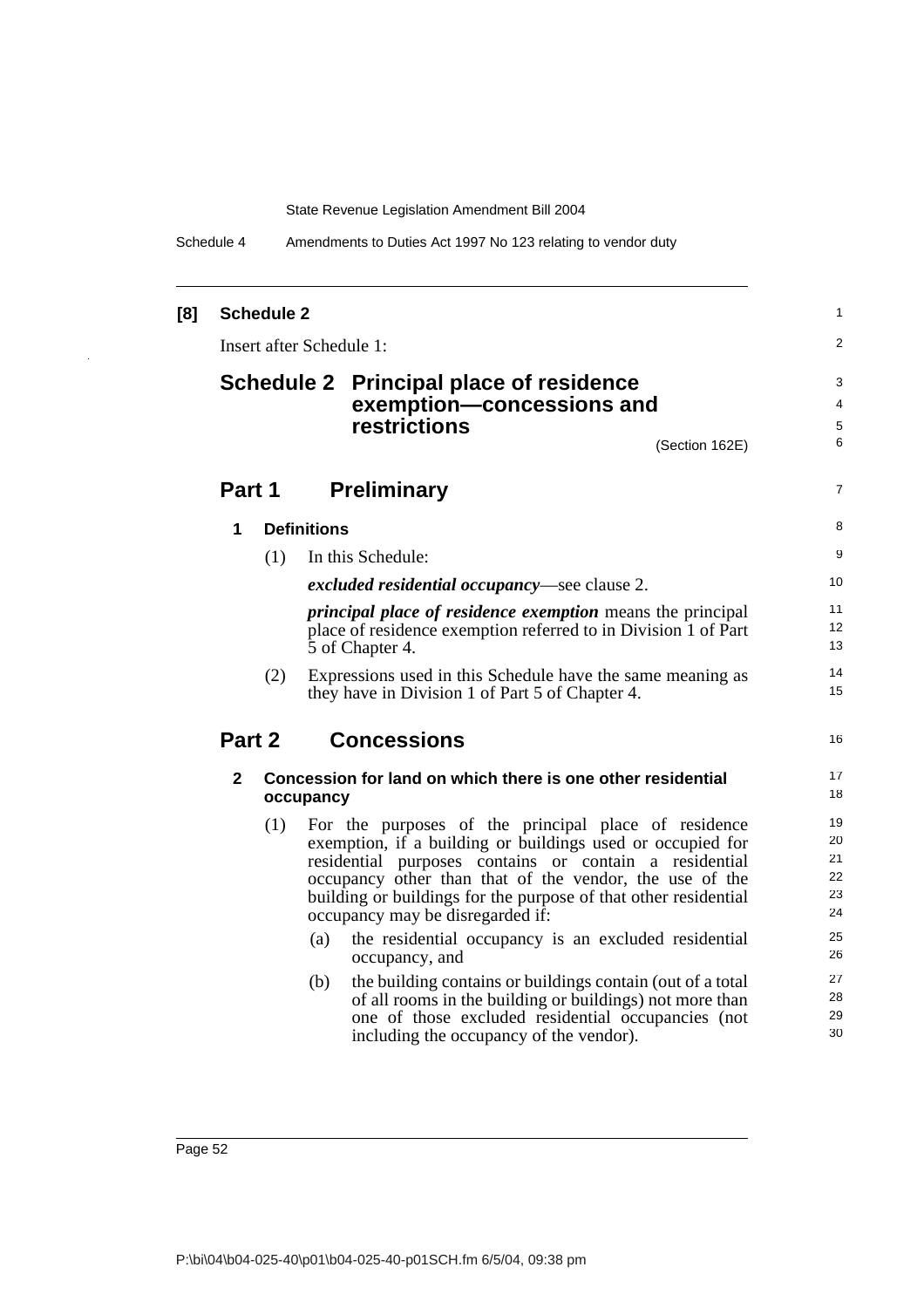**[8] Schedule 2**

Insert after Schedule 1:

# Schedule 2 Principal place of residence exemption—concessions and restrictions

(Section 162E)

## Part 1 Preliminary

### 1 Definitions

(1) In this Schedule:

***excluded residential occupancy***—see clause 2.

***principal place of residence exemption*** means the principal place of residence exemption referred to in Division 1 of Part 5 of Chapter 4.

(2) Expressions used in this Schedule have the same meaning as they have in Division 1 of Part 5 of Chapter 4.

## Part 2 Concessions

### 2 Concession for land on which there is one other residential occupancy

(1) For the purposes of the principal place of residence exemption, if a building or buildings used or occupied for residential purposes contains or contain a residential occupancy other than that of the vendor, the use of the building or buildings for the purpose of that other residential occupancy may be disregarded if:

(a) the residential occupancy is an excluded residential occupancy, and

(b) the building contains or buildings contain (out of a total of all rooms in the building or buildings) not more than one of those excluded residential occupancies (not including the occupancy of the vendor).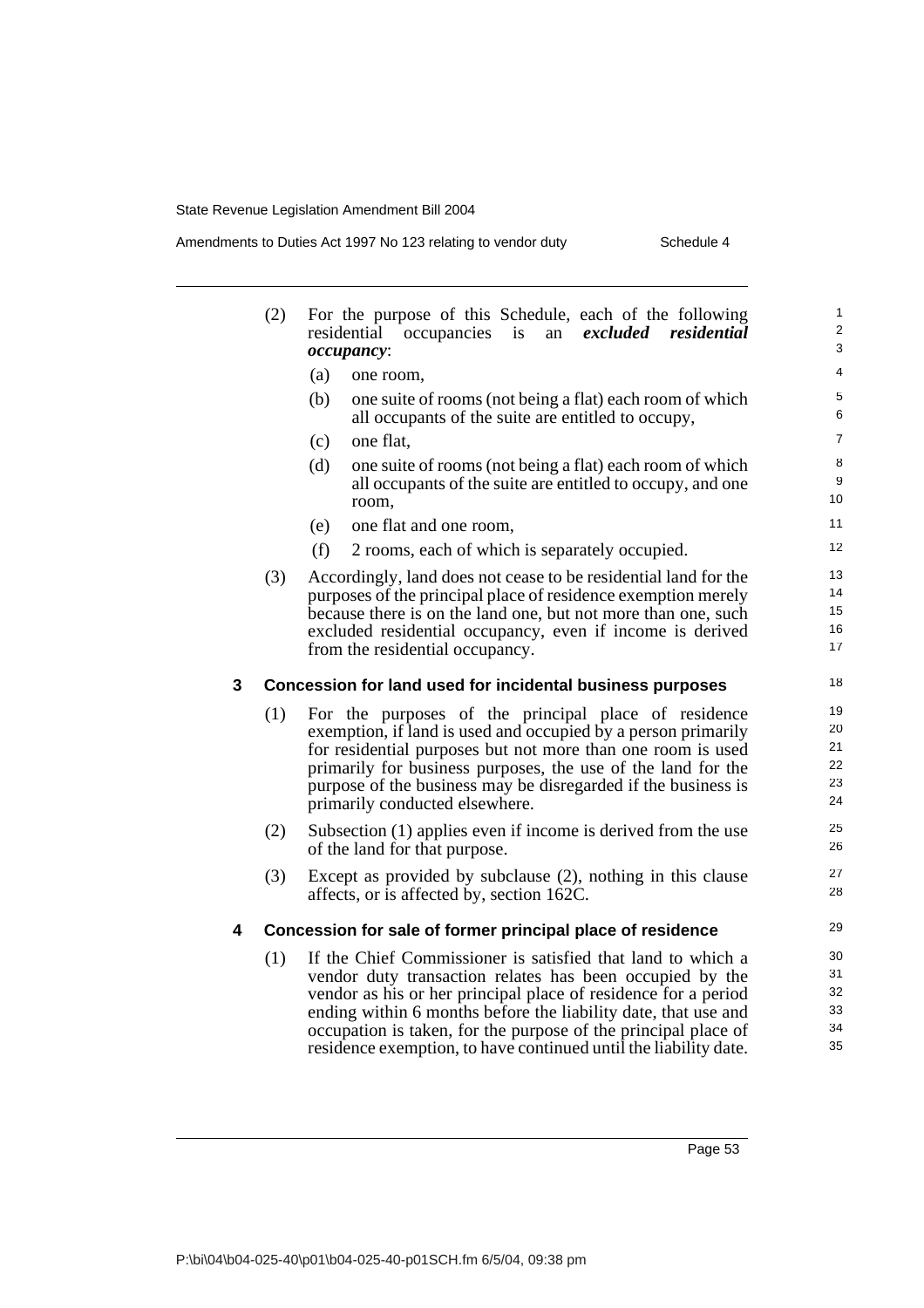(2) For the purpose of this Schedule, each of the following residential occupancies is an ***excluded residential occupancy***:

(a) one room,

(b) one suite of rooms (not being a flat) each room of which all occupants of the suite are entitled to occupy,

(c) one flat,

(d) one suite of rooms (not being a flat) each room of which all occupants of the suite are entitled to occupy, and one room,

(e) one flat and one room,

(f) 2 rooms, each of which is separately occupied.

(3) Accordingly, land does not cease to be residential land for the purposes of the principal place of residence exemption merely because there is on the land one, but not more than one, such excluded residential occupancy, even if income is derived from the residential occupancy.

### 3 Concession for land used for incidental business purposes

(1) For the purposes of the principal place of residence exemption, if land is used and occupied by a person primarily for residential purposes but not more than one room is used primarily for business purposes, the use of the land for the purpose of the business may be disregarded if the business is primarily conducted elsewhere.

(2) Subsection (1) applies even if income is derived from the use of the land for that purpose.

(3) Except as provided by subclause (2), nothing in this clause affects, or is affected by, section 162C.

### 4 Concession for sale of former principal place of residence

(1) If the Chief Commissioner is satisfied that land to which a vendor duty transaction relates has been occupied by the vendor as his or her principal place of residence for a period ending within 6 months before the liability date, that use and occupation is taken, for the purpose of the principal place of residence exemption, to have continued until the liability date.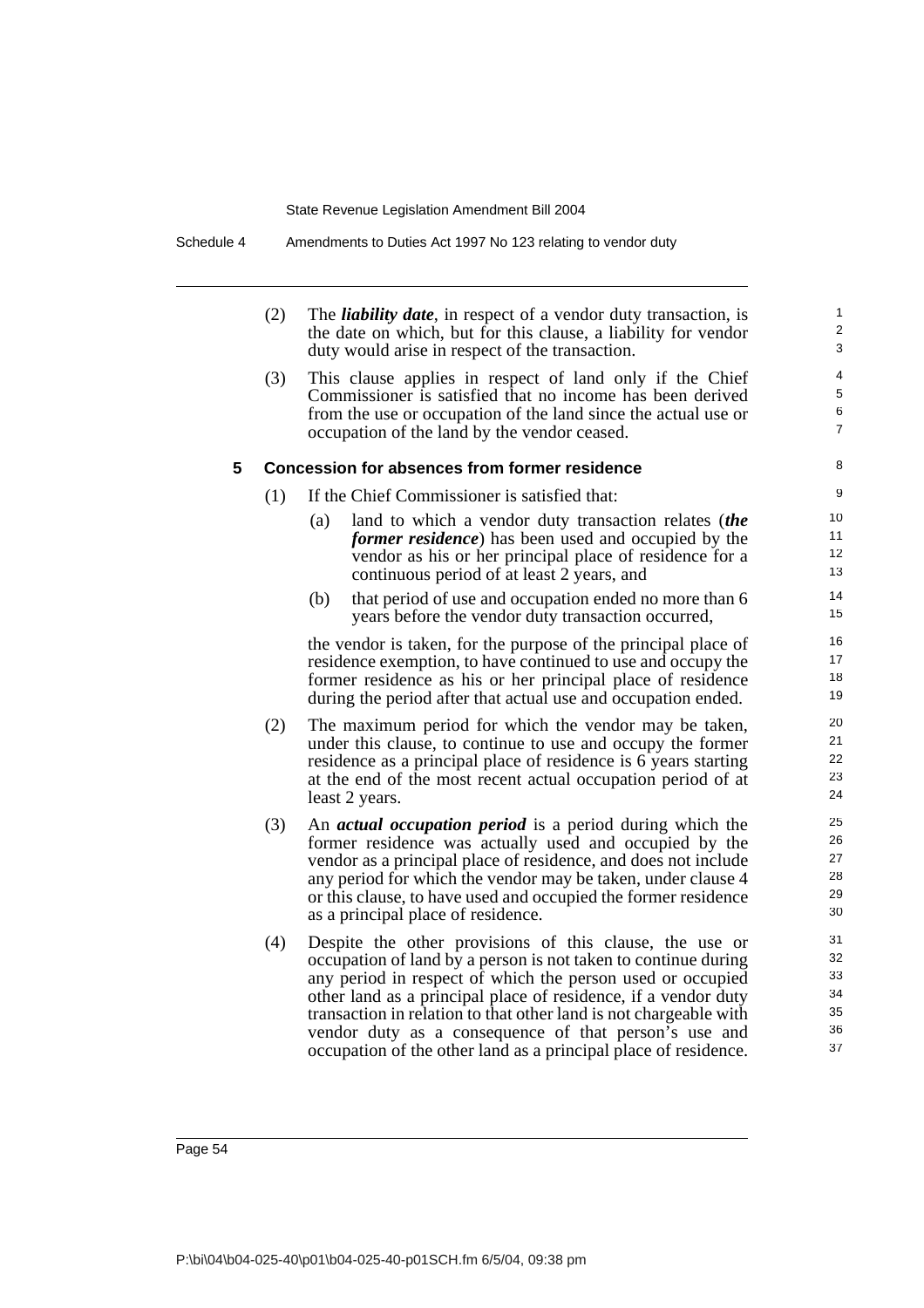(2) The ***liability date***, in respect of a vendor duty transaction, is the date on which, but for this clause, a liability for vendor duty would arise in respect of the transaction.

(3) This clause applies in respect of land only if the Chief Commissioner is satisfied that no income has been derived from the use or occupation of the land since the actual use or occupation of the land by the vendor ceased.

### 5 Concession for absences from former residence

(1) If the Chief Commissioner is satisfied that:

- (a) land to which a vendor duty transaction relates (***the former residence***) has been used and occupied by the vendor as his or her principal place of residence for a continuous period of at least 2 years, and
- (b) that period of use and occupation ended no more than 6 years before the vendor duty transaction occurred,

the vendor is taken, for the purpose of the principal place of residence exemption, to have continued to use and occupy the former residence as his or her principal place of residence during the period after that actual use and occupation ended.

(2) The maximum period for which the vendor may be taken, under this clause, to continue to use and occupy the former residence as a principal place of residence is 6 years starting at the end of the most recent actual occupation period of at least 2 years.

(3) An ***actual occupation period*** is a period during which the former residence was actually used and occupied by the vendor as a principal place of residence, and does not include any period for which the vendor may be taken, under clause 4 or this clause, to have used and occupied the former residence as a principal place of residence.

(4) Despite the other provisions of this clause, the use or occupation of land by a person is not taken to continue during any period in respect of which the person used or occupied other land as a principal place of residence, if a vendor duty transaction in relation to that other land is not chargeable with vendor duty as a consequence of that person's use and occupation of the other land as a principal place of residence.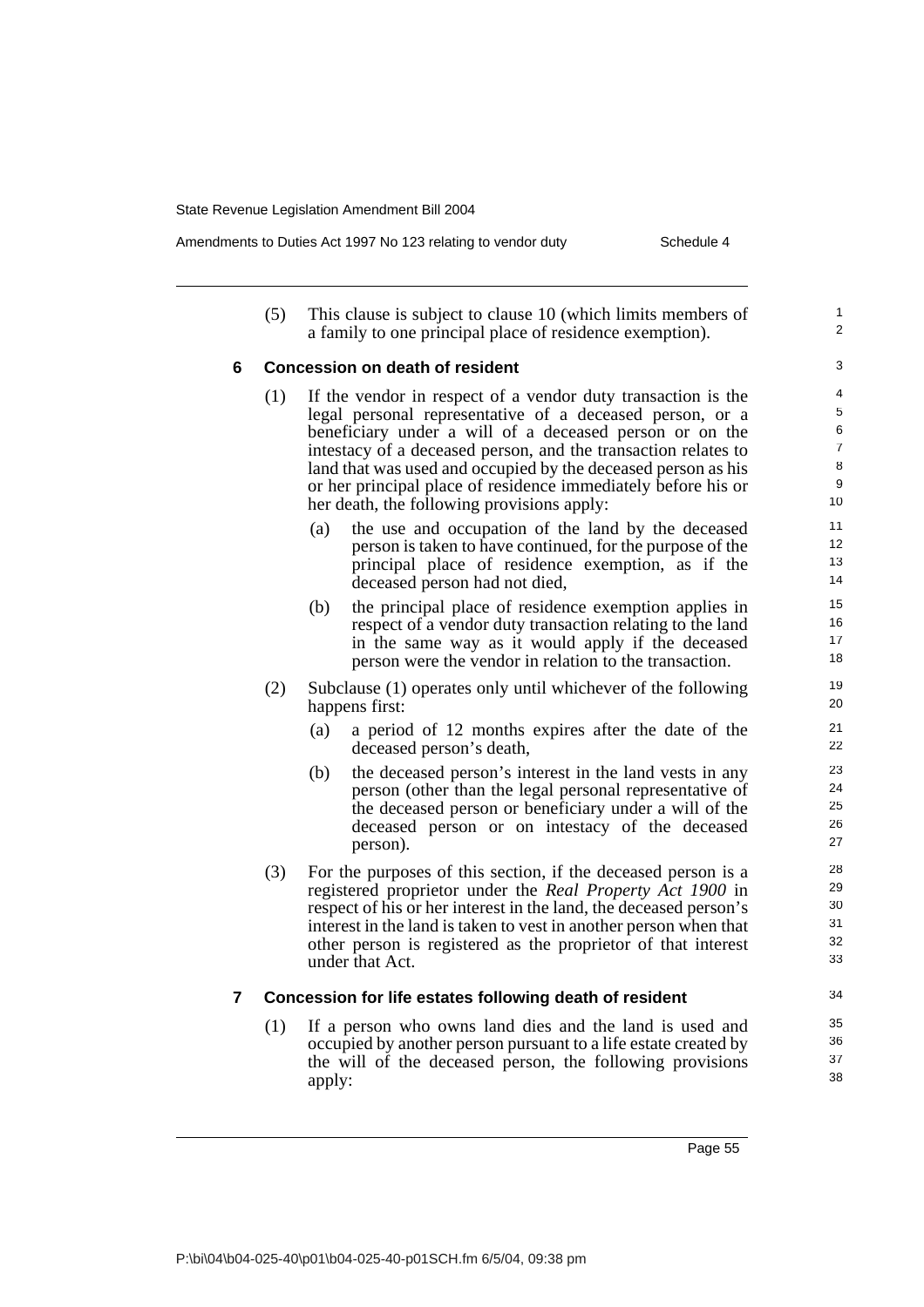(5) This clause is subject to clause 10 (which limits members of a family to one principal place of residence exemption).

### 6 Concession on death of resident

(1) If the vendor in respect of a vendor duty transaction is the legal personal representative of a deceased person, or a beneficiary under a will of a deceased person or on the intestacy of a deceased person, and the transaction relates to land that was used and occupied by the deceased person as his or her principal place of residence immediately before his or her death, the following provisions apply:

- (a) the use and occupation of the land by the deceased person is taken to have continued, for the purpose of the principal place of residence exemption, as if the deceased person had not died,
- (b) the principal place of residence exemption applies in respect of a vendor duty transaction relating to the land in the same way as it would apply if the deceased person were the vendor in relation to the transaction.

(2) Subclause (1) operates only until whichever of the following happens first:

- (a) a period of 12 months expires after the date of the deceased person's death,
- (b) the deceased person's interest in the land vests in any person (other than the legal personal representative of the deceased person or beneficiary under a will of the deceased person or on intestacy of the deceased person).

(3) For the purposes of this section, if the deceased person is a registered proprietor under the *Real Property Act 1900* in respect of his or her interest in the land, the deceased person's interest in the land is taken to vest in another person when that other person is registered as the proprietor of that interest under that Act.

### 7 Concession for life estates following death of resident

(1) If a person who owns land dies and the land is used and occupied by another person pursuant to a life estate created by the will of the deceased person, the following provisions apply: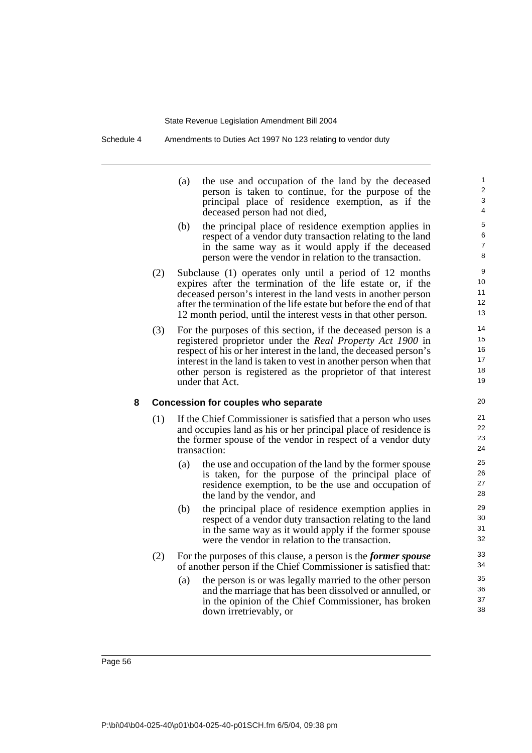(a) the use and occupation of the land by the deceased person is taken to continue, for the purpose of the principal place of residence exemption, as if the deceased person had not died,

(b) the principal place of residence exemption applies in respect of a vendor duty transaction relating to the land in the same way as it would apply if the deceased person were the vendor in relation to the transaction.

(2) Subclause (1) operates only until a period of 12 months expires after the termination of the life estate or, if the deceased person's interest in the land vests in another person after the termination of the life estate but before the end of that 12 month period, until the interest vests in that other person.

(3) For the purposes of this section, if the deceased person is a registered proprietor under the *Real Property Act 1900* in respect of his or her interest in the land, the deceased person's interest in the land is taken to vest in another person when that other person is registered as the proprietor of that interest under that Act.

### 8 Concession for couples who separate

(1) If the Chief Commissioner is satisfied that a person who uses and occupies land as his or her principal place of residence is the former spouse of the vendor in respect of a vendor duty transaction:

(a) the use and occupation of the land by the former spouse is taken, for the purpose of the principal place of residence exemption, to be the use and occupation of the land by the vendor, and

(b) the principal place of residence exemption applies in respect of a vendor duty transaction relating to the land in the same way as it would apply if the former spouse were the vendor in relation to the transaction.

(2) For the purposes of this clause, a person is the ***former spouse*** of another person if the Chief Commissioner is satisfied that:

(a) the person is or was legally married to the other person and the marriage that has been dissolved or annulled, or in the opinion of the Chief Commissioner, has broken down irretrievably, or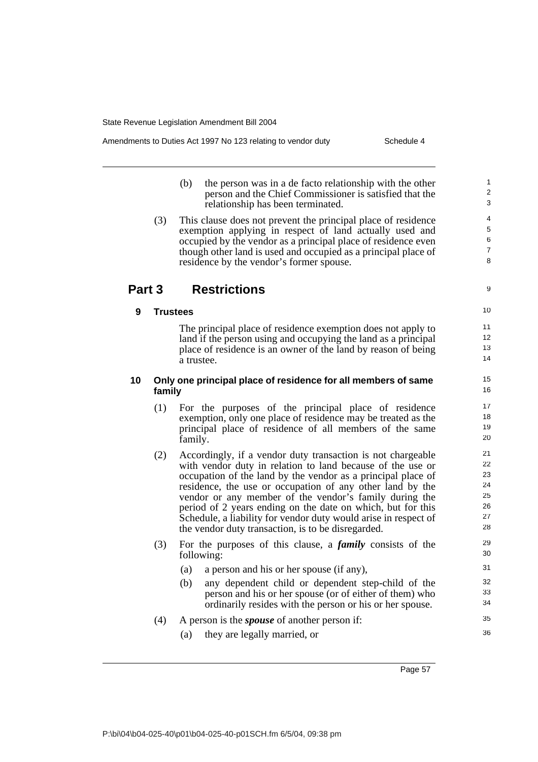(b) the person was in a de facto relationship with the other person and the Chief Commissioner is satisfied that the relationship has been terminated.

(3) This clause does not prevent the principal place of residence exemption applying in respect of land actually used and occupied by the vendor as a principal place of residence even though other land is used and occupied as a principal place of residence by the vendor's former spouse.

## Part 3 Restrictions

### 9 Trustees

The principal place of residence exemption does not apply to land if the person using and occupying the land as a principal place of residence is an owner of the land by reason of being a trustee.

### 10 Only one principal place of residence for all members of same family

(1) For the purposes of the principal place of residence exemption, only one place of residence may be treated as the principal place of residence of all members of the same family.

(2) Accordingly, if a vendor duty transaction is not chargeable with vendor duty in relation to land because of the use or occupation of the land by the vendor as a principal place of residence, the use or occupation of any other land by the vendor or any member of the vendor's family during the period of 2 years ending on the date on which, but for this Schedule, a liability for vendor duty would arise in respect of the vendor duty transaction, is to be disregarded.

(3) For the purposes of this clause, a ***family*** consists of the following:

(a) a person and his or her spouse (if any),

(b) any dependent child or dependent step-child of the person and his or her spouse (or of either of them) who ordinarily resides with the person or his or her spouse.

(4) A person is the ***spouse*** of another person if:

(a) they are legally married, or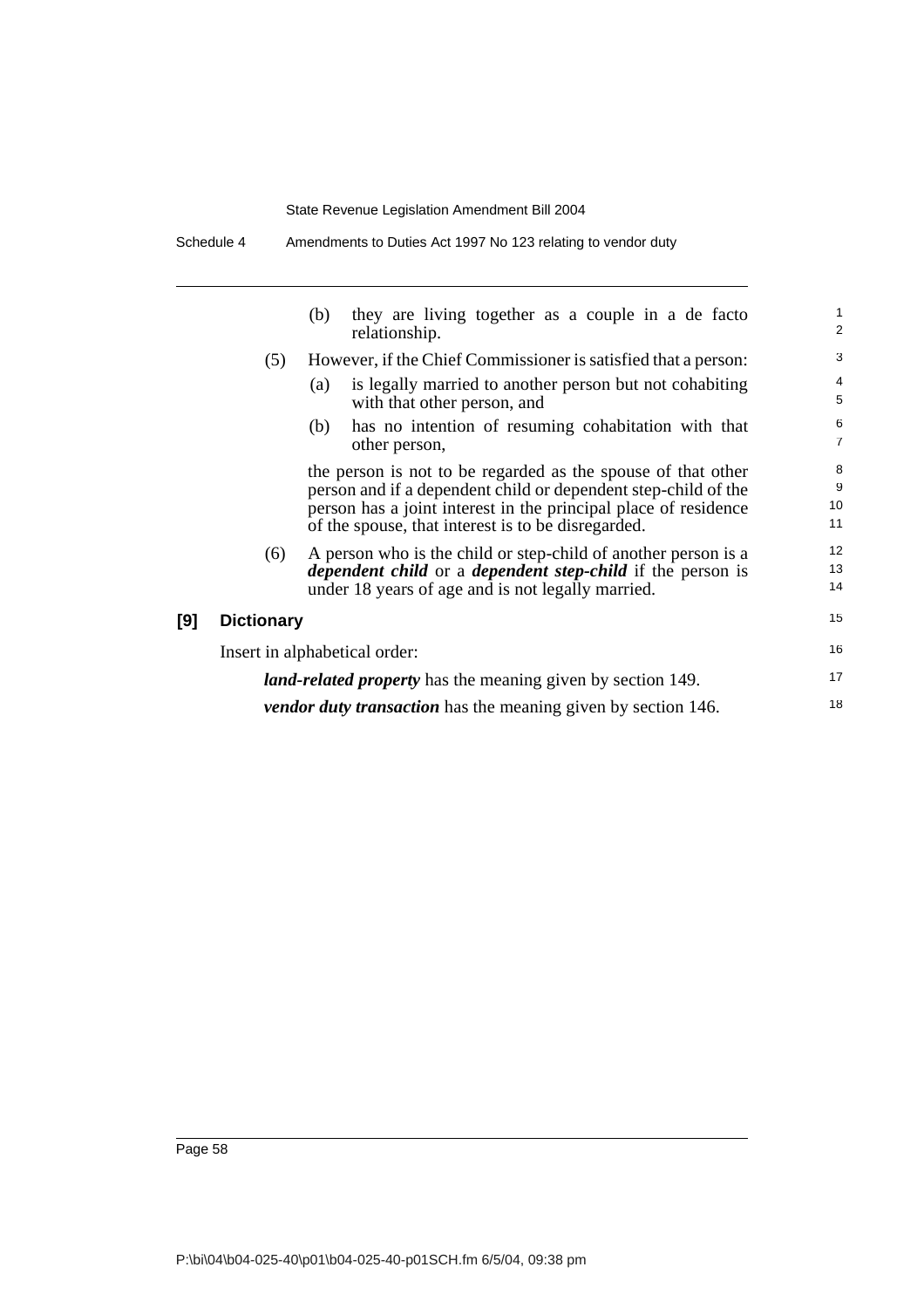(b) they are living together as a couple in a de facto relationship.

(5) However, if the Chief Commissioner is satisfied that a person:

(a) is legally married to another person but not cohabiting with that other person, and

(b) has no intention of resuming cohabitation with that other person,

the person is not to be regarded as the spouse of that other person and if a dependent child or dependent step-child of the person has a joint interest in the principal place of residence of the spouse, that interest is to be disregarded.

(6) A person who is the child or step-child of another person is a ***dependent child*** or a ***dependent step-child*** if the person is under 18 years of age and is not legally married.

**[9] Dictionary**

Insert in alphabetical order:

***land-related property*** has the meaning given by section 149.

***vendor duty transaction*** has the meaning given by section 146.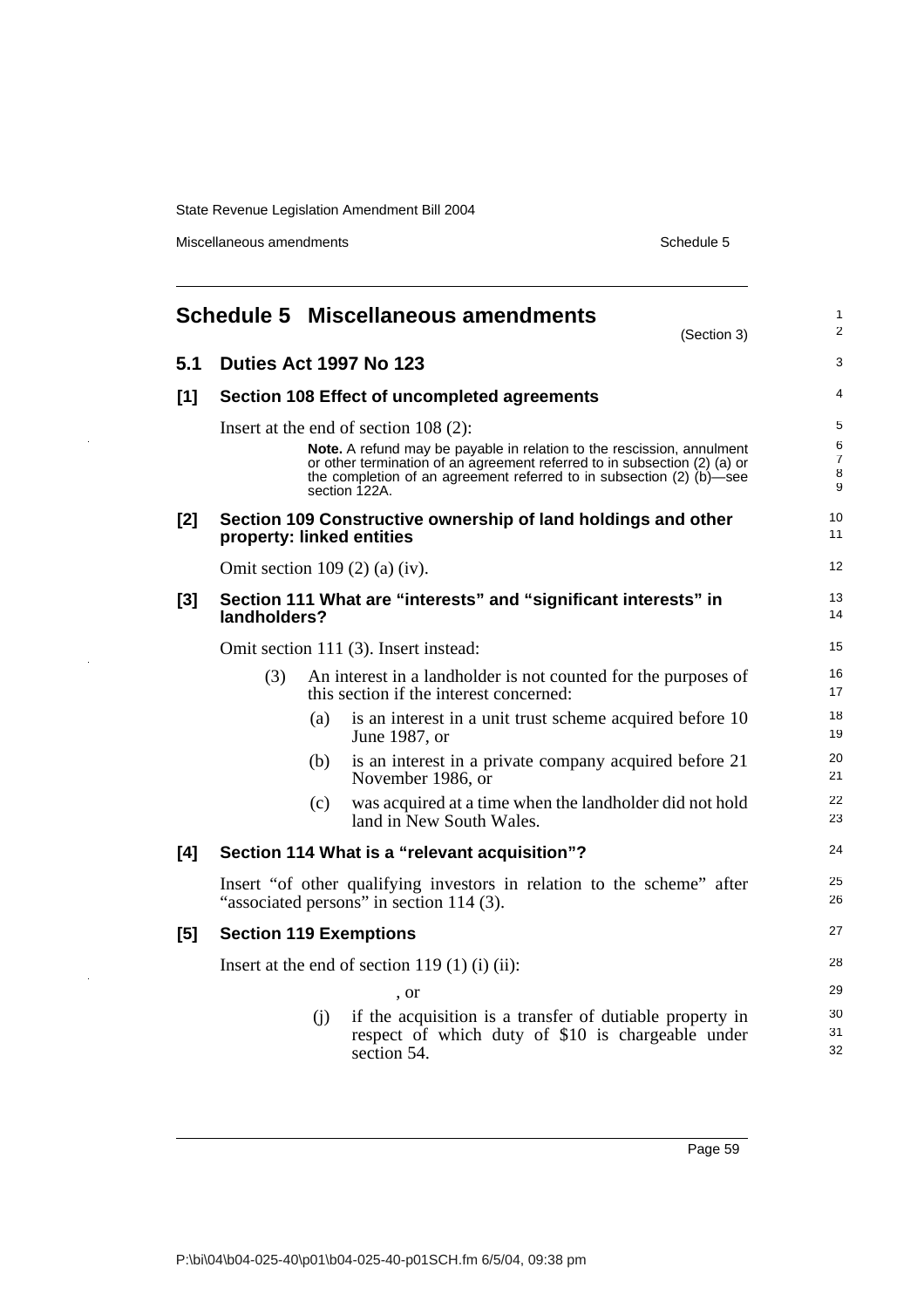# Schedule 5 Miscellaneous amendments

(Section 3)

## 5.1 Duties Act 1997 No 123

### [1] Section 108 Effect of uncompleted agreements

Insert at the end of section 108 (2):

**Note.** A refund may be payable in relation to the rescission, annulment or other termination of an agreement referred to in subsection (2) (a) or the completion of an agreement referred to in subsection (2) (b)—see section 122A.

### [2] Section 109 Constructive ownership of land holdings and other property: linked entities

Omit section 109 (2) (a) (iv).

### [3] Section 111 What are "interests" and "significant interests" in landholders?

Omit section 111 (3). Insert instead:

(3) An interest in a landholder is not counted for the purposes of this section if the interest concerned:

- (a) is an interest in a unit trust scheme acquired before 10 June 1987, or
- (b) is an interest in a private company acquired before 21 November 1986, or
- (c) was acquired at a time when the landholder did not hold land in New South Wales.

### [4] Section 114 What is a "relevant acquisition"?

Insert "of other qualifying investors in relation to the scheme" after "associated persons" in section 114 (3).

### [5] Section 119 Exemptions

Insert at the end of section 119 (1) (i) (ii):

, or

- (j) if the acquisition is a transfer of dutiable property in respect of which duty of $10 is chargeable under section 54.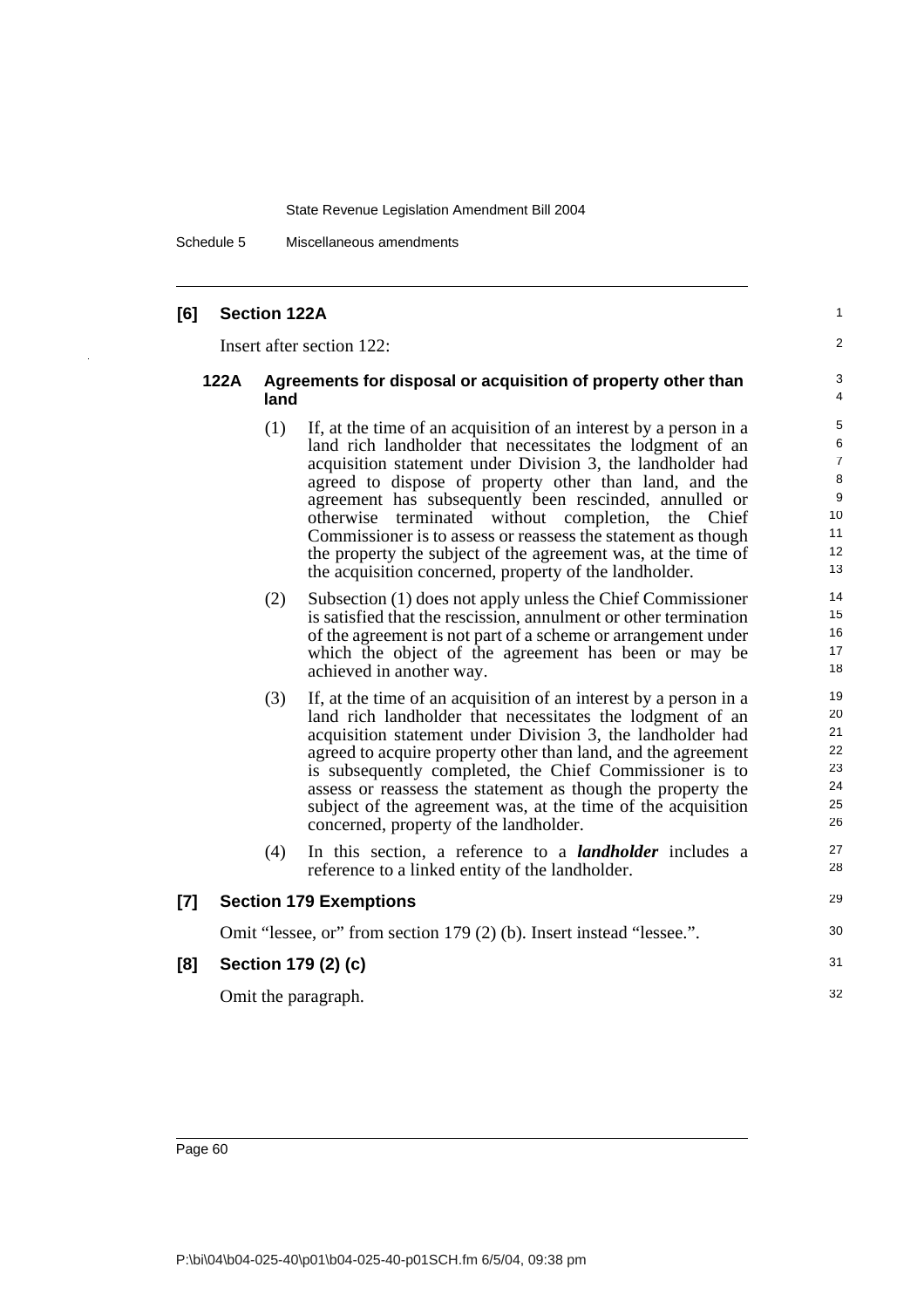## [6] Section 122A

Insert after section 122:

### 122A Agreements for disposal or acquisition of property other than land

(1) If, at the time of an acquisition of an interest by a person in a land rich landholder that necessitates the lodgment of an acquisition statement under Division 3, the landholder had agreed to dispose of property other than land, and the agreement has subsequently been rescinded, annulled or otherwise terminated without completion, the Chief Commissioner is to assess or reassess the statement as though the property the subject of the agreement was, at the time of the acquisition concerned, property of the landholder.

(2) Subsection (1) does not apply unless the Chief Commissioner is satisfied that the rescission, annulment or other termination of the agreement is not part of a scheme or arrangement under which the object of the agreement has been or may be achieved in another way.

(3) If, at the time of an acquisition of an interest by a person in a land rich landholder that necessitates the lodgment of an acquisition statement under Division 3, the landholder had agreed to acquire property other than land, and the agreement is subsequently completed, the Chief Commissioner is to assess or reassess the statement as though the property the subject of the agreement was, at the time of the acquisition concerned, property of the landholder.

(4) In this section, a reference to a ***landholder*** includes a reference to a linked entity of the landholder.

## [7] Section 179 Exemptions

Omit "lessee, or" from section 179 (2) (b). Insert instead "lessee.".

## [8] Section 179 (2) (c)

Omit the paragraph.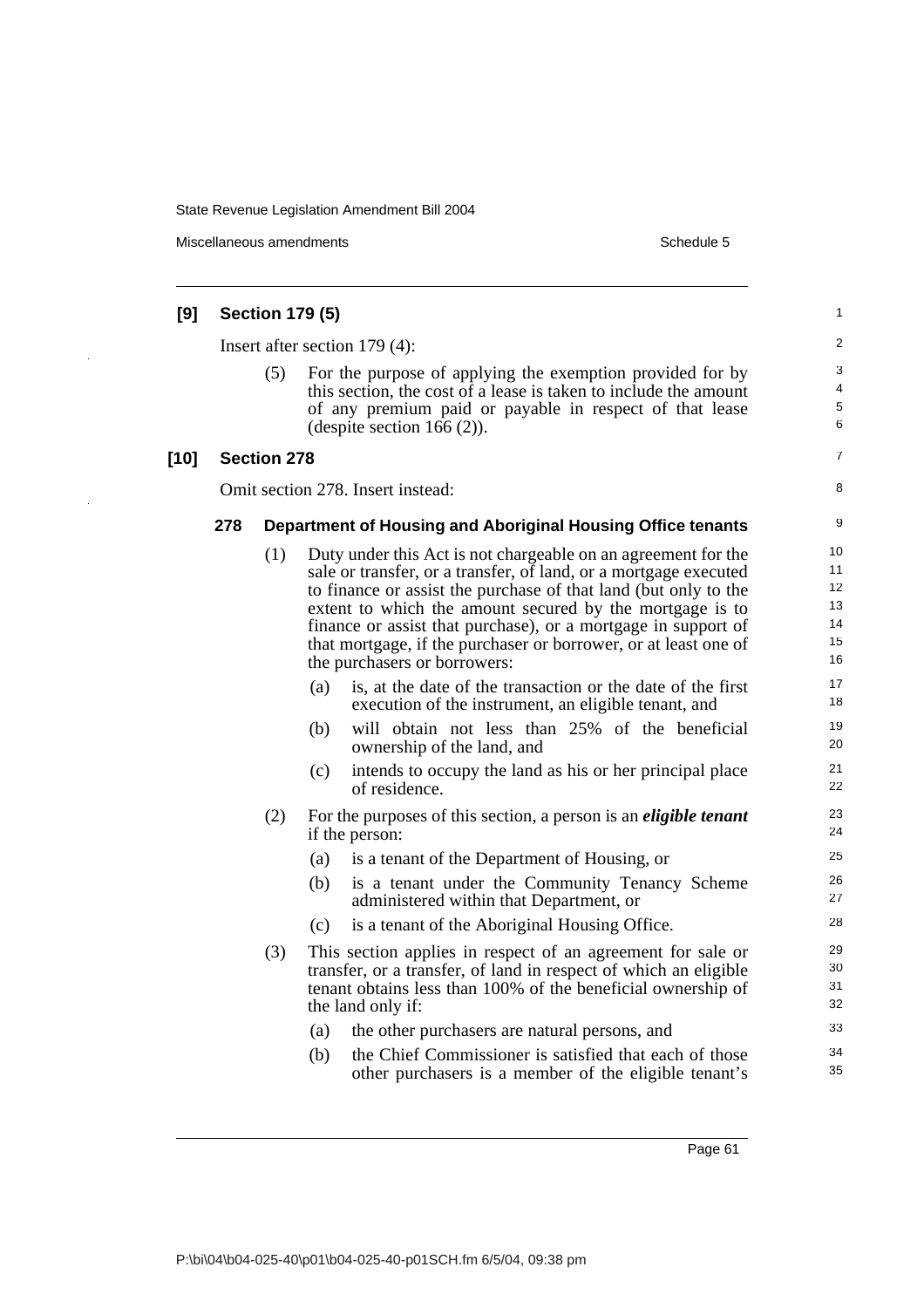**[9] Section 179 (5)**

Insert after section 179 (4):

(5) For the purpose of applying the exemption provided for by this section, the cost of a lease is taken to include the amount of any premium paid or payable in respect of that lease (despite section 166 (2)).

**[10] Section 278**

Omit section 278. Insert instead:

**278 Department of Housing and Aboriginal Housing Office tenants**

(1) Duty under this Act is not chargeable on an agreement for the sale or transfer, or a transfer, of land, or a mortgage executed to finance or assist the purchase of that land (but only to the extent to which the amount secured by the mortgage is to finance or assist that purchase), or a mortgage in support of that mortgage, if the purchaser or borrower, or at least one of the purchasers or borrowers:

(a) is, at the date of the transaction or the date of the first execution of the instrument, an eligible tenant, and

(b) will obtain not less than 25% of the beneficial ownership of the land, and

(c) intends to occupy the land as his or her principal place of residence.

(2) For the purposes of this section, a person is an ***eligible tenant*** if the person:

(a) is a tenant of the Department of Housing, or

(b) is a tenant under the Community Tenancy Scheme administered within that Department, or

(c) is a tenant of the Aboriginal Housing Office.

(3) This section applies in respect of an agreement for sale or transfer, or a transfer, of land in respect of which an eligible tenant obtains less than 100% of the beneficial ownership of the land only if:

(a) the other purchasers are natural persons, and

(b) the Chief Commissioner is satisfied that each of those other purchasers is a member of the eligible tenant's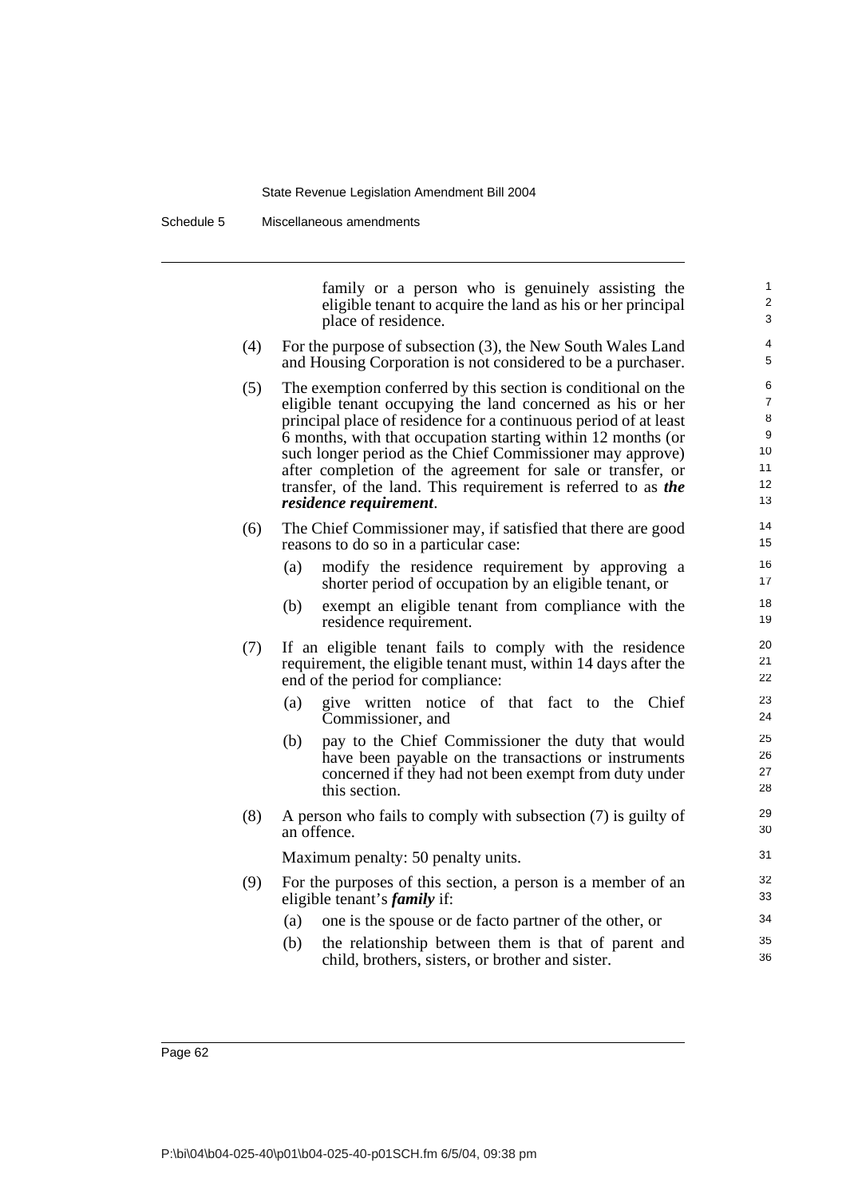family or a person who is genuinely assisting the eligible tenant to acquire the land as his or her principal place of residence.

(4) For the purpose of subsection (3), the New South Wales Land and Housing Corporation is not considered to be a purchaser.

(5) The exemption conferred by this section is conditional on the eligible tenant occupying the land concerned as his or her principal place of residence for a continuous period of at least 6 months, with that occupation starting within 12 months (or such longer period as the Chief Commissioner may approve) after completion of the agreement for sale or transfer, or transfer, of the land. This requirement is referred to as ***the residence requirement***.

(6) The Chief Commissioner may, if satisfied that there are good reasons to do so in a particular case:

(a) modify the residence requirement by approving a shorter period of occupation by an eligible tenant, or

(b) exempt an eligible tenant from compliance with the residence requirement.

(7) If an eligible tenant fails to comply with the residence requirement, the eligible tenant must, within 14 days after the end of the period for compliance:

(a) give written notice of that fact to the Chief Commissioner, and

(b) pay to the Chief Commissioner the duty that would have been payable on the transactions or instruments concerned if they had not been exempt from duty under this section.

(8) A person who fails to comply with subsection (7) is guilty of an offence.

Maximum penalty: 50 penalty units.

(9) For the purposes of this section, a person is a member of an eligible tenant's ***family*** if:

(a) one is the spouse or de facto partner of the other, or

(b) the relationship between them is that of parent and child, brothers, sisters, or brother and sister.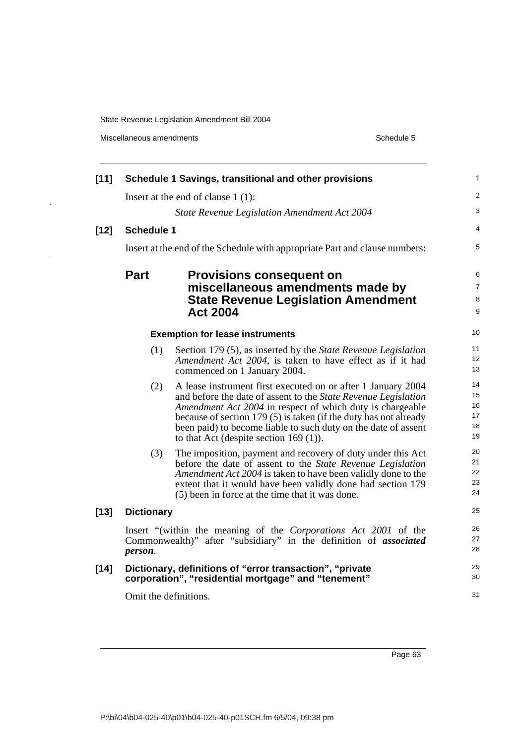**[11] Schedule 1 Savings, transitional and other provisions**

Insert at the end of clause 1 (1):

*State Revenue Legislation Amendment Act 2004*

**[12] Schedule 1**

Insert at the end of the Schedule with appropriate Part and clause numbers:

## Part Provisions consequent on miscellaneous amendments made by State Revenue Legislation Amendment Act 2004

**Exemption for lease instruments**

(1) Section 179 (5), as inserted by the *State Revenue Legislation Amendment Act 2004*, is taken to have effect as if it had commenced on 1 January 2004.

(2) A lease instrument first executed on or after 1 January 2004 and before the date of assent to the *State Revenue Legislation Amendment Act 2004* in respect of which duty is chargeable because of section 179 (5) is taken (if the duty has not already been paid) to become liable to such duty on the date of assent to that Act (despite section 169 (1)).

(3) The imposition, payment and recovery of duty under this Act before the date of assent to the *State Revenue Legislation Amendment Act 2004* is taken to have been validly done to the extent that it would have been validly done had section 179 (5) been in force at the time that it was done.

**[13] Dictionary**

Insert "(within the meaning of the *Corporations Act 2001* of the Commonwealth)" after "subsidiary" in the definition of ***associated person***.

**[14] Dictionary, definitions of "error transaction", "private corporation", "residential mortgage" and "tenement"**

Omit the definitions.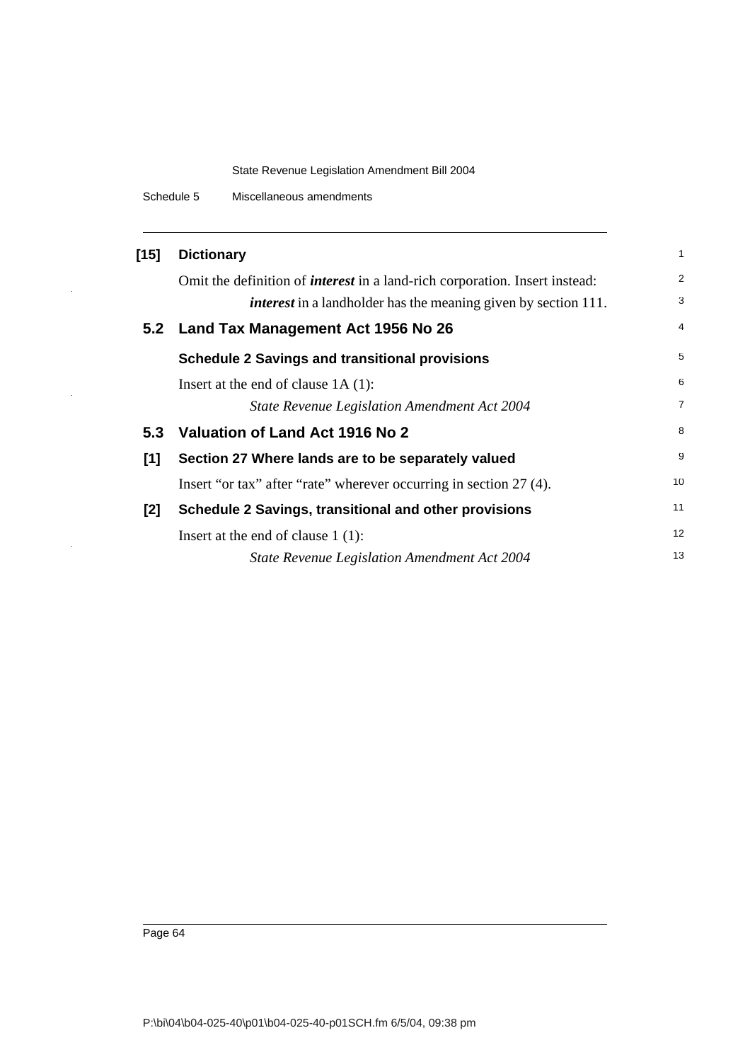**[15] Dictionary**

Omit the definition of ***interest*** in a land-rich corporation. Insert instead:

> ***interest*** in a landholder has the meaning given by section 111.

## 5.2 Land Tax Management Act 1956 No 26

**Schedule 2 Savings and transitional provisions**

Insert at the end of clause 1A (1):

> *State Revenue Legislation Amendment Act 2004*

## 5.3 Valuation of Land Act 1916 No 2

**[1] Section 27 Where lands are to be separately valued**

Insert "or tax" after "rate" wherever occurring in section 27 (4).

**[2] Schedule 2 Savings, transitional and other provisions**

Insert at the end of clause 1 (1):

> *State Revenue Legislation Amendment Act 2004*